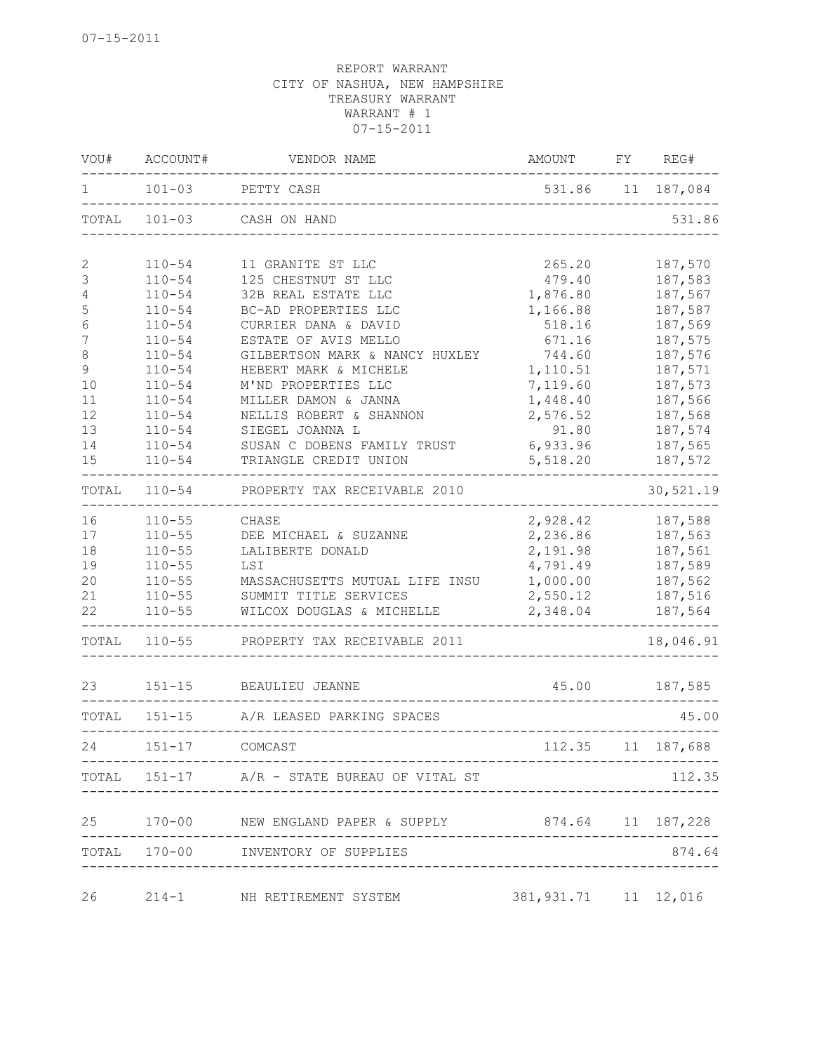07-15-2011

REPORT WARRANT
CITY OF NASHUA, NEW HAMPSHIRE
TREASURY WARRANT
WARRANT # 1
07-15-2011

| VOU# | ACCOUNT# | VENDOR NAME | AMOUNT | FY | REG# |
|---|---|---|---|---|---|
| 1 | 101-03 | PETTY CASH | 531.86 | 11 | 187,084 |
| TOTAL | 101-03 | CASH ON HAND | | | 531.86 |
| 2 | 110-54 | 11 GRANITE ST LLC | 265.20 | | 187,570 |
| 3 | 110-54 | 125 CHESTNUT ST LLC | 479.40 | | 187,583 |
| 4 | 110-54 | 32B REAL ESTATE LLC | 1,876.80 | | 187,567 |
| 5 | 110-54 | BC-AD PROPERTIES LLC | 1,166.88 | | 187,587 |
| 6 | 110-54 | CURRIER DANA & DAVID | 518.16 | | 187,569 |
| 7 | 110-54 | ESTATE OF AVIS MELLO | 671.16 | | 187,575 |
| 8 | 110-54 | GILBERTSON MARK & NANCY HUXLEY | 744.60 | | 187,576 |
| 9 | 110-54 | HEBERT MARK & MICHELE | 1,110.51 | | 187,571 |
| 10 | 110-54 | M'ND PROPERTIES LLC | 7,119.60 | | 187,573 |
| 11 | 110-54 | MILLER DAMON & JANNA | 1,448.40 | | 187,566 |
| 12 | 110-54 | NELLIS ROBERT & SHANNON | 2,576.52 | | 187,568 |
| 13 | 110-54 | SIEGEL JOANNA L | 91.80 | | 187,574 |
| 14 | 110-54 | SUSAN C DOBENS FAMILY TRUST | 6,933.96 | | 187,565 |
| 15 | 110-54 | TRIANGLE CREDIT UNION | 5,518.20 | | 187,572 |
| TOTAL | 110-54 | PROPERTY TAX RECEIVABLE 2010 | | | 30,521.19 |
| 16 | 110-55 | CHASE | 2,928.42 | | 187,588 |
| 17 | 110-55 | DEE MICHAEL & SUZANNE | 2,236.86 | | 187,563 |
| 18 | 110-55 | LALIBERTE DONALD | 2,191.98 | | 187,561 |
| 19 | 110-55 | LSI | 4,791.49 | | 187,589 |
| 20 | 110-55 | MASSACHUSETTS MUTUAL LIFE INSU | 1,000.00 | | 187,562 |
| 21 | 110-55 | SUMMIT TITLE SERVICES | 2,550.12 | | 187,516 |
| 22 | 110-55 | WILCOX DOUGLAS & MICHELLE | 2,348.04 | | 187,564 |
| TOTAL | 110-55 | PROPERTY TAX RECEIVABLE 2011 | | | 18,046.91 |
| 23 | 151-15 | BEAULIEU JEANNE | 45.00 | | 187,585 |
| TOTAL | 151-15 | A/R LEASED PARKING SPACES | | | 45.00 |
| 24 | 151-17 | COMCAST | 112.35 | 11 | 187,688 |
| TOTAL | 151-17 | A/R - STATE BUREAU OF VITAL ST | | | 112.35 |
| 25 | 170-00 | NEW ENGLAND PAPER & SUPPLY | 874.64 | 11 | 187,228 |
| TOTAL | 170-00 | INVENTORY OF SUPPLIES | | | 874.64 |
| 26 | 214-1 | NH RETIREMENT SYSTEM | 381,931.71 | 11 | 12,016 |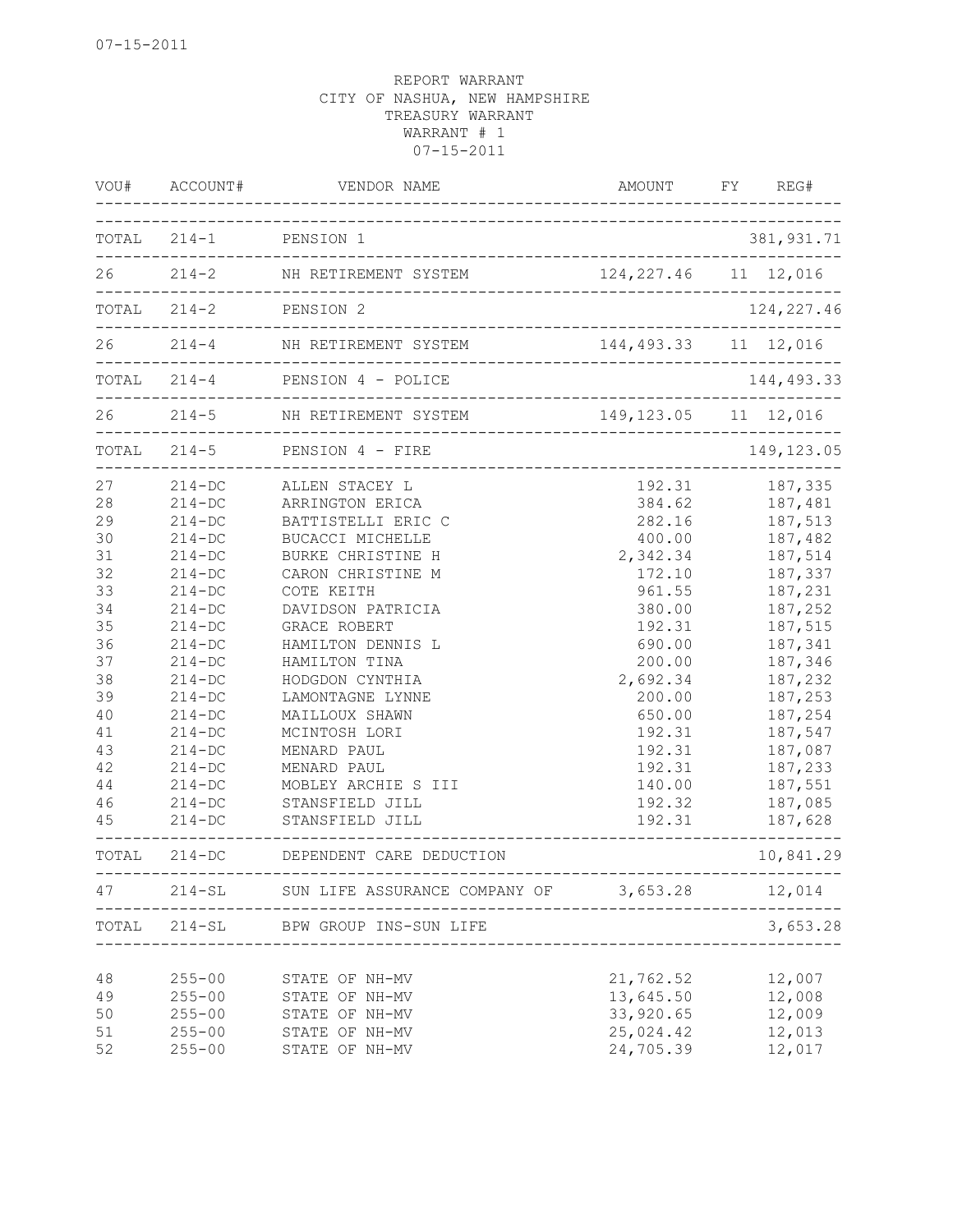07-15-2011

REPORT WARRANT
CITY OF NASHUA, NEW HAMPSHIRE
TREASURY WARRANT
WARRANT # 1
07-15-2011

| VOU# | ACCOUNT# | VENDOR NAME | AMOUNT | FY | REG# |
|---|---|---|---|---|---|
| TOTAL | 214-1 | PENSION 1 | | | 381,931.71 |
| 26 | 214-2 | NH RETIREMENT SYSTEM | 124,227.46 | 11 | 12,016 |
| TOTAL | 214-2 | PENSION 2 | | | 124,227.46 |
| 26 | 214-4 | NH RETIREMENT SYSTEM | 144,493.33 | 11 | 12,016 |
| TOTAL | 214-4 | PENSION 4 - POLICE | | | 144,493.33 |
| 26 | 214-5 | NH RETIREMENT SYSTEM | 149,123.05 | 11 | 12,016 |
| TOTAL | 214-5 | PENSION 4 - FIRE | | | 149,123.05 |
| 27 | 214-DC | ALLEN STACEY L | 192.31 | | 187,335 |
| 28 | 214-DC | ARRINGTON ERICA | 384.62 | | 187,481 |
| 29 | 214-DC | BATTISTELLI ERIC C | 282.16 | | 187,513 |
| 30 | 214-DC | BUCACCI MICHELLE | 400.00 | | 187,482 |
| 31 | 214-DC | BURKE CHRISTINE H | 2,342.34 | | 187,514 |
| 32 | 214-DC | CARON CHRISTINE M | 172.10 | | 187,337 |
| 33 | 214-DC | COTE KEITH | 961.55 | | 187,231 |
| 34 | 214-DC | DAVIDSON PATRICIA | 380.00 | | 187,252 |
| 35 | 214-DC | GRACE ROBERT | 192.31 | | 187,515 |
| 36 | 214-DC | HAMILTON DENNIS L | 690.00 | | 187,341 |
| 37 | 214-DC | HAMILTON TINA | 200.00 | | 187,346 |
| 38 | 214-DC | HODGDON CYNTHIA | 2,692.34 | | 187,232 |
| 39 | 214-DC | LAMONTAGNE LYNNE | 200.00 | | 187,253 |
| 40 | 214-DC | MAILLOUX SHAWN | 650.00 | | 187,254 |
| 41 | 214-DC | MCINTOSH LORI | 192.31 | | 187,547 |
| 43 | 214-DC | MENARD PAUL | 192.31 | | 187,087 |
| 42 | 214-DC | MENARD PAUL | 192.31 | | 187,233 |
| 44 | 214-DC | MOBLEY ARCHIE S III | 140.00 | | 187,551 |
| 46 | 214-DC | STANSFIELD JILL | 192.32 | | 187,085 |
| 45 | 214-DC | STANSFIELD JILL | 192.31 | | 187,628 |
| TOTAL | 214-DC | DEPENDENT CARE DEDUCTION | | | 10,841.29 |
| 47 | 214-SL | SUN LIFE ASSURANCE COMPANY OF | 3,653.28 | | 12,014 |
| TOTAL | 214-SL | BPW GROUP INS-SUN LIFE | | | 3,653.28 |
| 48 | 255-00 | STATE OF NH-MV | 21,762.52 | | 12,007 |
| 49 | 255-00 | STATE OF NH-MV | 13,645.50 | | 12,008 |
| 50 | 255-00 | STATE OF NH-MV | 33,920.65 | | 12,009 |
| 51 | 255-00 | STATE OF NH-MV | 25,024.42 | | 12,013 |
| 52 | 255-00 | STATE OF NH-MV | 24,705.39 | | 12,017 |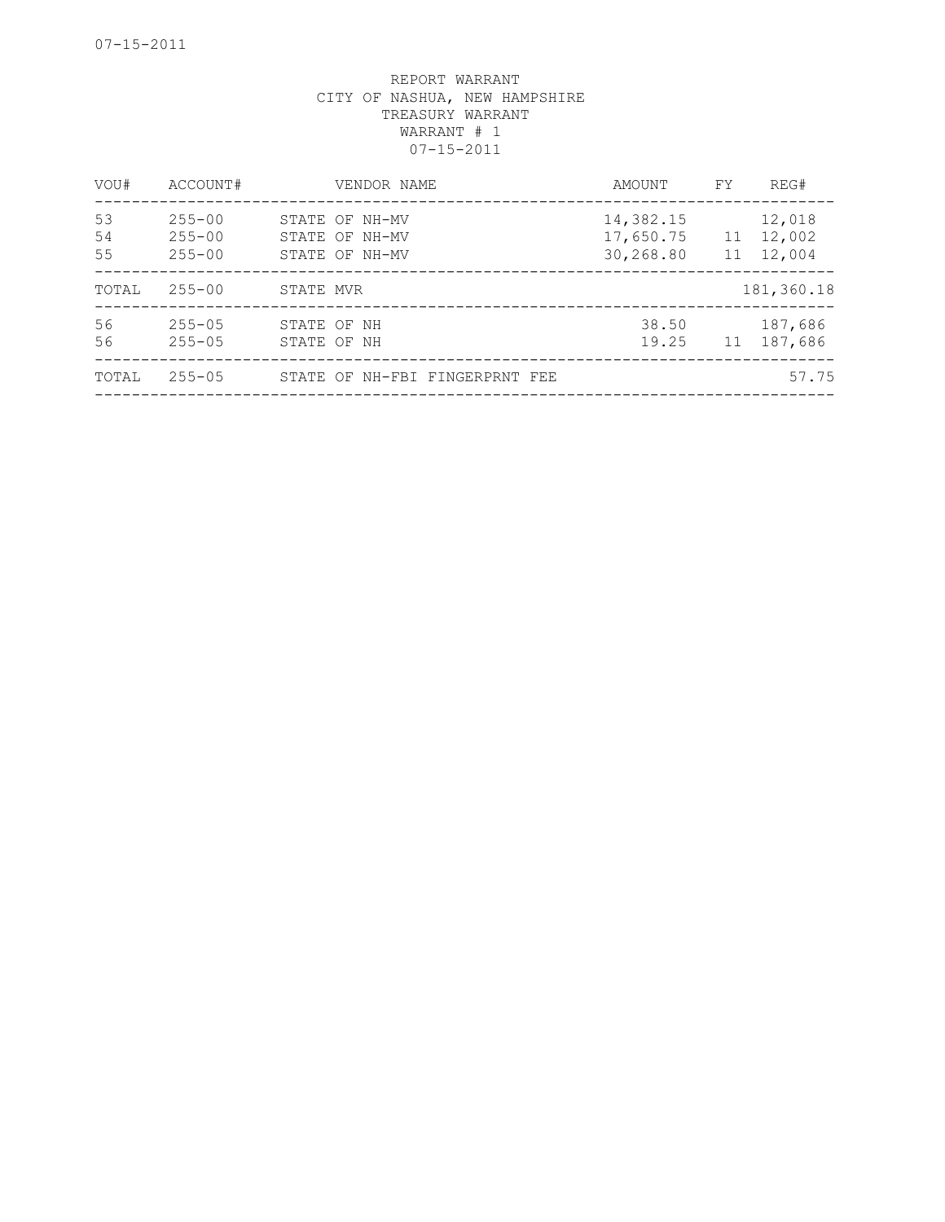REPORT WARRANT
CITY OF NASHUA, NEW HAMPSHIRE
TREASURY WARRANT
WARRANT # 1
07-15-2011

| VOU# | ACCOUNT# | VENDOR NAME | AMOUNT | FY | REG# |
|---|---|---|---|---|---|
| 53 | 255-00 | STATE OF NH-MV | 14,382.15 | | 12,018 |
| 54 | 255-00 | STATE OF NH-MV | 17,650.75 | 11 | 12,002 |
| 55 | 255-00 | STATE OF NH-MV | 30,268.80 | 11 | 12,004 |
| TOTAL | 255-00 | STATE MVR | | | 181,360.18 |
| 56 | 255-05 | STATE OF NH | 38.50 | | 187,686 |
| 56 | 255-05 | STATE OF NH | 19.25 | 11 | 187,686 |
| TOTAL | 255-05 | STATE OF NH-FBI FINGERPRNT FEE | | | 57.75 |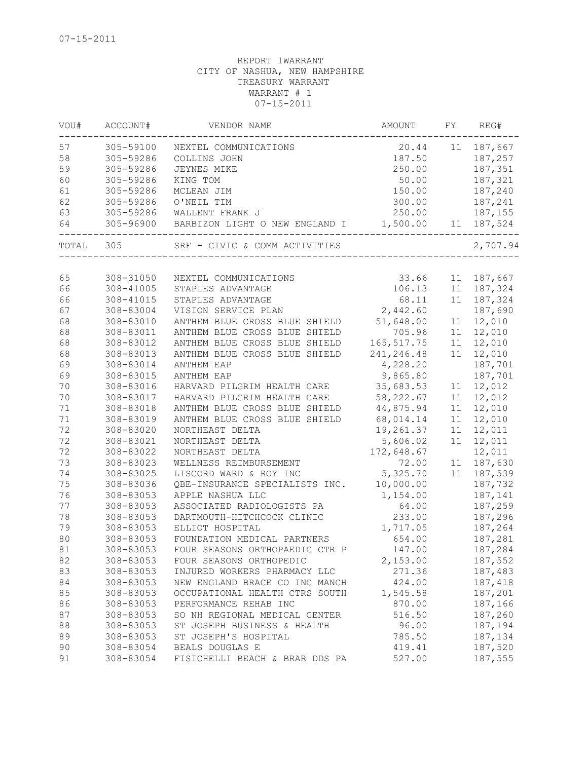07-15-2011

REPORT 1WARRANT
CITY OF NASHUA, NEW HAMPSHIRE
TREASURY WARRANT
WARRANT # 1
07-15-2011

| VOU# | ACCOUNT# | VENDOR NAME | AMOUNT | FY | REG# |
|---|---|---|---|---|---|
| 57 | 305-59100 | NEXTEL COMMUNICATIONS | 20.44 | 11 | 187,667 |
| 58 | 305-59286 | COLLINS JOHN | 187.50 | | 187,257 |
| 59 | 305-59286 | JEYNES MIKE | 250.00 | | 187,351 |
| 60 | 305-59286 | KING TOM | 50.00 | | 187,321 |
| 61 | 305-59286 | MCLEAN JIM | 150.00 | | 187,240 |
| 62 | 305-59286 | O'NEIL TIM | 300.00 | | 187,241 |
| 63 | 305-59286 | WALLENT FRANK J | 250.00 | | 187,155 |
| 64 | 305-96900 | BARBIZON LIGHT O NEW ENGLAND I | 1,500.00 | 11 | 187,524 |
| TOTAL | 305 | SRF - CIVIC & COMM ACTIVITIES | | | 2,707.94 |

| VOU# | ACCOUNT# | VENDOR NAME | AMOUNT | FY | REG# |
|---|---|---|---|---|---|
| 65 | 308-31050 | NEXTEL COMMUNICATIONS | 33.66 | 11 | 187,667 |
| 66 | 308-41005 | STAPLES ADVANTAGE | 106.13 | 11 | 187,324 |
| 66 | 308-41015 | STAPLES ADVANTAGE | 68.11 | 11 | 187,324 |
| 67 | 308-83004 | VISION SERVICE PLAN | 2,442.60 | | 187,690 |
| 68 | 308-83010 | ANTHEM BLUE CROSS BLUE SHIELD | 51,648.00 | 11 | 12,010 |
| 68 | 308-83011 | ANTHEM BLUE CROSS BLUE SHIELD | 705.96 | 11 | 12,010 |
| 68 | 308-83012 | ANTHEM BLUE CROSS BLUE SHIELD | 165,517.75 | 11 | 12,010 |
| 68 | 308-83013 | ANTHEM BLUE CROSS BLUE SHIELD | 241,246.48 | 11 | 12,010 |
| 69 | 308-83014 | ANTHEM EAP | 4,228.20 | | 187,701 |
| 69 | 308-83015 | ANTHEM EAP | 9,865.80 | | 187,701 |
| 70 | 308-83016 | HARVARD PILGRIM HEALTH CARE | 35,683.53 | 11 | 12,012 |
| 70 | 308-83017 | HARVARD PILGRIM HEALTH CARE | 58,222.67 | 11 | 12,012 |
| 71 | 308-83018 | ANTHEM BLUE CROSS BLUE SHIELD | 44,875.94 | 11 | 12,010 |
| 71 | 308-83019 | ANTHEM BLUE CROSS BLUE SHIELD | 68,014.14 | 11 | 12,010 |
| 72 | 308-83020 | NORTHEAST DELTA | 19,261.37 | 11 | 12,011 |
| 72 | 308-83021 | NORTHEAST DELTA | 5,606.02 | 11 | 12,011 |
| 72 | 308-83022 | NORTHEAST DELTA | 172,648.67 | | 12,011 |
| 73 | 308-83023 | WELLNESS REIMBURSEMENT | 72.00 | 11 | 187,630 |
| 74 | 308-83025 | LISCORD WARD & ROY INC | 5,325.70 | 11 | 187,539 |
| 75 | 308-83036 | QBE-INSURANCE SPECIALISTS INC. | 10,000.00 | | 187,732 |
| 76 | 308-83053 | APPLE NASHUA LLC | 1,154.00 | | 187,141 |
| 77 | 308-83053 | ASSOCIATED RADIOLOGISTS PA | 64.00 | | 187,259 |
| 78 | 308-83053 | DARTMOUTH-HITCHCOCK CLINIC | 233.00 | | 187,296 |
| 79 | 308-83053 | ELLIOT HOSPITAL | 1,717.05 | | 187,264 |
| 80 | 308-83053 | FOUNDATION MEDICAL PARTNERS | 654.00 | | 187,281 |
| 81 | 308-83053 | FOUR SEASONS ORTHOPAEDIC CTR P | 147.00 | | 187,284 |
| 82 | 308-83053 | FOUR SEASONS ORTHOPEDIC | 2,153.00 | | 187,552 |
| 83 | 308-83053 | INJURED WORKERS PHARMACY LLC | 271.36 | | 187,483 |
| 84 | 308-83053 | NEW ENGLAND BRACE CO INC MANCH | 424.00 | | 187,418 |
| 85 | 308-83053 | OCCUPATIONAL HEALTH CTRS SOUTH | 1,545.58 | | 187,201 |
| 86 | 308-83053 | PERFORMANCE REHAB INC | 870.00 | | 187,166 |
| 87 | 308-83053 | SO NH REGIONAL MEDICAL CENTER | 516.50 | | 187,260 |
| 88 | 308-83053 | ST JOSEPH BUSINESS & HEALTH | 96.00 | | 187,194 |
| 89 | 308-83053 | ST JOSEPH'S HOSPITAL | 785.50 | | 187,134 |
| 90 | 308-83054 | BEALS DOUGLAS E | 419.41 | | 187,520 |
| 91 | 308-83054 | FISICHELLI BEACH & BRAR DDS PA | 527.00 | | 187,555 |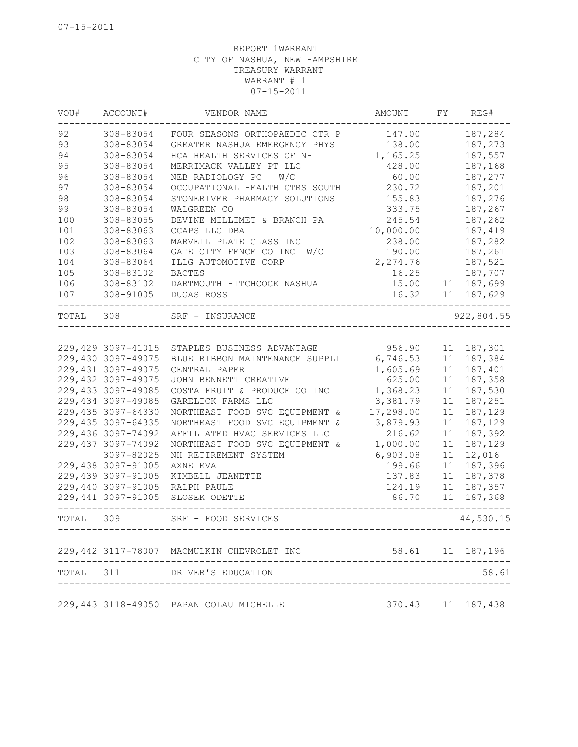07-15-2011

REPORT 1WARRANT
CITY OF NASHUA, NEW HAMPSHIRE
TREASURY WARRANT
WARRANT # 1
07-15-2011

| VOU# | ACCOUNT# | VENDOR NAME | AMOUNT | FY | REG# |
|---|---|---|---|---|---|
| 92 | 308-83054 | FOUR SEASONS ORTHOPAEDIC CTR P | 147.00 | | 187,284 |
| 93 | 308-83054 | GREATER NASHUA EMERGENCY PHYS | 138.00 | | 187,273 |
| 94 | 308-83054 | HCA HEALTH SERVICES OF NH | 1,165.25 | | 187,557 |
| 95 | 308-83054 | MERRIMACK VALLEY PT LLC | 428.00 | | 187,168 |
| 96 | 308-83054 | NEB RADIOLOGY PC W/C | 60.00 | | 187,277 |
| 97 | 308-83054 | OCCUPATIONAL HEALTH CTRS SOUTH | 230.72 | | 187,201 |
| 98 | 308-83054 | STONERIVER PHARMACY SOLUTIONS | 155.83 | | 187,276 |
| 99 | 308-83054 | WALGREEN CO | 333.75 | | 187,267 |
| 100 | 308-83055 | DEVINE MILLIMET & BRANCH PA | 245.54 | | 187,262 |
| 101 | 308-83063 | CCAPS LLC DBA | 10,000.00 | | 187,419 |
| 102 | 308-83063 | MARVELL PLATE GLASS INC | 238.00 | | 187,282 |
| 103 | 308-83064 | GATE CITY FENCE CO INC W/C | 190.00 | | 187,261 |
| 104 | 308-83064 | ILLG AUTOMOTIVE CORP | 2,274.76 | | 187,521 |
| 105 | 308-83102 | BACTES | 16.25 | | 187,707 |
| 106 | 308-83102 | DARTMOUTH HITCHCOCK NASHUA | 15.00 | 11 | 187,699 |
| 107 | 308-91005 | DUGAS ROSS | 16.32 | 11 | 187,629 |
| TOTAL | 308 | SRF - INSURANCE | | | 922,804.55 |
| 229,429 | 3097-41015 | STAPLES BUSINESS ADVANTAGE | 956.90 | 11 | 187,301 |
| 229,430 | 3097-49075 | BLUE RIBBON MAINTENANCE SUPPLI | 6,746.53 | 11 | 187,384 |
| 229,431 | 3097-49075 | CENTRAL PAPER | 1,605.69 | 11 | 187,401 |
| 229,432 | 3097-49075 | JOHN BENNETT CREATIVE | 625.00 | 11 | 187,358 |
| 229,433 | 3097-49085 | COSTA FRUIT & PRODUCE CO INC | 1,368.23 | 11 | 187,530 |
| 229,434 | 3097-49085 | GARELICK FARMS LLC | 3,381.79 | 11 | 187,251 |
| 229,435 | 3097-64330 | NORTHEAST FOOD SVC EQUIPMENT & | 17,298.00 | 11 | 187,129 |
| 229,435 | 3097-64335 | NORTHEAST FOOD SVC EQUIPMENT & | 3,879.93 | 11 | 187,129 |
| 229,436 | 3097-74092 | AFFILIATED HVAC SERVICES LLC | 216.62 | 11 | 187,392 |
| 229,437 | 3097-74092 | NORTHEAST FOOD SVC EQUIPMENT & | 1,000.00 | 11 | 187,129 |
| | 3097-82025 | NH RETIREMENT SYSTEM | 6,903.08 | 11 | 12,016 |
| 229,438 | 3097-91005 | AXNE EVA | 199.66 | 11 | 187,396 |
| 229,439 | 3097-91005 | KIMBELL JEANETTE | 137.83 | 11 | 187,378 |
| 229,440 | 3097-91005 | RALPH PAULE | 124.19 | 11 | 187,357 |
| 229,441 | 3097-91005 | SLOSEK ODETTE | 86.70 | 11 | 187,368 |
| TOTAL | 309 | SRF - FOOD SERVICES | | | 44,530.15 |
| 229,442 | 3117-78007 | MACMULKIN CHEVROLET INC | 58.61 | 11 | 187,196 |
| TOTAL | 311 | DRIVER'S EDUCATION | | | 58.61 |
| 229,443 | 3118-49050 | PAPANICOLAU MICHELLE | 370.43 | 11 | 187,438 |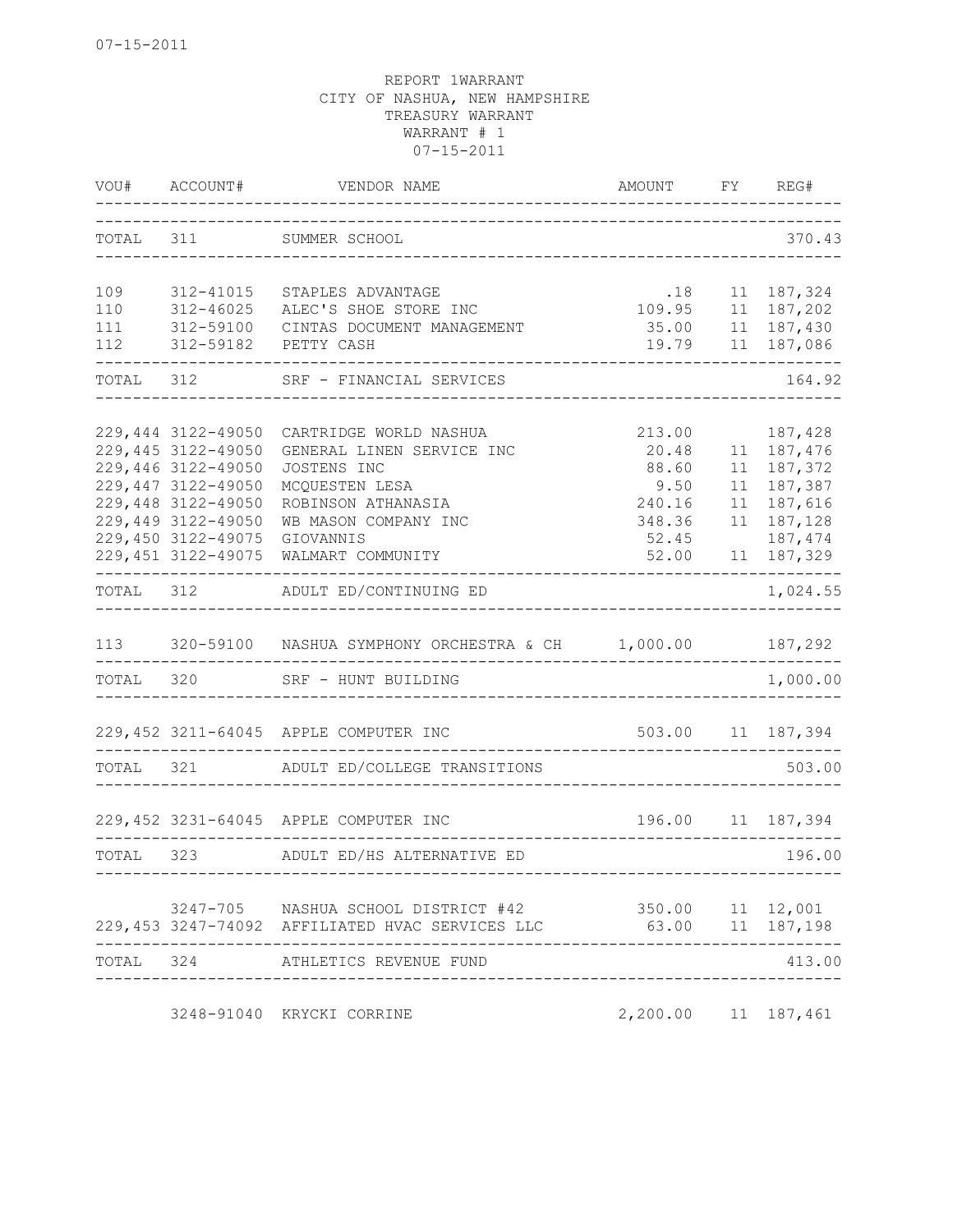07-15-2011

REPORT 1WARRANT
CITY OF NASHUA, NEW HAMPSHIRE
TREASURY WARRANT
WARRANT # 1
07-15-2011

| VOU# | ACCOUNT# | VENDOR NAME | AMOUNT | FY | REG# |
|---|---|---|---|---|---|
| TOTAL | 311 | SUMMER SCHOOL | | | 370.43 |
| 109 | 312-41015 | STAPLES ADVANTAGE | .18 | 11 | 187,324 |
| 110 | 312-46025 | ALEC'S SHOE STORE INC | 109.95 | 11 | 187,202 |
| 111 | 312-59100 | CINTAS DOCUMENT MANAGEMENT | 35.00 | 11 | 187,430 |
| 112 | 312-59182 | PETTY CASH | 19.79 | 11 | 187,086 |
| TOTAL | 312 | SRF - FINANCIAL SERVICES | | | 164.92 |
| 229,444 | 3122-49050 | CARTRIDGE WORLD NASHUA | 213.00 | | 187,428 |
| 229,445 | 3122-49050 | GENERAL LINEN SERVICE INC | 20.48 | 11 | 187,476 |
| 229,446 | 3122-49050 | JOSTENS INC | 88.60 | 11 | 187,372 |
| 229,447 | 3122-49050 | MCQUESTEN LESA | 9.50 | 11 | 187,387 |
| 229,448 | 3122-49050 | ROBINSON ATHANASIA | 240.16 | 11 | 187,616 |
| 229,449 | 3122-49050 | WB MASON COMPANY INC | 348.36 | 11 | 187,128 |
| 229,450 | 3122-49075 | GIOVANNIS | 52.45 | | 187,474 |
| 229,451 | 3122-49075 | WALMART COMMUNITY | 52.00 | 11 | 187,329 |
| TOTAL | 312 | ADULT ED/CONTINUING ED | | | 1,024.55 |
| 113 | 320-59100 | NASHUA SYMPHONY ORCHESTRA & CH | 1,000.00 | | 187,292 |
| TOTAL | 320 | SRF - HUNT BUILDING | | | 1,000.00 |
| 229,452 | 3211-64045 | APPLE COMPUTER INC | 503.00 | 11 | 187,394 |
| TOTAL | 321 | ADULT ED/COLLEGE TRANSITIONS | | | 503.00 |
| 229,452 | 3231-64045 | APPLE COMPUTER INC | 196.00 | 11 | 187,394 |
| TOTAL | 323 | ADULT ED/HS ALTERNATIVE ED | | | 196.00 |
| | 3247-705 | NASHUA SCHOOL DISTRICT #42 | 350.00 | 11 | 12,001 |
| 229,453 | 3247-74092 | AFFILIATED HVAC SERVICES LLC | 63.00 | 11 | 187,198 |
| TOTAL | 324 | ATHLETICS REVENUE FUND | | | 413.00 |
| | 3248-91040 | KRYCKI CORRINE | 2,200.00 | 11 | 187,461 |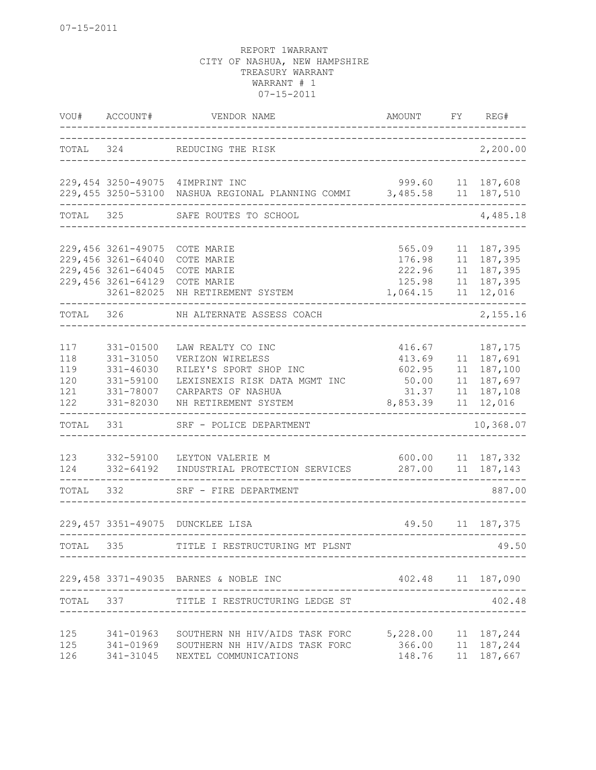07-15-2011

REPORT 1WARRANT
CITY OF NASHUA, NEW HAMPSHIRE
TREASURY WARRANT
WARRANT # 1
07-15-2011

| VOU# | ACCOUNT# | VENDOR NAME | AMOUNT | FY | REG# |
|---|---|---|---|---|---|
| TOTAL | 324 | REDUCING THE RISK | | | 2,200.00 |
| 229,454 | 3250-49075 | 4IMPRINT INC | 999.60 | 11 | 187,608 |
| 229,455 | 3250-53100 | NASHUA REGIONAL PLANNING COMMI | 3,485.58 | 11 | 187,510 |
| TOTAL | 325 | SAFE ROUTES TO SCHOOL | | | 4,485.18 |
| 229,456 | 3261-49075 | COTE MARIE | 565.09 | 11 | 187,395 |
| 229,456 | 3261-64040 | COTE MARIE | 176.98 | 11 | 187,395 |
| 229,456 | 3261-64045 | COTE MARIE | 222.96 | 11 | 187,395 |
| 229,456 | 3261-64129 | COTE MARIE | 125.98 | 11 | 187,395 |
| | 3261-82025 | NH RETIREMENT SYSTEM | 1,064.15 | 11 | 12,016 |
| TOTAL | 326 | NH ALTERNATE ASSESS COACH | | | 2,155.16 |
| 117 | 331-01500 | LAW REALTY CO INC | 416.67 | | 187,175 |
| 118 | 331-31050 | VERIZON WIRELESS | 413.69 | 11 | 187,691 |
| 119 | 331-46030 | RILEY'S SPORT SHOP INC | 602.95 | 11 | 187,100 |
| 120 | 331-59100 | LEXISNEXIS RISK DATA MGMT INC | 50.00 | 11 | 187,697 |
| 121 | 331-78007 | CARPARTS OF NASHUA | 31.37 | 11 | 187,108 |
| 122 | 331-82030 | NH RETIREMENT SYSTEM | 8,853.39 | 11 | 12,016 |
| TOTAL | 331 | SRF - POLICE DEPARTMENT | | | 10,368.07 |
| 123 | 332-59100 | LEYTON VALERIE M | 600.00 | 11 | 187,332 |
| 124 | 332-64192 | INDUSTRIAL PROTECTION SERVICES | 287.00 | 11 | 187,143 |
| TOTAL | 332 | SRF - FIRE DEPARTMENT | | | 887.00 |
| 229,457 | 3351-49075 | DUNCKLEE LISA | 49.50 | 11 | 187,375 |
| TOTAL | 335 | TITLE I RESTRUCTURING MT PLSNT | | | 49.50 |
| 229,458 | 3371-49035 | BARNES & NOBLE INC | 402.48 | 11 | 187,090 |
| TOTAL | 337 | TITLE I RESTRUCTURING LEDGE ST | | | 402.48 |
| 125 | 341-01963 | SOUTHERN NH HIV/AIDS TASK FORC | 5,228.00 | 11 | 187,244 |
| 125 | 341-01969 | SOUTHERN NH HIV/AIDS TASK FORC | 366.00 | 11 | 187,244 |
| 126 | 341-31045 | NEXTEL COMMUNICATIONS | 148.76 | 11 | 187,667 |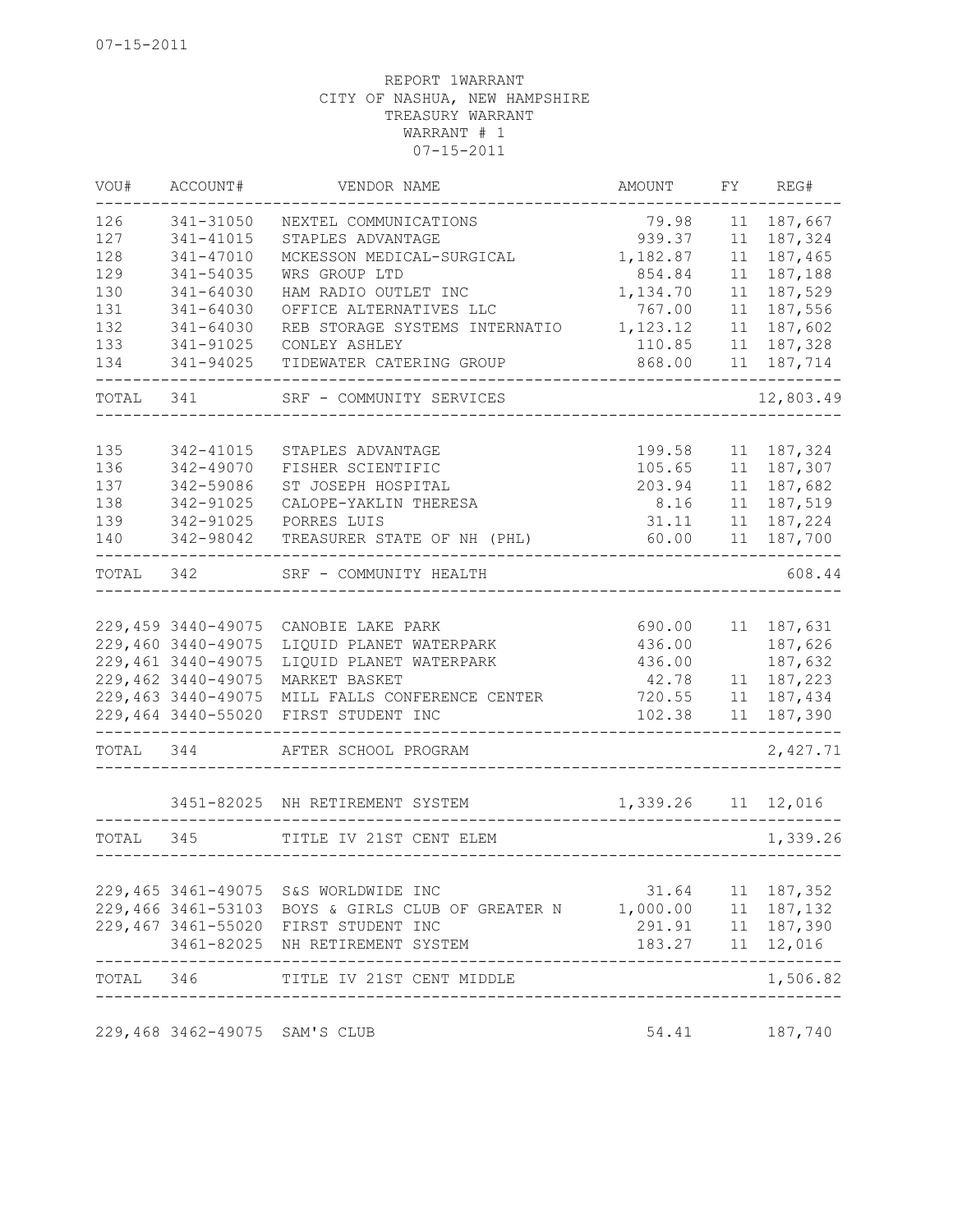07-15-2011

REPORT 1WARRANT
CITY OF NASHUA, NEW HAMPSHIRE
TREASURY WARRANT
WARRANT # 1
07-15-2011

| VOU# | ACCOUNT# | VENDOR NAME | AMOUNT | FY | REG# |
|---|---|---|---|---|---|
| 126 | 341-31050 | NEXTEL COMMUNICATIONS | 79.98 | 11 | 187,667 |
| 127 | 341-41015 | STAPLES ADVANTAGE | 939.37 | 11 | 187,324 |
| 128 | 341-47010 | MCKESSON MEDICAL-SURGICAL | 1,182.87 | 11 | 187,465 |
| 129 | 341-54035 | WRS GROUP LTD | 854.84 | 11 | 187,188 |
| 130 | 341-64030 | HAM RADIO OUTLET INC | 1,134.70 | 11 | 187,529 |
| 131 | 341-64030 | OFFICE ALTERNATIVES LLC | 767.00 | 11 | 187,556 |
| 132 | 341-64030 | REB STORAGE SYSTEMS INTERNATIO | 1,123.12 | 11 | 187,602 |
| 133 | 341-91025 | CONLEY ASHLEY | 110.85 | 11 | 187,328 |
| 134 | 341-94025 | TIDEWATER CATERING GROUP | 868.00 | 11 | 187,714 |
| TOTAL | 341 | SRF - COMMUNITY SERVICES | | | 12,803.49 |
| 135 | 342-41015 | STAPLES ADVANTAGE | 199.58 | 11 | 187,324 |
| 136 | 342-49070 | FISHER SCIENTIFIC | 105.65 | 11 | 187,307 |
| 137 | 342-59086 | ST JOSEPH HOSPITAL | 203.94 | 11 | 187,682 |
| 138 | 342-91025 | CALOPE-YAKLIN THERESA | 8.16 | 11 | 187,519 |
| 139 | 342-91025 | PORRES LUIS | 31.11 | 11 | 187,224 |
| 140 | 342-98042 | TREASURER STATE OF NH (PHL) | 60.00 | 11 | 187,700 |
| TOTAL | 342 | SRF - COMMUNITY HEALTH | | | 608.44 |
| 229,459 | 3440-49075 | CANOBIE LAKE PARK | 690.00 | 11 | 187,631 |
| 229,460 | 3440-49075 | LIQUID PLANET WATERPARK | 436.00 | | 187,626 |
| 229,461 | 3440-49075 | LIQUID PLANET WATERPARK | 436.00 | | 187,632 |
| 229,462 | 3440-49075 | MARKET BASKET | 42.78 | 11 | 187,223 |
| 229,463 | 3440-49075 | MILL FALLS CONFERENCE CENTER | 720.55 | 11 | 187,434 |
| 229,464 | 3440-55020 | FIRST STUDENT INC | 102.38 | 11 | 187,390 |
| TOTAL | 344 | AFTER SCHOOL PROGRAM | | | 2,427.71 |
| | 3451-82025 | NH RETIREMENT SYSTEM | 1,339.26 | 11 | 12,016 |
| TOTAL | 345 | TITLE IV 21ST CENT ELEM | | | 1,339.26 |
| 229,465 | 3461-49075 | S&S WORLDWIDE INC | 31.64 | 11 | 187,352 |
| 229,466 | 3461-53103 | BOYS & GIRLS CLUB OF GREATER N | 1,000.00 | 11 | 187,132 |
| 229,467 | 3461-55020 | FIRST STUDENT INC | 291.91 | 11 | 187,390 |
| | 3461-82025 | NH RETIREMENT SYSTEM | 183.27 | 11 | 12,016 |
| TOTAL | 346 | TITLE IV 21ST CENT MIDDLE | | | 1,506.82 |
| 229,468 | 3462-49075 | SAM'S CLUB | 54.41 | | 187,740 |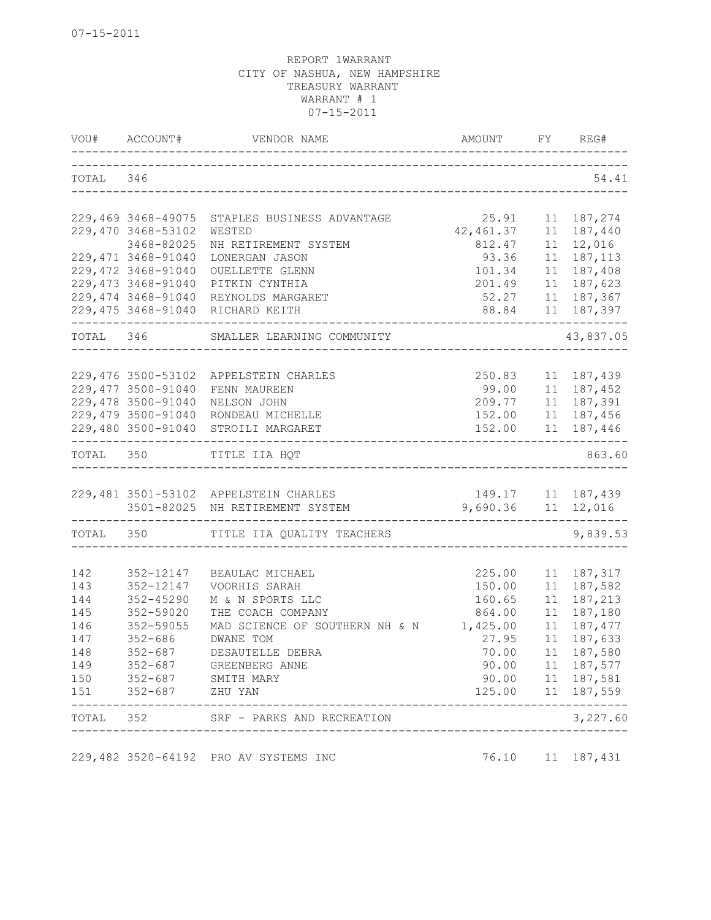07-15-2011

REPORT 1WARRANT
CITY OF NASHUA, NEW HAMPSHIRE
TREASURY WARRANT
WARRANT # 1
07-15-2011

| VOU# | ACCOUNT# | VENDOR NAME | AMOUNT | FY | REG# |
|---|---|---|---|---|---|
| TOTAL | 346 | | | | 54.41 |
| 229,469 | 3468-49075 | STAPLES BUSINESS ADVANTAGE | 25.91 | 11 | 187,274 |
| 229,470 | 3468-53102 | WESTED | 42,461.37 | 11 | 187,440 |
| | 3468-82025 | NH RETIREMENT SYSTEM | 812.47 | 11 | 12,016 |
| 229,471 | 3468-91040 | LONERGAN JASON | 93.36 | 11 | 187,113 |
| 229,472 | 3468-91040 | OUELLETTE GLENN | 101.34 | 11 | 187,408 |
| 229,473 | 3468-91040 | PITKIN CYNTHIA | 201.49 | 11 | 187,623 |
| 229,474 | 3468-91040 | REYNOLDS MARGARET | 52.27 | 11 | 187,367 |
| 229,475 | 3468-91040 | RICHARD KEITH | 88.84 | 11 | 187,397 |
| TOTAL | 346 | SMALLER LEARNING COMMUNITY | | | 43,837.05 |
| 229,476 | 3500-53102 | APPELSTEIN CHARLES | 250.83 | 11 | 187,439 |
| 229,477 | 3500-91040 | FENN MAUREEN | 99.00 | 11 | 187,452 |
| 229,478 | 3500-91040 | NELSON JOHN | 209.77 | 11 | 187,391 |
| 229,479 | 3500-91040 | RONDEAU MICHELLE | 152.00 | 11 | 187,456 |
| 229,480 | 3500-91040 | STROILI MARGARET | 152.00 | 11 | 187,446 |
| TOTAL | 350 | TITLE IIA HQT | | | 863.60 |
| 229,481 | 3501-53102 | APPELSTEIN CHARLES | 149.17 | 11 | 187,439 |
| | 3501-82025 | NH RETIREMENT SYSTEM | 9,690.36 | 11 | 12,016 |
| TOTAL | 350 | TITLE IIA QUALITY TEACHERS | | | 9,839.53 |
| 142 | 352-12147 | BEAULAC MICHAEL | 225.00 | 11 | 187,317 |
| 143 | 352-12147 | VOORHIS SARAH | 150.00 | 11 | 187,582 |
| 144 | 352-45290 | M & N SPORTS LLC | 160.65 | 11 | 187,213 |
| 145 | 352-59020 | THE COACH COMPANY | 864.00 | 11 | 187,180 |
| 146 | 352-59055 | MAD SCIENCE OF SOUTHERN NH & N | 1,425.00 | 11 | 187,477 |
| 147 | 352-686 | DWANE TOM | 27.95 | 11 | 187,633 |
| 148 | 352-687 | DESAUTELLE DEBRA | 70.00 | 11 | 187,580 |
| 149 | 352-687 | GREENBERG ANNE | 90.00 | 11 | 187,577 |
| 150 | 352-687 | SMITH MARY | 90.00 | 11 | 187,581 |
| 151 | 352-687 | ZHU YAN | 125.00 | 11 | 187,559 |
| TOTAL | 352 | SRF - PARKS AND RECREATION | | | 3,227.60 |
| 229,482 | 3520-64192 | PRO AV SYSTEMS INC | 76.10 | 11 | 187,431 |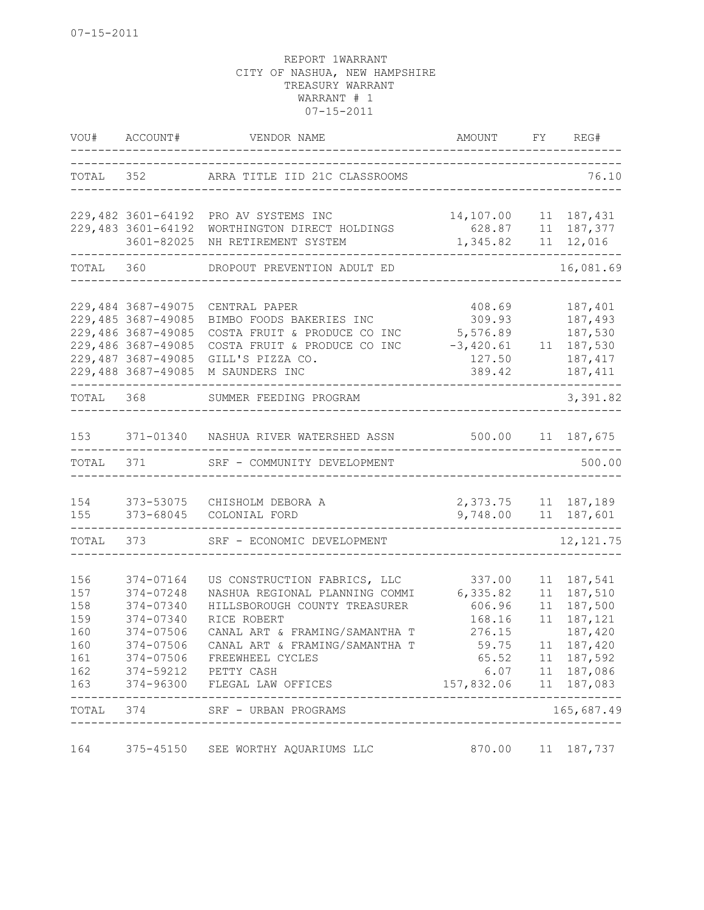07-15-2011

REPORT 1WARRANT
CITY OF NASHUA, NEW HAMPSHIRE
TREASURY WARRANT
WARRANT # 1
07-15-2011

| VOU# | ACCOUNT# | VENDOR NAME | AMOUNT | FY | REG# |
|---|---|---|---|---|---|
| TOTAL | 352 | ARRA TITLE IID 21C CLASSROOMS | | | 76.10 |
| 229,482 | 3601-64192 | PRO AV SYSTEMS INC | 14,107.00 | 11 | 187,431 |
| 229,483 | 3601-64192 | WORTHINGTON DIRECT HOLDINGS | 628.87 | 11 | 187,377 |
| | 3601-82025 | NH RETIREMENT SYSTEM | 1,345.82 | 11 | 12,016 |
| TOTAL | 360 | DROPOUT PREVENTION ADULT ED | | | 16,081.69 |
| 229,484 | 3687-49075 | CENTRAL PAPER | 408.69 | | 187,401 |
| 229,485 | 3687-49085 | BIMBO FOODS BAKERIES INC | 309.93 | | 187,493 |
| 229,486 | 3687-49085 | COSTA FRUIT & PRODUCE CO INC | 5,576.89 | | 187,530 |
| 229,486 | 3687-49085 | COSTA FRUIT & PRODUCE CO INC | -3,420.61 | 11 | 187,530 |
| 229,487 | 3687-49085 | GILL'S PIZZA CO. | 127.50 | | 187,417 |
| 229,488 | 3687-49085 | M SAUNDERS INC | 389.42 | | 187,411 |
| TOTAL | 368 | SUMMER FEEDING PROGRAM | | | 3,391.82 |
| 153 | 371-01340 | NASHUA RIVER WATERSHED ASSN | 500.00 | 11 | 187,675 |
| TOTAL | 371 | SRF - COMMUNITY DEVELOPMENT | | | 500.00 |
| 154 | 373-53075 | CHISHOLM DEBORA A | 2,373.75 | 11 | 187,189 |
| 155 | 373-68045 | COLONIAL FORD | 9,748.00 | 11 | 187,601 |
| TOTAL | 373 | SRF - ECONOMIC DEVELOPMENT | | | 12,121.75 |
| 156 | 374-07164 | US CONSTRUCTION FABRICS, LLC | 337.00 | 11 | 187,541 |
| 157 | 374-07248 | NASHUA REGIONAL PLANNING COMMI | 6,335.82 | 11 | 187,510 |
| 158 | 374-07340 | HILLSBOROUGH COUNTY TREASURER | 606.96 | 11 | 187,500 |
| 159 | 374-07340 | RICE ROBERT | 168.16 | 11 | 187,121 |
| 160 | 374-07506 | CANAL ART & FRAMING/SAMANTHA T | 276.15 | | 187,420 |
| 160 | 374-07506 | CANAL ART & FRAMING/SAMANTHA T | 59.75 | 11 | 187,420 |
| 161 | 374-07506 | FREEWHEEL CYCLES | 65.52 | 11 | 187,592 |
| 162 | 374-59212 | PETTY CASH | 6.07 | 11 | 187,086 |
| 163 | 374-96300 | FLEGAL LAW OFFICES | 157,832.06 | 11 | 187,083 |
| TOTAL | 374 | SRF - URBAN PROGRAMS | | | 165,687.49 |
| 164 | 375-45150 | SEE WORTHY AQUARIUMS LLC | 870.00 | 11 | 187,737 |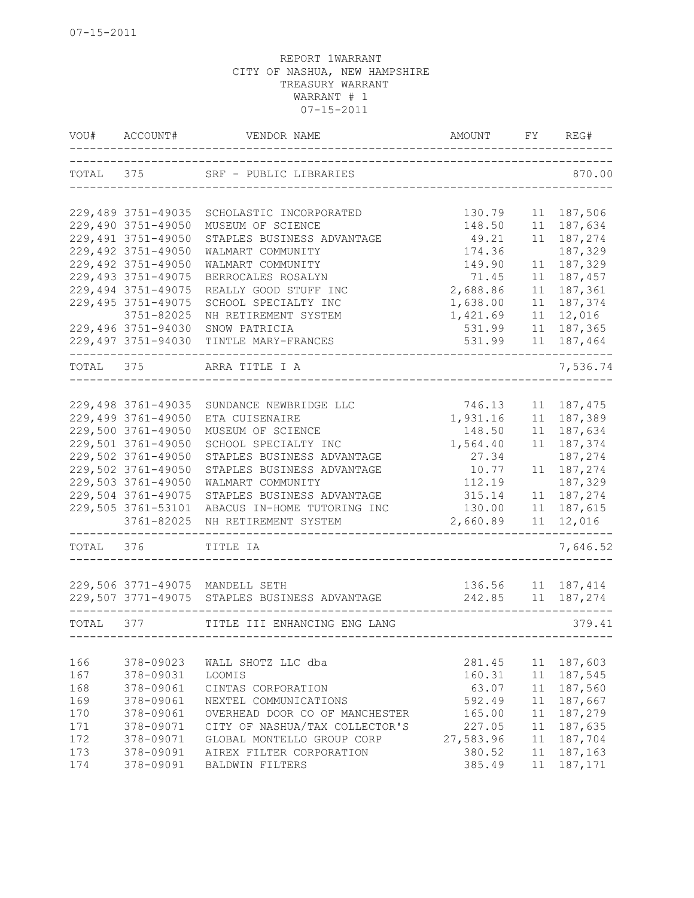07-15-2011

REPORT 1WARRANT
CITY OF NASHUA, NEW HAMPSHIRE
TREASURY WARRANT
WARRANT # 1
07-15-2011

| VOU# | ACCOUNT# | VENDOR NAME | AMOUNT | FY | REG# |
|---|---|---|---|---|---|
| TOTAL | 375 | SRF - PUBLIC LIBRARIES | | | 870.00 |
| 229,489 | 3751-49035 | SCHOLASTIC INCORPORATED | 130.79 | 11 | 187,506 |
| 229,490 | 3751-49050 | MUSEUM OF SCIENCE | 148.50 | 11 | 187,634 |
| 229,491 | 3751-49050 | STAPLES BUSINESS ADVANTAGE | 49.21 | 11 | 187,274 |
| 229,492 | 3751-49050 | WALMART COMMUNITY | 174.36 | | 187,329 |
| 229,492 | 3751-49050 | WALMART COMMUNITY | 149.90 | 11 | 187,329 |
| 229,493 | 3751-49075 | BERROCALES ROSALYN | 71.45 | 11 | 187,457 |
| 229,494 | 3751-49075 | REALLY GOOD STUFF INC | 2,688.86 | 11 | 187,361 |
| 229,495 | 3751-49075 | SCHOOL SPECIALTY INC | 1,638.00 | 11 | 187,374 |
| | 3751-82025 | NH RETIREMENT SYSTEM | 1,421.69 | 11 | 12,016 |
| 229,496 | 3751-94030 | SNOW PATRICIA | 531.99 | 11 | 187,365 |
| 229,497 | 3751-94030 | TINTLE MARY-FRANCES | 531.99 | 11 | 187,464 |
| TOTAL | 375 | ARRA TITLE I A | | | 7,536.74 |
| 229,498 | 3761-49035 | SUNDANCE NEWBRIDGE LLC | 746.13 | 11 | 187,475 |
| 229,499 | 3761-49050 | ETA CUISENAIRE | 1,931.16 | 11 | 187,389 |
| 229,500 | 3761-49050 | MUSEUM OF SCIENCE | 148.50 | 11 | 187,634 |
| 229,501 | 3761-49050 | SCHOOL SPECIALTY INC | 1,564.40 | 11 | 187,374 |
| 229,502 | 3761-49050 | STAPLES BUSINESS ADVANTAGE | 27.34 | | 187,274 |
| 229,502 | 3761-49050 | STAPLES BUSINESS ADVANTAGE | 10.77 | 11 | 187,274 |
| 229,503 | 3761-49050 | WALMART COMMUNITY | 112.19 | | 187,329 |
| 229,504 | 3761-49075 | STAPLES BUSINESS ADVANTAGE | 315.14 | 11 | 187,274 |
| 229,505 | 3761-53101 | ABACUS IN-HOME TUTORING INC | 130.00 | 11 | 187,615 |
| | 3761-82025 | NH RETIREMENT SYSTEM | 2,660.89 | 11 | 12,016 |
| TOTAL | 376 | TITLE IA | | | 7,646.52 |
| 229,506 | 3771-49075 | MANDELL SETH | 136.56 | 11 | 187,414 |
| 229,507 | 3771-49075 | STAPLES BUSINESS ADVANTAGE | 242.85 | 11 | 187,274 |
| TOTAL | 377 | TITLE III ENHANCING ENG LANG | | | 379.41 |
| 166 | 378-09023 | WALL SHOTZ LLC dba | 281.45 | 11 | 187,603 |
| 167 | 378-09031 | LOOMIS | 160.31 | 11 | 187,545 |
| 168 | 378-09061 | CINTAS CORPORATION | 63.07 | 11 | 187,560 |
| 169 | 378-09061 | NEXTEL COMMUNICATIONS | 592.49 | 11 | 187,667 |
| 170 | 378-09061 | OVERHEAD DOOR CO OF MANCHESTER | 165.00 | 11 | 187,279 |
| 171 | 378-09071 | CITY OF NASHUA/TAX COLLECTOR'S | 227.05 | 11 | 187,635 |
| 172 | 378-09071 | GLOBAL MONTELLO GROUP CORP | 27,583.96 | 11 | 187,704 |
| 173 | 378-09091 | AIREX FILTER CORPORATION | 380.52 | 11 | 187,163 |
| 174 | 378-09091 | BALDWIN FILTERS | 385.49 | 11 | 187,171 |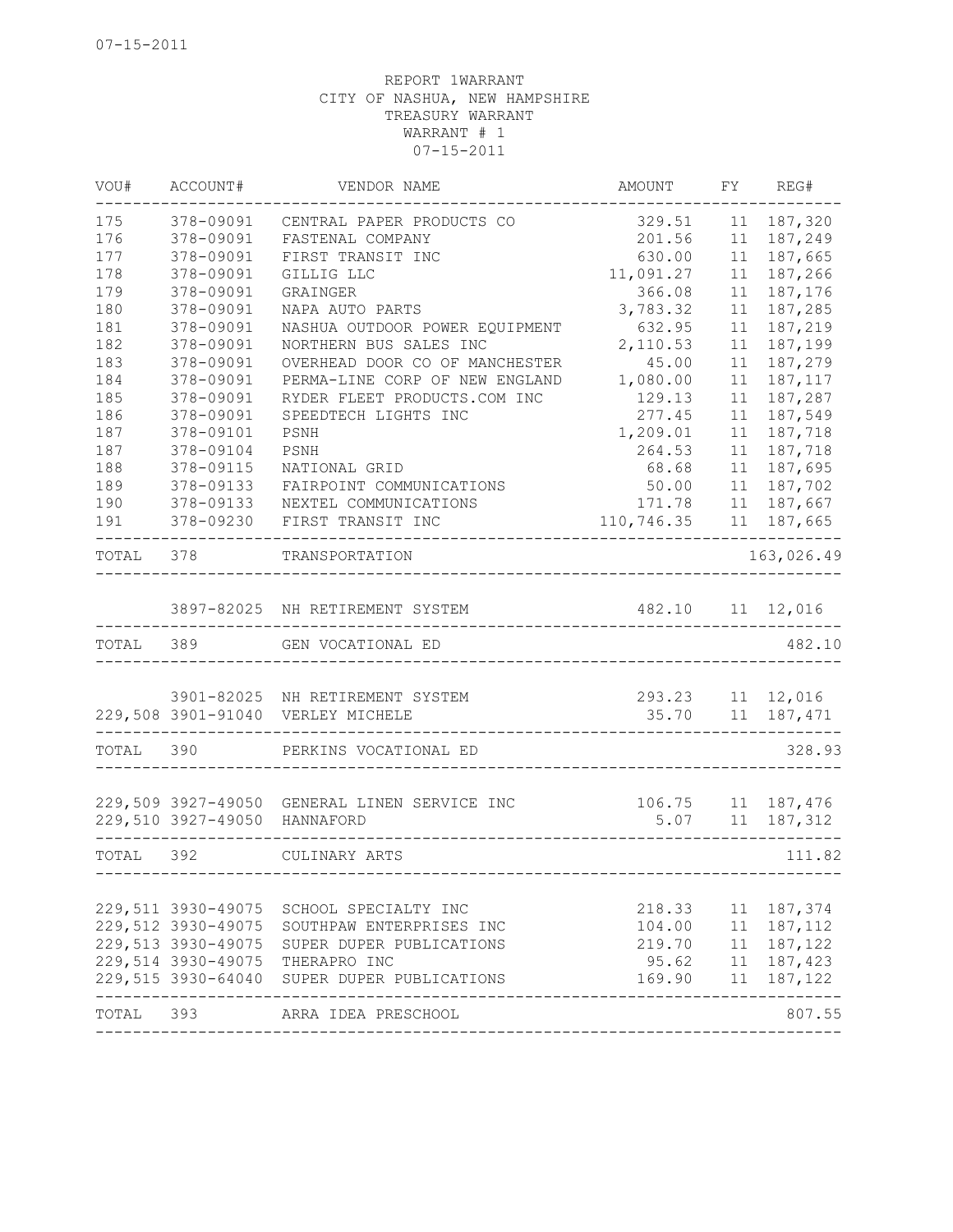07-15-2011

REPORT 1WARRANT
CITY OF NASHUA, NEW HAMPSHIRE
TREASURY WARRANT
WARRANT # 1
07-15-2011

| VOU# | ACCOUNT# | VENDOR NAME | AMOUNT | FY | REG# |
|---|---|---|---|---|---|
| 175 | 378-09091 | CENTRAL PAPER PRODUCTS CO | 329.51 | 11 | 187,320 |
| 176 | 378-09091 | FASTENAL COMPANY | 201.56 | 11 | 187,249 |
| 177 | 378-09091 | FIRST TRANSIT INC | 630.00 | 11 | 187,665 |
| 178 | 378-09091 | GILLIG LLC | 11,091.27 | 11 | 187,266 |
| 179 | 378-09091 | GRAINGER | 366.08 | 11 | 187,176 |
| 180 | 378-09091 | NAPA AUTO PARTS | 3,783.32 | 11 | 187,285 |
| 181 | 378-09091 | NASHUA OUTDOOR POWER EQUIPMENT | 632.95 | 11 | 187,219 |
| 182 | 378-09091 | NORTHERN BUS SALES INC | 2,110.53 | 11 | 187,199 |
| 183 | 378-09091 | OVERHEAD DOOR CO OF MANCHESTER | 45.00 | 11 | 187,279 |
| 184 | 378-09091 | PERMA-LINE CORP OF NEW ENGLAND | 1,080.00 | 11 | 187,117 |
| 185 | 378-09091 | RYDER FLEET PRODUCTS.COM INC | 129.13 | 11 | 187,287 |
| 186 | 378-09091 | SPEEDTECH LIGHTS INC | 277.45 | 11 | 187,549 |
| 187 | 378-09101 | PSNH | 1,209.01 | 11 | 187,718 |
| 187 | 378-09104 | PSNH | 264.53 | 11 | 187,718 |
| 188 | 378-09115 | NATIONAL GRID | 68.68 | 11 | 187,695 |
| 189 | 378-09133 | FAIRPOINT COMMUNICATIONS | 50.00 | 11 | 187,702 |
| 190 | 378-09133 | NEXTEL COMMUNICATIONS | 171.78 | 11 | 187,667 |
| 191 | 378-09230 | FIRST TRANSIT INC | 110,746.35 | 11 | 187,665 |
| TOTAL | 378 | TRANSPORTATION | | | 163,026.49 |
| | 3897-82025 | NH RETIREMENT SYSTEM | 482.10 | 11 | 12,016 |
| TOTAL | 389 | GEN VOCATIONAL ED | | | 482.10 |
| | 3901-82025 | NH RETIREMENT SYSTEM | 293.23 | 11 | 12,016 |
| 229,508 | 3901-91040 | VERLEY MICHELE | 35.70 | 11 | 187,471 |
| TOTAL | 390 | PERKINS VOCATIONAL ED | | | 328.93 |
| 229,509 | 3927-49050 | GENERAL LINEN SERVICE INC | 106.75 | 11 | 187,476 |
| 229,510 | 3927-49050 | HANNAFORD | 5.07 | 11 | 187,312 |
| TOTAL | 392 | CULINARY ARTS | | | 111.82 |
| 229,511 | 3930-49075 | SCHOOL SPECIALTY INC | 218.33 | 11 | 187,374 |
| 229,512 | 3930-49075 | SOUTHPAW ENTERPRISES INC | 104.00 | 11 | 187,112 |
| 229,513 | 3930-49075 | SUPER DUPER PUBLICATIONS | 219.70 | 11 | 187,122 |
| 229,514 | 3930-49075 | THERAPRO INC | 95.62 | 11 | 187,423 |
| 229,515 | 3930-64040 | SUPER DUPER PUBLICATIONS | 169.90 | 11 | 187,122 |
| TOTAL | 393 | ARRA IDEA PRESCHOOL | | | 807.55 |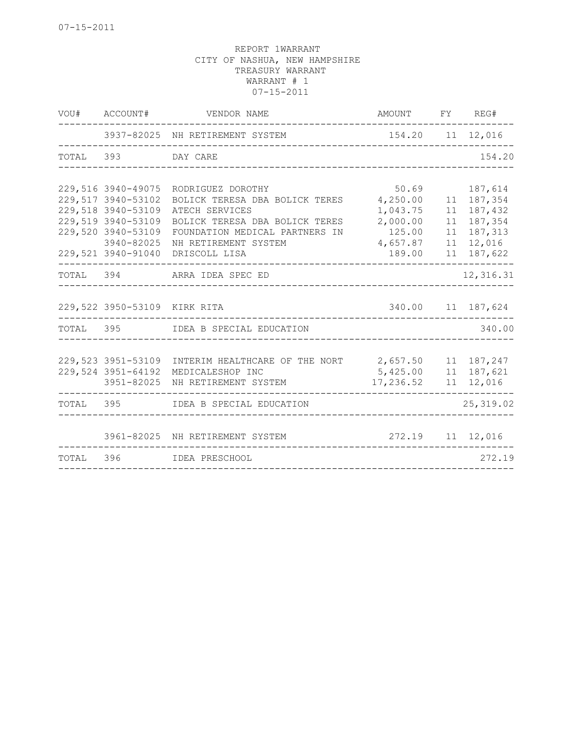07-15-2011

REPORT 1WARRANT
CITY OF NASHUA, NEW HAMPSHIRE
TREASURY WARRANT
WARRANT # 1
07-15-2011

| VOU# | ACCOUNT# | VENDOR NAME | AMOUNT | FY | REG# |
|---|---|---|---|---|---|
| | 3937-82025 | NH RETIREMENT SYSTEM | 154.20 | 11 | 12,016 |
| TOTAL | 393 | DAY CARE | | | 154.20 |
| 229,516 | 3940-49075 | RODRIGUEZ DOROTHY | 50.69 | | 187,614 |
| 229,517 | 3940-53102 | BOLICK TERESA DBA BOLICK TERES | 4,250.00 | 11 | 187,354 |
| 229,518 | 3940-53109 | ATECH SERVICES | 1,043.75 | 11 | 187,432 |
| 229,519 | 3940-53109 | BOLICK TERESA DBA BOLICK TERES | 2,000.00 | 11 | 187,354 |
| 229,520 | 3940-53109 | FOUNDATION MEDICAL PARTNERS IN | 125.00 | 11 | 187,313 |
| | 3940-82025 | NH RETIREMENT SYSTEM | 4,657.87 | 11 | 12,016 |
| 229,521 | 3940-91040 | DRISCOLL LISA | 189.00 | 11 | 187,622 |
| TOTAL | 394 | ARRA IDEA SPEC ED | | | 12,316.31 |
| 229,522 | 3950-53109 | KIRK RITA | 340.00 | 11 | 187,624 |
| TOTAL | 395 | IDEA B SPECIAL EDUCATION | | | 340.00 |
| 229,523 | 3951-53109 | INTERIM HEALTHCARE OF THE NORT | 2,657.50 | 11 | 187,247 |
| 229,524 | 3951-64192 | MEDICALESHOP INC | 5,425.00 | 11 | 187,621 |
| | 3951-82025 | NH RETIREMENT SYSTEM | 17,236.52 | 11 | 12,016 |
| TOTAL | 395 | IDEA B SPECIAL EDUCATION | | | 25,319.02 |
| | 3961-82025 | NH RETIREMENT SYSTEM | 272.19 | 11 | 12,016 |
| TOTAL | 396 | IDEA PRESCHOOL | | | 272.19 |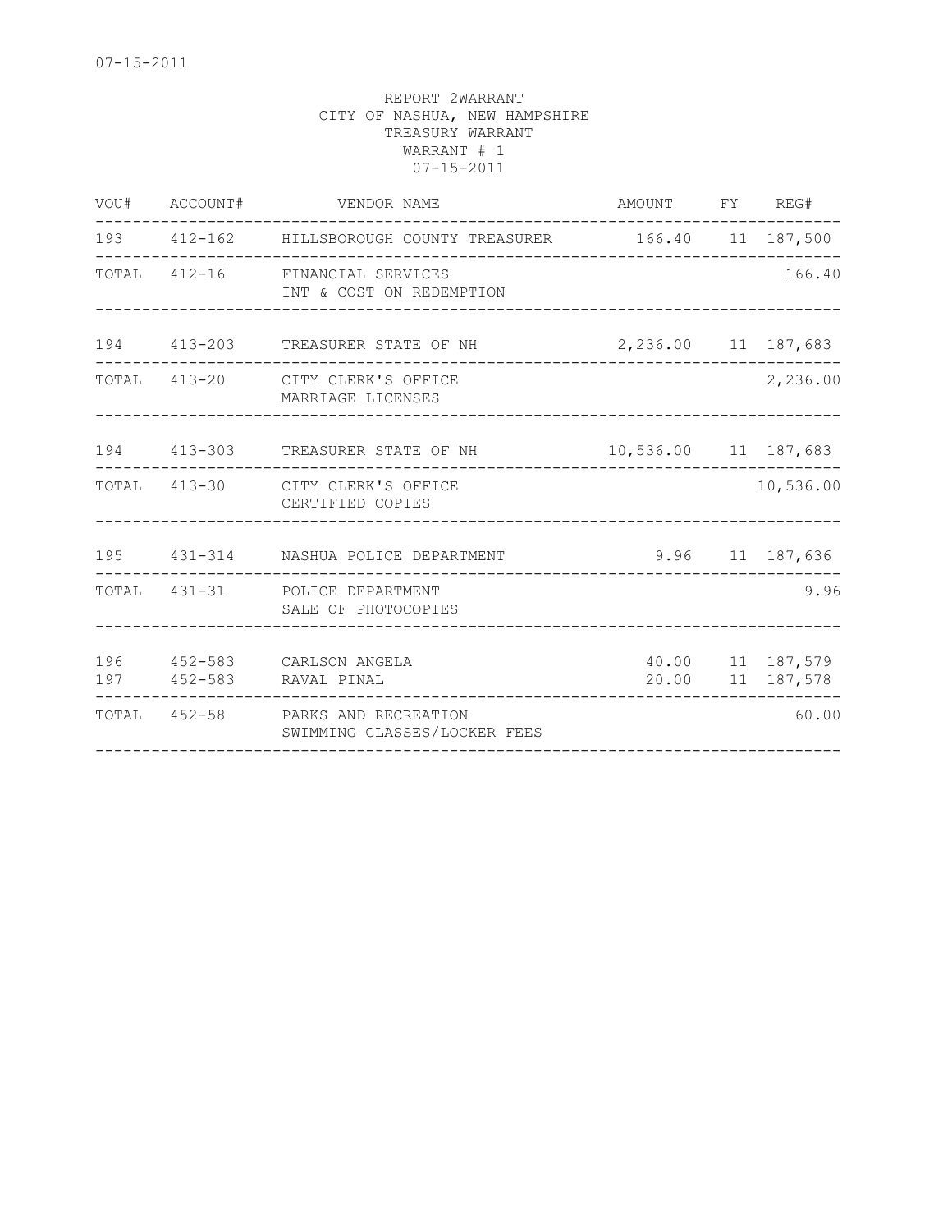07-15-2011

REPORT 2WARRANT
CITY OF NASHUA, NEW HAMPSHIRE
TREASURY WARRANT
WARRANT # 1
07-15-2011

| VOU# | ACCOUNT# | VENDOR NAME | AMOUNT | FY | REG# |
|---|---|---|---|---|---|
| 193 | 412-162 | HILLSBOROUGH COUNTY TREASURER | 166.40 | 11 | 187,500 |
| TOTAL | 412-16 | FINANCIAL SERVICES<br>INT & COST ON REDEMPTION | | | 166.40 |
| 194 | 413-203 | TREASURER STATE OF NH | 2,236.00 | 11 | 187,683 |
| TOTAL | 413-20 | CITY CLERK'S OFFICE<br>MARRIAGE LICENSES | | | 2,236.00 |
| 194 | 413-303 | TREASURER STATE OF NH | 10,536.00 | 11 | 187,683 |
| TOTAL | 413-30 | CITY CLERK'S OFFICE<br>CERTIFIED COPIES | | | 10,536.00 |
| 195 | 431-314 | NASHUA POLICE DEPARTMENT | 9.96 | 11 | 187,636 |
| TOTAL | 431-31 | POLICE DEPARTMENT<br>SALE OF PHOTOCOPIES | | | 9.96 |
| 196 | 452-583 | CARLSON ANGELA | 40.00 | 11 | 187,579 |
| 197 | 452-583 | RAVAL PINAL | 20.00 | 11 | 187,578 |
| TOTAL | 452-58 | PARKS AND RECREATION<br>SWIMMING CLASSES/LOCKER FEES | | | 60.00 |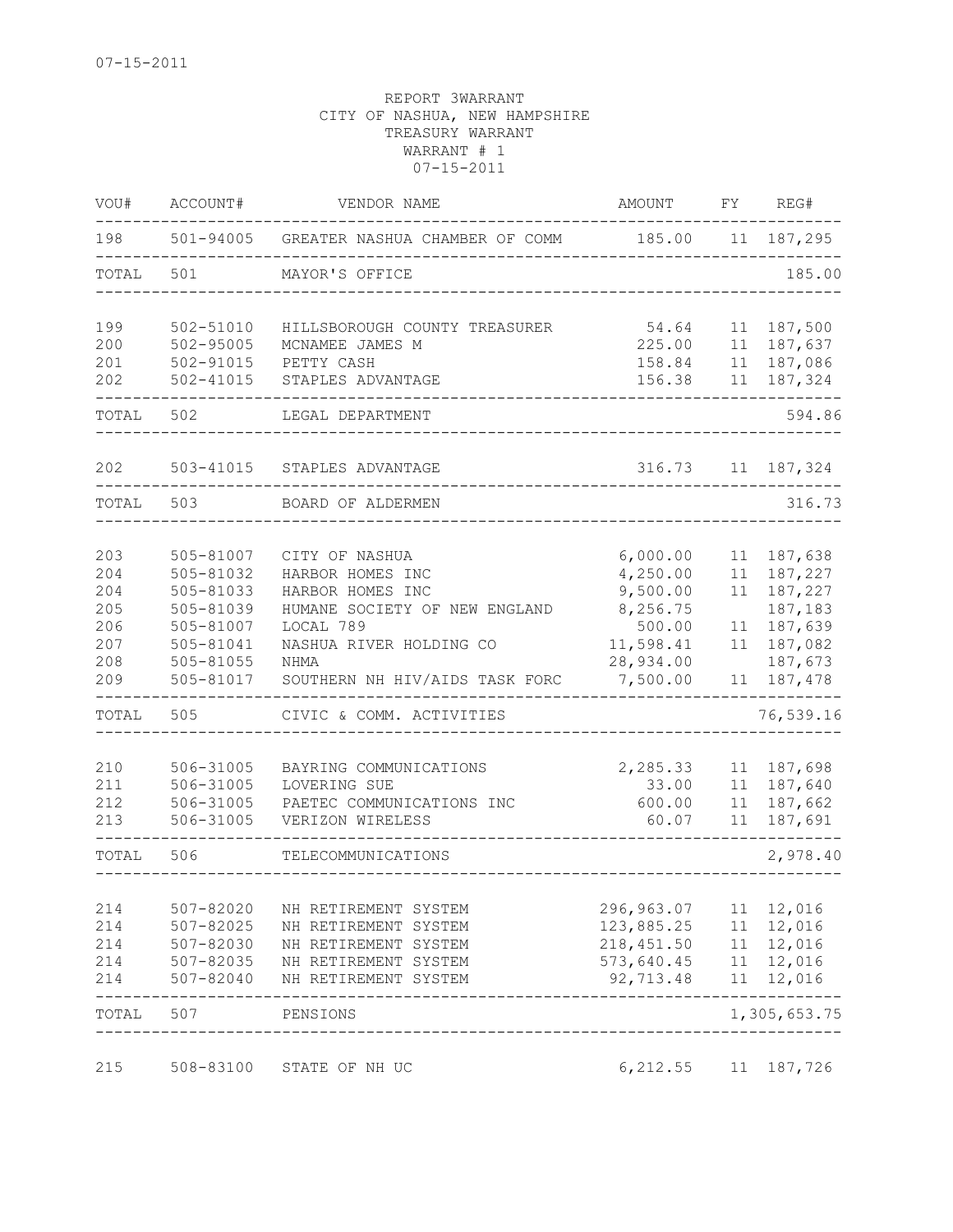07-15-2011

REPORT 3WARRANT
CITY OF NASHUA, NEW HAMPSHIRE
TREASURY WARRANT
WARRANT # 1
07-15-2011

| VOU# | ACCOUNT# | VENDOR NAME | AMOUNT | FY | REG# |
|---|---|---|---|---|---|
| 198 | 501-94005 | GREATER NASHUA CHAMBER OF COMM | 185.00 | 11 | 187,295 |
| TOTAL | 501 | MAYOR'S OFFICE | | | 185.00 |
| 199 | 502-51010 | HILLSBOROUGH COUNTY TREASURER | 54.64 | 11 | 187,500 |
| 200 | 502-95005 | MCNAMEE JAMES M | 225.00 | 11 | 187,637 |
| 201 | 502-91015 | PETTY CASH | 158.84 | 11 | 187,086 |
| 202 | 502-41015 | STAPLES ADVANTAGE | 156.38 | 11 | 187,324 |
| TOTAL | 502 | LEGAL DEPARTMENT | | | 594.86 |
| 202 | 503-41015 | STAPLES ADVANTAGE | 316.73 | 11 | 187,324 |
| TOTAL | 503 | BOARD OF ALDERMEN | | | 316.73 |
| 203 | 505-81007 | CITY OF NASHUA | 6,000.00 | 11 | 187,638 |
| 204 | 505-81032 | HARBOR HOMES INC | 4,250.00 | 11 | 187,227 |
| 204 | 505-81033 | HARBOR HOMES INC | 9,500.00 | 11 | 187,227 |
| 205 | 505-81039 | HUMANE SOCIETY OF NEW ENGLAND | 8,256.75 | | 187,183 |
| 206 | 505-81007 | LOCAL 789 | 500.00 | 11 | 187,639 |
| 207 | 505-81041 | NASHUA RIVER HOLDING CO | 11,598.41 | 11 | 187,082 |
| 208 | 505-81055 | NHMA | 28,934.00 | | 187,673 |
| 209 | 505-81017 | SOUTHERN NH HIV/AIDS TASK FORC | 7,500.00 | 11 | 187,478 |
| TOTAL | 505 | CIVIC & COMM. ACTIVITIES | | | 76,539.16 |
| 210 | 506-31005 | BAYRING COMMUNICATIONS | 2,285.33 | 11 | 187,698 |
| 211 | 506-31005 | LOVERING SUE | 33.00 | 11 | 187,640 |
| 212 | 506-31005 | PAETEC COMMUNICATIONS INC | 600.00 | 11 | 187,662 |
| 213 | 506-31005 | VERIZON WIRELESS | 60.07 | 11 | 187,691 |
| TOTAL | 506 | TELECOMMUNICATIONS | | | 2,978.40 |
| 214 | 507-82020 | NH RETIREMENT SYSTEM | 296,963.07 | 11 | 12,016 |
| 214 | 507-82025 | NH RETIREMENT SYSTEM | 123,885.25 | 11 | 12,016 |
| 214 | 507-82030 | NH RETIREMENT SYSTEM | 218,451.50 | 11 | 12,016 |
| 214 | 507-82035 | NH RETIREMENT SYSTEM | 573,640.45 | 11 | 12,016 |
| 214 | 507-82040 | NH RETIREMENT SYSTEM | 92,713.48 | 11 | 12,016 |
| TOTAL | 507 | PENSIONS | | | 1,305,653.75 |
| 215 | 508-83100 | STATE OF NH UC | 6,212.55 | 11 | 187,726 |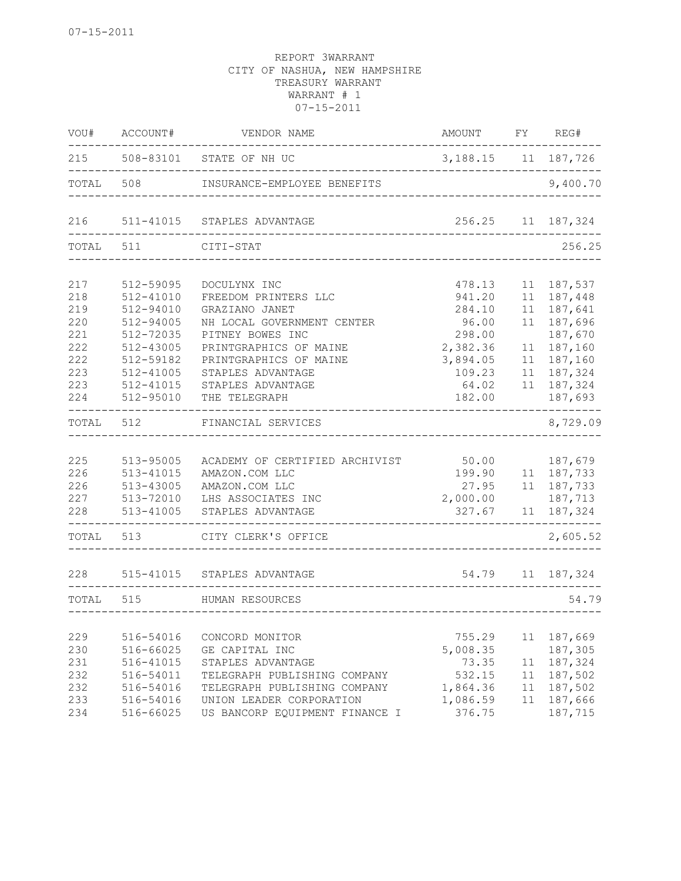07-15-2011

REPORT 3WARRANT
CITY OF NASHUA, NEW HAMPSHIRE
TREASURY WARRANT
WARRANT # 1
07-15-2011

| VOU# | ACCOUNT# | VENDOR NAME | AMOUNT | FY | REG# |
|---|---|---|---|---|---|
| 215 | 508-83101 | STATE OF NH UC | 3,188.15 | 11 | 187,726 |
| TOTAL | 508 | INSURANCE-EMPLOYEE BENEFITS | | | 9,400.70 |
| 216 | 511-41015 | STAPLES ADVANTAGE | 256.25 | 11 | 187,324 |
| TOTAL | 511 | CITI-STAT | | | 256.25 |
| 217 | 512-59095 | DOCULYNX INC | 478.13 | 11 | 187,537 |
| 218 | 512-41010 | FREEDOM PRINTERS LLC | 941.20 | 11 | 187,448 |
| 219 | 512-94010 | GRAZIANO JANET | 284.10 | 11 | 187,641 |
| 220 | 512-94005 | NH LOCAL GOVERNMENT CENTER | 96.00 | 11 | 187,696 |
| 221 | 512-72035 | PITNEY BOWES INC | 298.00 | | 187,670 |
| 222 | 512-43005 | PRINTGRAPHICS OF MAINE | 2,382.36 | 11 | 187,160 |
| 222 | 512-59182 | PRINTGRAPHICS OF MAINE | 3,894.05 | 11 | 187,160 |
| 223 | 512-41005 | STAPLES ADVANTAGE | 109.23 | 11 | 187,324 |
| 223 | 512-41015 | STAPLES ADVANTAGE | 64.02 | 11 | 187,324 |
| 224 | 512-95010 | THE TELEGRAPH | 182.00 | | 187,693 |
| TOTAL | 512 | FINANCIAL SERVICES | | | 8,729.09 |
| 225 | 513-95005 | ACADEMY OF CERTIFIED ARCHIVIST | 50.00 | | 187,679 |
| 226 | 513-41015 | AMAZON.COM LLC | 199.90 | 11 | 187,733 |
| 226 | 513-43005 | AMAZON.COM LLC | 27.95 | 11 | 187,733 |
| 227 | 513-72010 | LHS ASSOCIATES INC | 2,000.00 | | 187,713 |
| 228 | 513-41005 | STAPLES ADVANTAGE | 327.67 | 11 | 187,324 |
| TOTAL | 513 | CITY CLERK'S OFFICE | | | 2,605.52 |
| 228 | 515-41015 | STAPLES ADVANTAGE | 54.79 | 11 | 187,324 |
| TOTAL | 515 | HUMAN RESOURCES | | | 54.79 |
| 229 | 516-54016 | CONCORD MONITOR | 755.29 | 11 | 187,669 |
| 230 | 516-66025 | GE CAPITAL INC | 5,008.35 | | 187,305 |
| 231 | 516-41015 | STAPLES ADVANTAGE | 73.35 | 11 | 187,324 |
| 232 | 516-54011 | TELEGRAPH PUBLISHING COMPANY | 532.15 | 11 | 187,502 |
| 232 | 516-54016 | TELEGRAPH PUBLISHING COMPANY | 1,864.36 | 11 | 187,502 |
| 233 | 516-54016 | UNION LEADER CORPORATION | 1,086.59 | 11 | 187,666 |
| 234 | 516-66025 | US BANCORP EQUIPMENT FINANCE I | 376.75 | | 187,715 |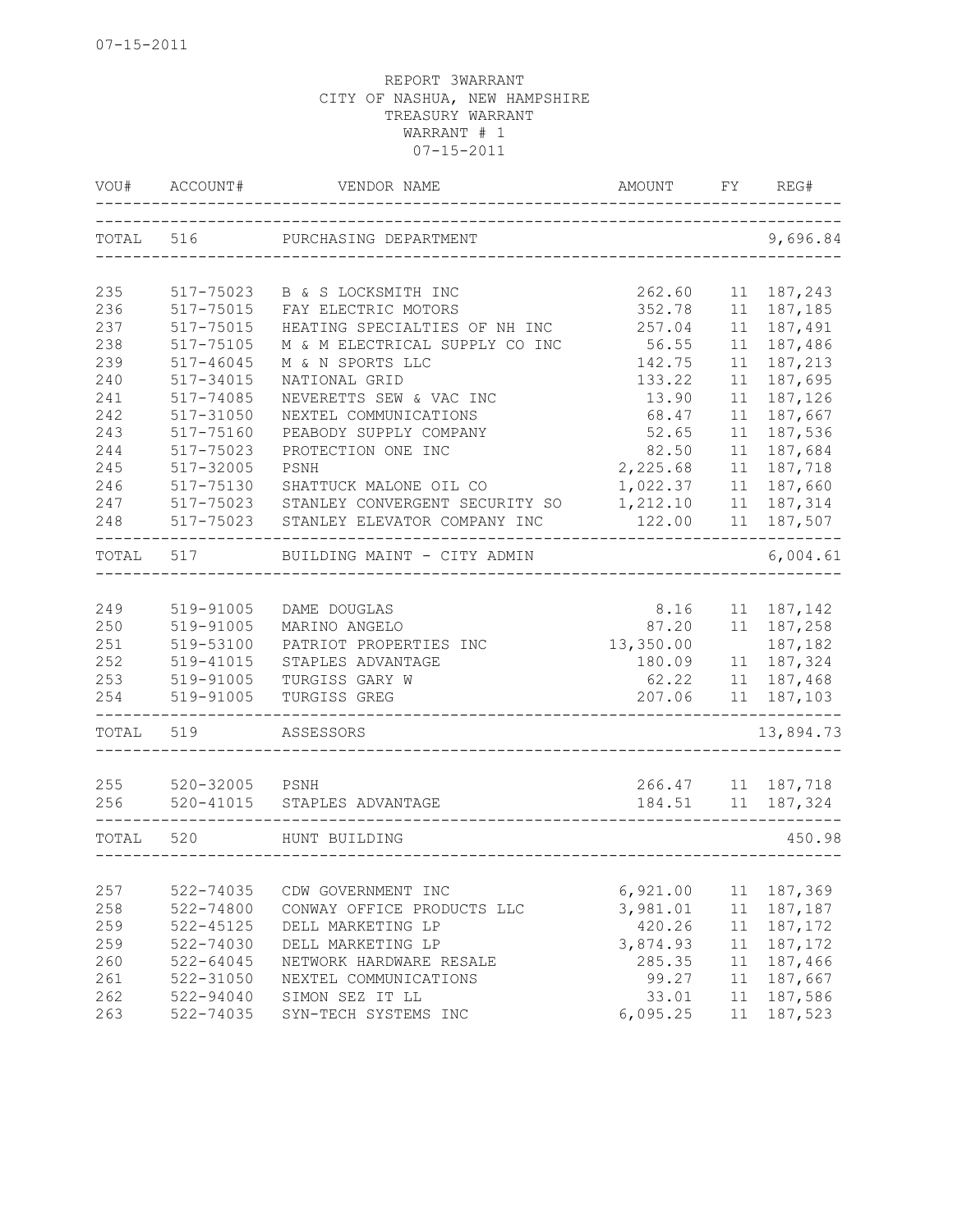07-15-2011

REPORT 3WARRANT
CITY OF NASHUA, NEW HAMPSHIRE
TREASURY WARRANT
WARRANT # 1
07-15-2011

| VOU# | ACCOUNT# | VENDOR NAME | AMOUNT | FY | REG# |
|---|---|---|---|---|---|
| TOTAL | 516 | PURCHASING DEPARTMENT | | | 9,696.84 |
| 235 | 517-75023 | B & S LOCKSMITH INC | 262.60 | 11 | 187,243 |
| 236 | 517-75015 | FAY ELECTRIC MOTORS | 352.78 | 11 | 187,185 |
| 237 | 517-75015 | HEATING SPECIALTIES OF NH INC | 257.04 | 11 | 187,491 |
| 238 | 517-75105 | M & M ELECTRICAL SUPPLY CO INC | 56.55 | 11 | 187,486 |
| 239 | 517-46045 | M & N SPORTS LLC | 142.75 | 11 | 187,213 |
| 240 | 517-34015 | NATIONAL GRID | 133.22 | 11 | 187,695 |
| 241 | 517-74085 | NEVERETTS SEW & VAC INC | 13.90 | 11 | 187,126 |
| 242 | 517-31050 | NEXTEL COMMUNICATIONS | 68.47 | 11 | 187,667 |
| 243 | 517-75160 | PEABODY SUPPLY COMPANY | 52.65 | 11 | 187,536 |
| 244 | 517-75023 | PROTECTION ONE INC | 82.50 | 11 | 187,684 |
| 245 | 517-32005 | PSNH | 2,225.68 | 11 | 187,718 |
| 246 | 517-75130 | SHATTUCK MALONE OIL CO | 1,022.37 | 11 | 187,660 |
| 247 | 517-75023 | STANLEY CONVERGENT SECURITY SO | 1,212.10 | 11 | 187,314 |
| 248 | 517-75023 | STANLEY ELEVATOR COMPANY INC | 122.00 | 11 | 187,507 |
| TOTAL | 517 | BUILDING MAINT - CITY ADMIN | | | 6,004.61 |
| 249 | 519-91005 | DAME DOUGLAS | 8.16 | 11 | 187,142 |
| 250 | 519-91005 | MARINO ANGELO | 87.20 | 11 | 187,258 |
| 251 | 519-53100 | PATRIOT PROPERTIES INC | 13,350.00 | | 187,182 |
| 252 | 519-41015 | STAPLES ADVANTAGE | 180.09 | 11 | 187,324 |
| 253 | 519-91005 | TURGISS GARY W | 62.22 | 11 | 187,468 |
| 254 | 519-91005 | TURGISS GREG | 207.06 | 11 | 187,103 |
| TOTAL | 519 | ASSESSORS | | | 13,894.73 |
| 255 | 520-32005 | PSNH | 266.47 | 11 | 187,718 |
| 256 | 520-41015 | STAPLES ADVANTAGE | 184.51 | 11 | 187,324 |
| TOTAL | 520 | HUNT BUILDING | | | 450.98 |
| 257 | 522-74035 | CDW GOVERNMENT INC | 6,921.00 | 11 | 187,369 |
| 258 | 522-74800 | CONWAY OFFICE PRODUCTS LLC | 3,981.01 | 11 | 187,187 |
| 259 | 522-45125 | DELL MARKETING LP | 420.26 | 11 | 187,172 |
| 259 | 522-74030 | DELL MARKETING LP | 3,874.93 | 11 | 187,172 |
| 260 | 522-64045 | NETWORK HARDWARE RESALE | 285.35 | 11 | 187,466 |
| 261 | 522-31050 | NEXTEL COMMUNICATIONS | 99.27 | 11 | 187,667 |
| 262 | 522-94040 | SIMON SEZ IT LL | 33.01 | 11 | 187,586 |
| 263 | 522-74035 | SYN-TECH SYSTEMS INC | 6,095.25 | 11 | 187,523 |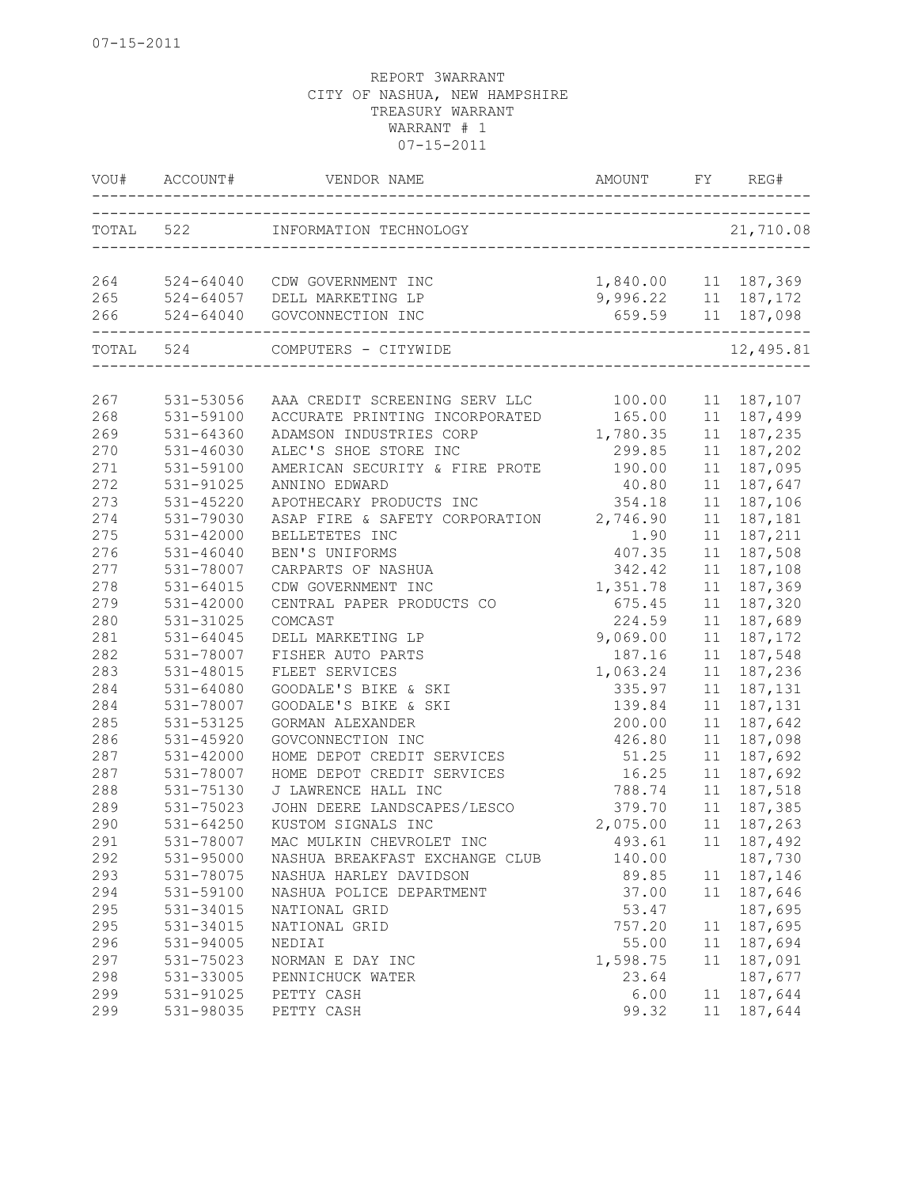07-15-2011

REPORT 3WARRANT
CITY OF NASHUA, NEW HAMPSHIRE
TREASURY WARRANT
WARRANT # 1
07-15-2011

| VOU# | ACCOUNT# | VENDOR NAME | AMOUNT | FY | REG# |
|---|---|---|---|---|---|
| TOTAL | 522 | INFORMATION TECHNOLOGY | | | 21,710.08 |
| 264 | 524-64040 | CDW GOVERNMENT INC | 1,840.00 | 11 | 187,369 |
| 265 | 524-64057 | DELL MARKETING LP | 9,996.22 | 11 | 187,172 |
| 266 | 524-64040 | GOVCONNECTION INC | 659.59 | 11 | 187,098 |
| TOTAL | 524 | COMPUTERS - CITYWIDE | | | 12,495.81 |
| 267 | 531-53056 | AAA CREDIT SCREENING SERV LLC | 100.00 | 11 | 187,107 |
| 268 | 531-59100 | ACCURATE PRINTING INCORPORATED | 165.00 | 11 | 187,499 |
| 269 | 531-64360 | ADAMSON INDUSTRIES CORP | 1,780.35 | 11 | 187,235 |
| 270 | 531-46030 | ALEC'S SHOE STORE INC | 299.85 | 11 | 187,202 |
| 271 | 531-59100 | AMERICAN SECURITY & FIRE PROTE | 190.00 | 11 | 187,095 |
| 272 | 531-91025 | ANNINO EDWARD | 40.80 | 11 | 187,647 |
| 273 | 531-45220 | APOTHECARY PRODUCTS INC | 354.18 | 11 | 187,106 |
| 274 | 531-79030 | ASAP FIRE & SAFETY CORPORATION | 2,746.90 | 11 | 187,181 |
| 275 | 531-42000 | BELLETETES INC | 1.90 | 11 | 187,211 |
| 276 | 531-46040 | BEN'S UNIFORMS | 407.35 | 11 | 187,508 |
| 277 | 531-78007 | CARPARTS OF NASHUA | 342.42 | 11 | 187,108 |
| 278 | 531-64015 | CDW GOVERNMENT INC | 1,351.78 | 11 | 187,369 |
| 279 | 531-42000 | CENTRAL PAPER PRODUCTS CO | 675.45 | 11 | 187,320 |
| 280 | 531-31025 | COMCAST | 224.59 | 11 | 187,689 |
| 281 | 531-64045 | DELL MARKETING LP | 9,069.00 | 11 | 187,172 |
| 282 | 531-78007 | FISHER AUTO PARTS | 187.16 | 11 | 187,548 |
| 283 | 531-48015 | FLEET SERVICES | 1,063.24 | 11 | 187,236 |
| 284 | 531-64080 | GOODALE'S BIKE & SKI | 335.97 | 11 | 187,131 |
| 284 | 531-78007 | GOODALE'S BIKE & SKI | 139.84 | 11 | 187,131 |
| 285 | 531-53125 | GORMAN ALEXANDER | 200.00 | 11 | 187,642 |
| 286 | 531-45920 | GOVCONNECTION INC | 426.80 | 11 | 187,098 |
| 287 | 531-42000 | HOME DEPOT CREDIT SERVICES | 51.25 | 11 | 187,692 |
| 287 | 531-78007 | HOME DEPOT CREDIT SERVICES | 16.25 | 11 | 187,692 |
| 288 | 531-75130 | J LAWRENCE HALL INC | 788.74 | 11 | 187,518 |
| 289 | 531-75023 | JOHN DEERE LANDSCAPES/LESCO | 379.70 | 11 | 187,385 |
| 290 | 531-64250 | KUSTOM SIGNALS INC | 2,075.00 | 11 | 187,263 |
| 291 | 531-78007 | MAC MULKIN CHEVROLET INC | 493.61 | 11 | 187,492 |
| 292 | 531-95000 | NASHUA BREAKFAST EXCHANGE CLUB | 140.00 | | 187,730 |
| 293 | 531-78075 | NASHUA HARLEY DAVIDSON | 89.85 | 11 | 187,146 |
| 294 | 531-59100 | NASHUA POLICE DEPARTMENT | 37.00 | 11 | 187,646 |
| 295 | 531-34015 | NATIONAL GRID | 53.47 | | 187,695 |
| 295 | 531-34015 | NATIONAL GRID | 757.20 | 11 | 187,695 |
| 296 | 531-94005 | NEDIAI | 55.00 | 11 | 187,694 |
| 297 | 531-75023 | NORMAN E DAY INC | 1,598.75 | 11 | 187,091 |
| 298 | 531-33005 | PENNICHUCK WATER | 23.64 | | 187,677 |
| 299 | 531-91025 | PETTY CASH | 6.00 | 11 | 187,644 |
| 299 | 531-98035 | PETTY CASH | 99.32 | 11 | 187,644 |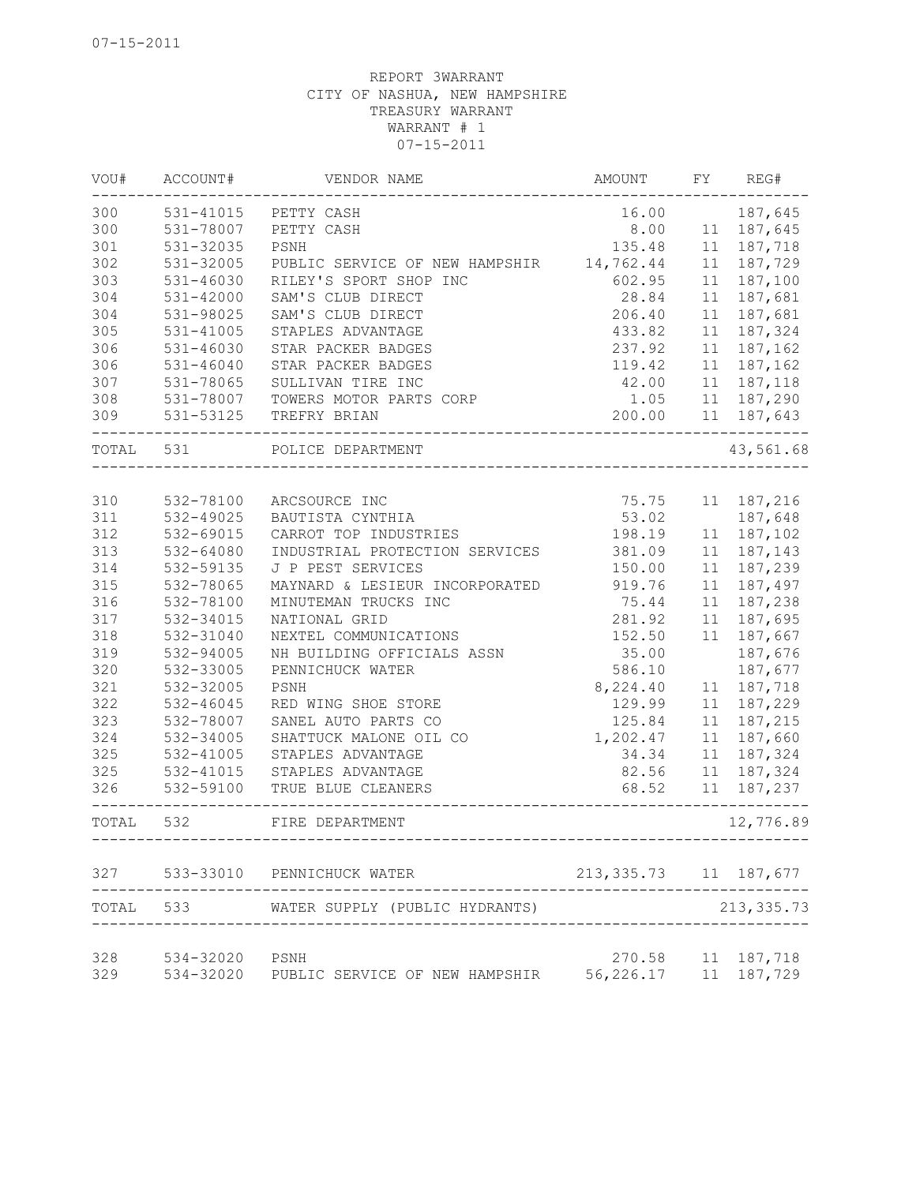07-15-2011

REPORT 3WARRANT
CITY OF NASHUA, NEW HAMPSHIRE
TREASURY WARRANT
WARRANT # 1
07-15-2011

| VOU# | ACCOUNT# | VENDOR NAME | AMOUNT | FY | REG# |
|---|---|---|---|---|---|
| 300 | 531-41015 | PETTY CASH | 16.00 | | 187,645 |
| 300 | 531-78007 | PETTY CASH | 8.00 | 11 | 187,645 |
| 301 | 531-32035 | PSNH | 135.48 | 11 | 187,718 |
| 302 | 531-32005 | PUBLIC SERVICE OF NEW HAMPSHIR | 14,762.44 | 11 | 187,729 |
| 303 | 531-46030 | RILEY'S SPORT SHOP INC | 602.95 | 11 | 187,100 |
| 304 | 531-42000 | SAM'S CLUB DIRECT | 28.84 | 11 | 187,681 |
| 304 | 531-98025 | SAM'S CLUB DIRECT | 206.40 | 11 | 187,681 |
| 305 | 531-41005 | STAPLES ADVANTAGE | 433.82 | 11 | 187,324 |
| 306 | 531-46030 | STAR PACKER BADGES | 237.92 | 11 | 187,162 |
| 306 | 531-46040 | STAR PACKER BADGES | 119.42 | 11 | 187,162 |
| 307 | 531-78065 | SULLIVAN TIRE INC | 42.00 | 11 | 187,118 |
| 308 | 531-78007 | TOWERS MOTOR PARTS CORP | 1.05 | 11 | 187,290 |
| 309 | 531-53125 | TREFRY BRIAN | 200.00 | 11 | 187,643 |
| TOTAL | 531 | POLICE DEPARTMENT | | | 43,561.68 |
| 310 | 532-78100 | ARCSOURCE INC | 75.75 | 11 | 187,216 |
| 311 | 532-49025 | BAUTISTA CYNTHIA | 53.02 | | 187,648 |
| 312 | 532-69015 | CARROT TOP INDUSTRIES | 198.19 | 11 | 187,102 |
| 313 | 532-64080 | INDUSTRIAL PROTECTION SERVICES | 381.09 | 11 | 187,143 |
| 314 | 532-59135 | J P PEST SERVICES | 150.00 | 11 | 187,239 |
| 315 | 532-78065 | MAYNARD & LESIEUR INCORPORATED | 919.76 | 11 | 187,497 |
| 316 | 532-78100 | MINUTEMAN TRUCKS INC | 75.44 | 11 | 187,238 |
| 317 | 532-34015 | NATIONAL GRID | 281.92 | 11 | 187,695 |
| 318 | 532-31040 | NEXTEL COMMUNICATIONS | 152.50 | 11 | 187,667 |
| 319 | 532-94005 | NH BUILDING OFFICIALS ASSN | 35.00 | | 187,676 |
| 320 | 532-33005 | PENNICHUCK WATER | 586.10 | | 187,677 |
| 321 | 532-32005 | PSNH | 8,224.40 | 11 | 187,718 |
| 322 | 532-46045 | RED WING SHOE STORE | 129.99 | 11 | 187,229 |
| 323 | 532-78007 | SANEL AUTO PARTS CO | 125.84 | 11 | 187,215 |
| 324 | 532-34005 | SHATTUCK MALONE OIL CO | 1,202.47 | 11 | 187,660 |
| 325 | 532-41005 | STAPLES ADVANTAGE | 34.34 | 11 | 187,324 |
| 325 | 532-41015 | STAPLES ADVANTAGE | 82.56 | 11 | 187,324 |
| 326 | 532-59100 | TRUE BLUE CLEANERS | 68.52 | 11 | 187,237 |
| TOTAL | 532 | FIRE DEPARTMENT | | | 12,776.89 |
| 327 | 533-33010 | PENNICHUCK WATER | 213,335.73 | 11 | 187,677 |
| TOTAL | 533 | WATER SUPPLY (PUBLIC HYDRANTS) | | | 213,335.73 |
| 328 | 534-32020 | PSNH | 270.58 | 11 | 187,718 |
| 329 | 534-32020 | PUBLIC SERVICE OF NEW HAMPSHIR | 56,226.17 | 11 | 187,729 |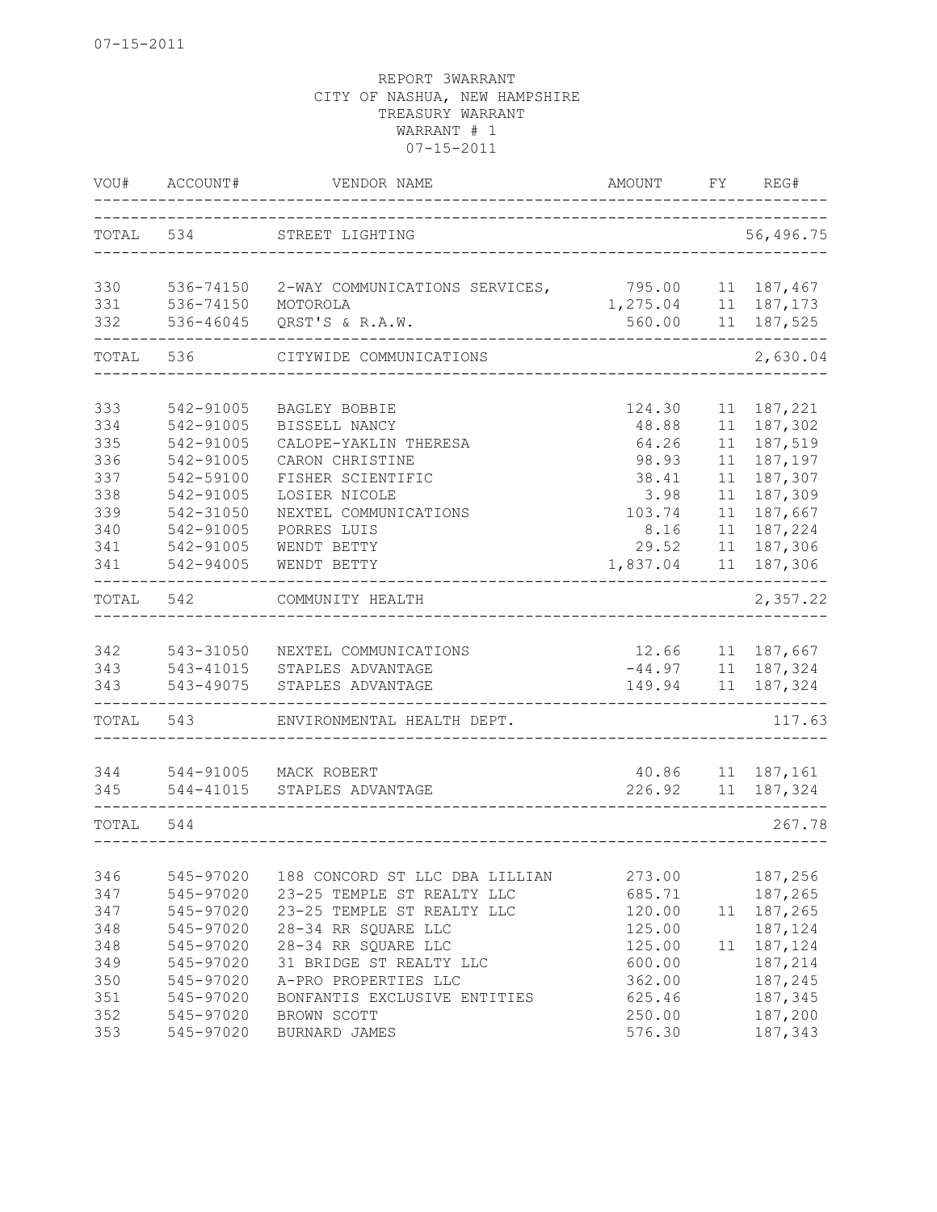REPORT 3WARRANT
CITY OF NASHUA, NEW HAMPSHIRE
TREASURY WARRANT
WARRANT # 1
07-15-2011

| VOU# | ACCOUNT# | VENDOR NAME | AMOUNT | FY | REG# |
|---|---|---|---|---|---|
| TOTAL | 534 | STREET LIGHTING | | | 56,496.75 |
| 330 | 536-74150 | 2-WAY COMMUNICATIONS SERVICES, | 795.00 | 11 | 187,467 |
| 331 | 536-74150 | MOTOROLA | 1,275.04 | 11 | 187,173 |
| 332 | 536-46045 | QRST'S & R.A.W. | 560.00 | 11 | 187,525 |
| TOTAL | 536 | CITYWIDE COMMUNICATIONS | | | 2,630.04 |
| 333 | 542-91005 | BAGLEY BOBBIE | 124.30 | 11 | 187,221 |
| 334 | 542-91005 | BISSELL NANCY | 48.88 | 11 | 187,302 |
| 335 | 542-91005 | CALOPE-YAKLIN THERESA | 64.26 | 11 | 187,519 |
| 336 | 542-91005 | CARON CHRISTINE | 98.93 | 11 | 187,197 |
| 337 | 542-59100 | FISHER SCIENTIFIC | 38.41 | 11 | 187,307 |
| 338 | 542-91005 | LOSIER NICOLE | 3.98 | 11 | 187,309 |
| 339 | 542-31050 | NEXTEL COMMUNICATIONS | 103.74 | 11 | 187,667 |
| 340 | 542-91005 | PORRES LUIS | 8.16 | 11 | 187,224 |
| 341 | 542-91005 | WENDT BETTY | 29.52 | 11 | 187,306 |
| 341 | 542-94005 | WENDT BETTY | 1,837.04 | 11 | 187,306 |
| TOTAL | 542 | COMMUNITY HEALTH | | | 2,357.22 |
| 342 | 543-31050 | NEXTEL COMMUNICATIONS | 12.66 | 11 | 187,667 |
| 343 | 543-41015 | STAPLES ADVANTAGE | -44.97 | 11 | 187,324 |
| 343 | 543-49075 | STAPLES ADVANTAGE | 149.94 | 11 | 187,324 |
| TOTAL | 543 | ENVIRONMENTAL HEALTH DEPT. | | | 117.63 |
| 344 | 544-91005 | MACK ROBERT | 40.86 | 11 | 187,161 |
| 345 | 544-41015 | STAPLES ADVANTAGE | 226.92 | 11 | 187,324 |
| TOTAL | 544 | | | | 267.78 |
| 346 | 545-97020 | 188 CONCORD ST LLC DBA LILLIAN | 273.00 | | 187,256 |
| 347 | 545-97020 | 23-25 TEMPLE ST REALTY LLC | 685.71 | | 187,265 |
| 347 | 545-97020 | 23-25 TEMPLE ST REALTY LLC | 120.00 | 11 | 187,265 |
| 348 | 545-97020 | 28-34 RR SQUARE LLC | 125.00 | | 187,124 |
| 348 | 545-97020 | 28-34 RR SQUARE LLC | 125.00 | 11 | 187,124 |
| 349 | 545-97020 | 31 BRIDGE ST REALTY LLC | 600.00 | | 187,214 |
| 350 | 545-97020 | A-PRO PROPERTIES LLC | 362.00 | | 187,245 |
| 351 | 545-97020 | BONFANTIS EXCLUSIVE ENTITIES | 625.46 | | 187,345 |
| 352 | 545-97020 | BROWN SCOTT | 250.00 | | 187,200 |
| 353 | 545-97020 | BURNARD JAMES | 576.30 | | 187,343 |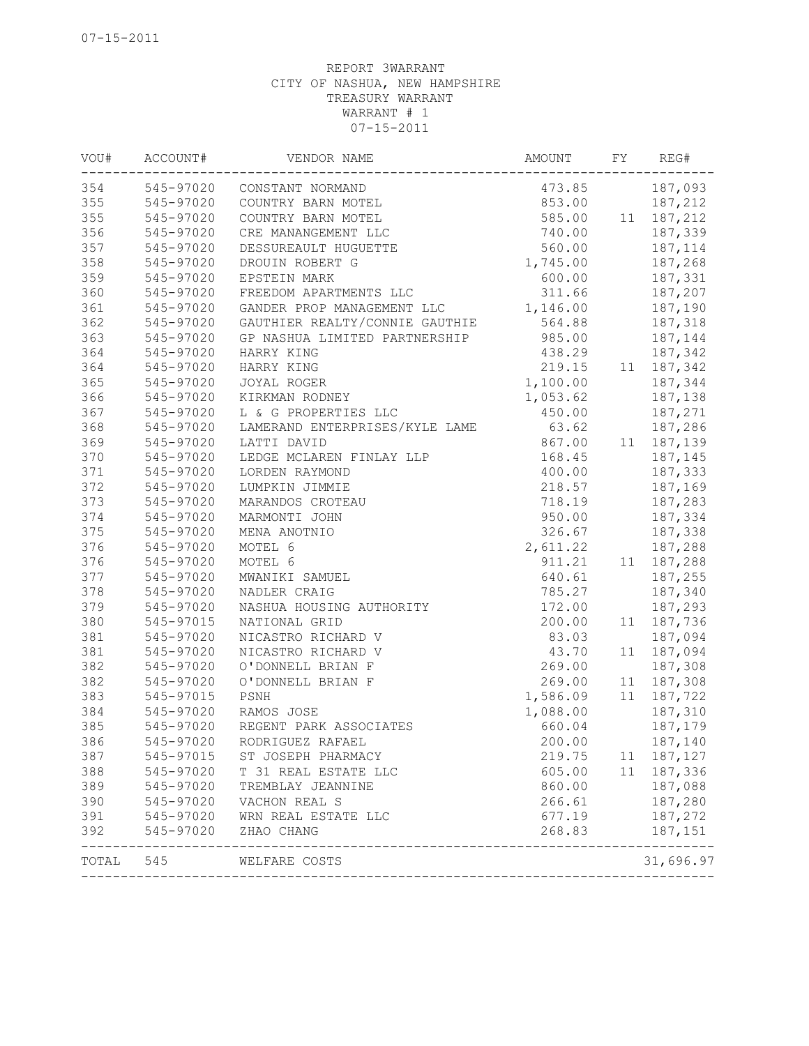REPORT 3WARRANT
CITY OF NASHUA, NEW HAMPSHIRE
TREASURY WARRANT
WARRANT # 1
07-15-2011

| VOU# | ACCOUNT# | VENDOR NAME | AMOUNT | FY | REG# |
|---|---|---|---|---|---|
| 354 | 545-97020 | CONSTANT NORMAND | 473.85 | | 187,093 |
| 355 | 545-97020 | COUNTRY BARN MOTEL | 853.00 | | 187,212 |
| 355 | 545-97020 | COUNTRY BARN MOTEL | 585.00 | 11 | 187,212 |
| 356 | 545-97020 | CRE MANANGEMENT LLC | 740.00 | | 187,339 |
| 357 | 545-97020 | DESSUREAULT HUGUETTE | 560.00 | | 187,114 |
| 358 | 545-97020 | DROUIN ROBERT G | 1,745.00 | | 187,268 |
| 359 | 545-97020 | EPSTEIN MARK | 600.00 | | 187,331 |
| 360 | 545-97020 | FREEDOM APARTMENTS LLC | 311.66 | | 187,207 |
| 361 | 545-97020 | GANDER PROP MANAGEMENT LLC | 1,146.00 | | 187,190 |
| 362 | 545-97020 | GAUTHIER REALTY/CONNIE GAUTHIE | 564.88 | | 187,318 |
| 363 | 545-97020 | GP NASHUA LIMITED PARTNERSHIP | 985.00 | | 187,144 |
| 364 | 545-97020 | HARRY KING | 438.29 | | 187,342 |
| 364 | 545-97020 | HARRY KING | 219.15 | 11 | 187,342 |
| 365 | 545-97020 | JOYAL ROGER | 1,100.00 | | 187,344 |
| 366 | 545-97020 | KIRKMAN RODNEY | 1,053.62 | | 187,138 |
| 367 | 545-97020 | L & G PROPERTIES LLC | 450.00 | | 187,271 |
| 368 | 545-97020 | LAMERAND ENTERPRISES/KYLE LAME | 63.62 | | 187,286 |
| 369 | 545-97020 | LATTI DAVID | 867.00 | 11 | 187,139 |
| 370 | 545-97020 | LEDGE MCLAREN FINLAY LLP | 168.45 | | 187,145 |
| 371 | 545-97020 | LORDEN RAYMOND | 400.00 | | 187,333 |
| 372 | 545-97020 | LUMPKIN JIMMIE | 218.57 | | 187,169 |
| 373 | 545-97020 | MARANDOS CROTEAU | 718.19 | | 187,283 |
| 374 | 545-97020 | MARMONTI JOHN | 950.00 | | 187,334 |
| 375 | 545-97020 | MENA ANOTNIO | 326.67 | | 187,338 |
| 376 | 545-97020 | MOTEL 6 | 2,611.22 | | 187,288 |
| 376 | 545-97020 | MOTEL 6 | 911.21 | 11 | 187,288 |
| 377 | 545-97020 | MWANIKI SAMUEL | 640.61 | | 187,255 |
| 378 | 545-97020 | NADLER CRAIG | 785.27 | | 187,340 |
| 379 | 545-97020 | NASHUA HOUSING AUTHORITY | 172.00 | | 187,293 |
| 380 | 545-97015 | NATIONAL GRID | 200.00 | 11 | 187,736 |
| 381 | 545-97020 | NICASTRO RICHARD V | 83.03 | | 187,094 |
| 381 | 545-97020 | NICASTRO RICHARD V | 43.70 | 11 | 187,094 |
| 382 | 545-97020 | O'DONNELL BRIAN F | 269.00 | | 187,308 |
| 382 | 545-97020 | O'DONNELL BRIAN F | 269.00 | 11 | 187,308 |
| 383 | 545-97015 | PSNH | 1,586.09 | 11 | 187,722 |
| 384 | 545-97020 | RAMOS JOSE | 1,088.00 | | 187,310 |
| 385 | 545-97020 | REGENT PARK ASSOCIATES | 660.04 | | 187,179 |
| 386 | 545-97020 | RODRIGUEZ RAFAEL | 200.00 | | 187,140 |
| 387 | 545-97015 | ST JOSEPH PHARMACY | 219.75 | 11 | 187,127 |
| 388 | 545-97020 | T 31 REAL ESTATE LLC | 605.00 | 11 | 187,336 |
| 389 | 545-97020 | TREMBLAY JEANNINE | 860.00 | | 187,088 |
| 390 | 545-97020 | VACHON REAL S | 266.61 | | 187,280 |
| 391 | 545-97020 | WRN REAL ESTATE LLC | 677.19 | | 187,272 |
| 392 | 545-97020 | ZHAO CHANG | 268.83 | | 187,151 |
| TOTAL | 545 | WELFARE COSTS | | | 31,696.97 |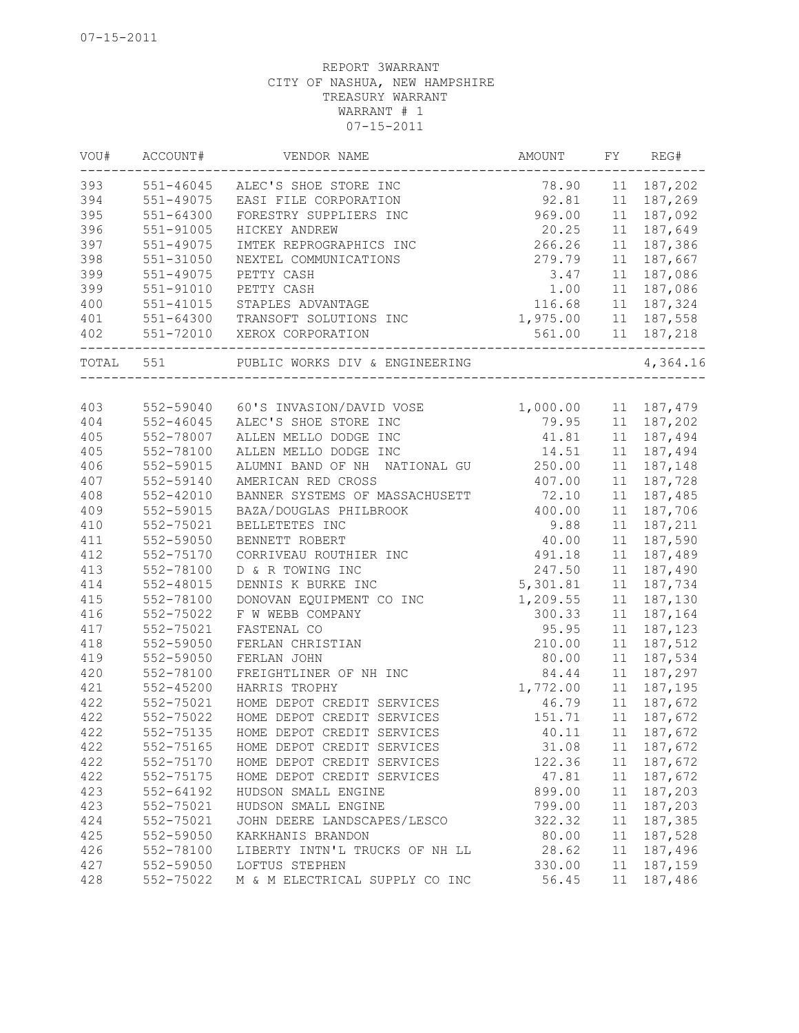07-15-2011

REPORT 3WARRANT
CITY OF NASHUA, NEW HAMPSHIRE
TREASURY WARRANT
WARRANT # 1
07-15-2011

| VOU# | ACCOUNT# | VENDOR NAME | AMOUNT | FY | REG# |
|---|---|---|---|---|---|
| 393 | 551-46045 | ALEC'S SHOE STORE INC | 78.90 | 11 | 187,202 |
| 394 | 551-49075 | EASI FILE CORPORATION | 92.81 | 11 | 187,269 |
| 395 | 551-64300 | FORESTRY SUPPLIERS INC | 969.00 | 11 | 187,092 |
| 396 | 551-91005 | HICKEY ANDREW | 20.25 | 11 | 187,649 |
| 397 | 551-49075 | IMTEK REPROGRAPHICS INC | 266.26 | 11 | 187,386 |
| 398 | 551-31050 | NEXTEL COMMUNICATIONS | 279.79 | 11 | 187,667 |
| 399 | 551-49075 | PETTY CASH | 3.47 | 11 | 187,086 |
| 399 | 551-91010 | PETTY CASH | 1.00 | 11 | 187,086 |
| 400 | 551-41015 | STAPLES ADVANTAGE | 116.68 | 11 | 187,324 |
| 401 | 551-64300 | TRANSOFT SOLUTIONS INC | 1,975.00 | 11 | 187,558 |
| 402 | 551-72010 | XEROX CORPORATION | 561.00 | 11 | 187,218 |
| TOTAL | 551 | PUBLIC WORKS DIV & ENGINEERING | | | 4,364.16 |
| 403 | 552-59040 | 60'S INVASION/DAVID VOSE | 1,000.00 | 11 | 187,479 |
| 404 | 552-46045 | ALEC'S SHOE STORE INC | 79.95 | 11 | 187,202 |
| 405 | 552-78007 | ALLEN MELLO DODGE INC | 41.81 | 11 | 187,494 |
| 405 | 552-78100 | ALLEN MELLO DODGE INC | 14.51 | 11 | 187,494 |
| 406 | 552-59015 | ALUMNI BAND OF NH NATIONAL GU | 250.00 | 11 | 187,148 |
| 407 | 552-59140 | AMERICAN RED CROSS | 407.00 | 11 | 187,728 |
| 408 | 552-42010 | BANNER SYSTEMS OF MASSACHUSETT | 72.10 | 11 | 187,485 |
| 409 | 552-59015 | BAZA/DOUGLAS PHILBROOK | 400.00 | 11 | 187,706 |
| 410 | 552-75021 | BELLETETES INC | 9.88 | 11 | 187,211 |
| 411 | 552-59050 | BENNETT ROBERT | 40.00 | 11 | 187,590 |
| 412 | 552-75170 | CORRIVEAU ROUTHIER INC | 491.18 | 11 | 187,489 |
| 413 | 552-78100 | D & R TOWING INC | 247.50 | 11 | 187,490 |
| 414 | 552-48015 | DENNIS K BURKE INC | 5,301.81 | 11 | 187,734 |
| 415 | 552-78100 | DONOVAN EQUIPMENT CO INC | 1,209.55 | 11 | 187,130 |
| 416 | 552-75022 | F W WEBB COMPANY | 300.33 | 11 | 187,164 |
| 417 | 552-75021 | FASTENAL CO | 95.95 | 11 | 187,123 |
| 418 | 552-59050 | FERLAN CHRISTIAN | 210.00 | 11 | 187,512 |
| 419 | 552-59050 | FERLAN JOHN | 80.00 | 11 | 187,534 |
| 420 | 552-78100 | FREIGHTLINER OF NH INC | 84.44 | 11 | 187,297 |
| 421 | 552-45200 | HARRIS TROPHY | 1,772.00 | 11 | 187,195 |
| 422 | 552-75021 | HOME DEPOT CREDIT SERVICES | 46.79 | 11 | 187,672 |
| 422 | 552-75022 | HOME DEPOT CREDIT SERVICES | 151.71 | 11 | 187,672 |
| 422 | 552-75135 | HOME DEPOT CREDIT SERVICES | 40.11 | 11 | 187,672 |
| 422 | 552-75165 | HOME DEPOT CREDIT SERVICES | 31.08 | 11 | 187,672 |
| 422 | 552-75170 | HOME DEPOT CREDIT SERVICES | 122.36 | 11 | 187,672 |
| 422 | 552-75175 | HOME DEPOT CREDIT SERVICES | 47.81 | 11 | 187,672 |
| 423 | 552-64192 | HUDSON SMALL ENGINE | 899.00 | 11 | 187,203 |
| 423 | 552-75021 | HUDSON SMALL ENGINE | 799.00 | 11 | 187,203 |
| 424 | 552-75021 | JOHN DEERE LANDSCAPES/LESCO | 322.32 | 11 | 187,385 |
| 425 | 552-59050 | KARKHANIS BRANDON | 80.00 | 11 | 187,528 |
| 426 | 552-78100 | LIBERTY INTN'L TRUCKS OF NH LL | 28.62 | 11 | 187,496 |
| 427 | 552-59050 | LOFTUS STEPHEN | 330.00 | 11 | 187,159 |
| 428 | 552-75022 | M & M ELECTRICAL SUPPLY CO INC | 56.45 | 11 | 187,486 |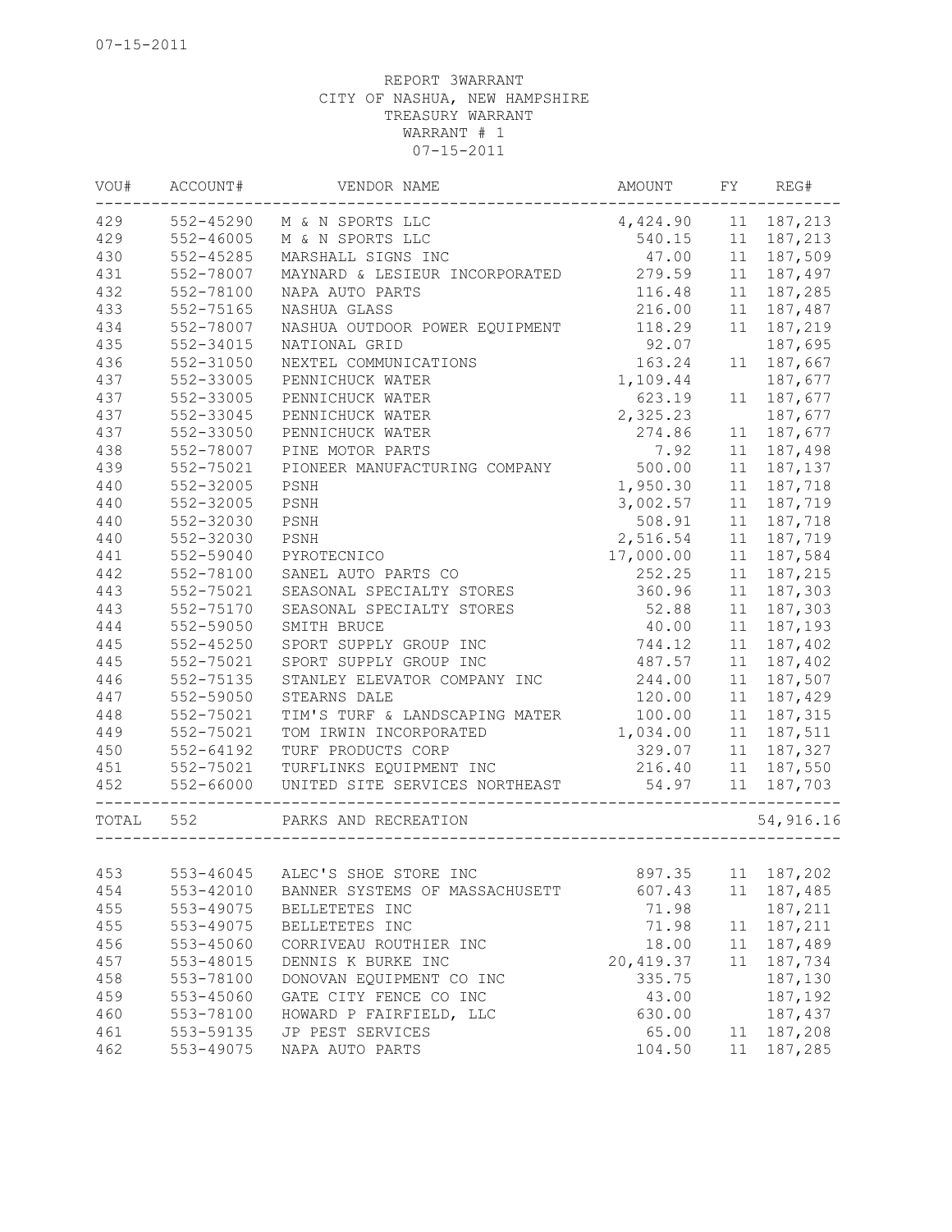07-15-2011

REPORT 3WARRANT
CITY OF NASHUA, NEW HAMPSHIRE
TREASURY WARRANT
WARRANT # 1
07-15-2011

| VOU# | ACCOUNT# | VENDOR NAME | AMOUNT | FY | REG# |
|---|---|---|---|---|---|
| 429 | 552-45290 | M & N SPORTS LLC | 4,424.90 | 11 | 187,213 |
| 429 | 552-46005 | M & N SPORTS LLC | 540.15 | 11 | 187,213 |
| 430 | 552-45285 | MARSHALL SIGNS INC | 47.00 | 11 | 187,509 |
| 431 | 552-78007 | MAYNARD & LESIEUR INCORPORATED | 279.59 | 11 | 187,497 |
| 432 | 552-78100 | NAPA AUTO PARTS | 116.48 | 11 | 187,285 |
| 433 | 552-75165 | NASHUA GLASS | 216.00 | 11 | 187,487 |
| 434 | 552-78007 | NASHUA OUTDOOR POWER EQUIPMENT | 118.29 | 11 | 187,219 |
| 435 | 552-34015 | NATIONAL GRID | 92.07 | | 187,695 |
| 436 | 552-31050 | NEXTEL COMMUNICATIONS | 163.24 | 11 | 187,667 |
| 437 | 552-33005 | PENNICHUCK WATER | 1,109.44 | | 187,677 |
| 437 | 552-33005 | PENNICHUCK WATER | 623.19 | 11 | 187,677 |
| 437 | 552-33045 | PENNICHUCK WATER | 2,325.23 | | 187,677 |
| 437 | 552-33050 | PENNICHUCK WATER | 274.86 | 11 | 187,677 |
| 438 | 552-78007 | PINE MOTOR PARTS | 7.92 | 11 | 187,498 |
| 439 | 552-75021 | PIONEER MANUFACTURING COMPANY | 500.00 | 11 | 187,137 |
| 440 | 552-32005 | PSNH | 1,950.30 | 11 | 187,718 |
| 440 | 552-32005 | PSNH | 3,002.57 | 11 | 187,719 |
| 440 | 552-32030 | PSNH | 508.91 | 11 | 187,718 |
| 440 | 552-32030 | PSNH | 2,516.54 | 11 | 187,719 |
| 441 | 552-59040 | PYROTECNICO | 17,000.00 | 11 | 187,584 |
| 442 | 552-78100 | SANEL AUTO PARTS CO | 252.25 | 11 | 187,215 |
| 443 | 552-75021 | SEASONAL SPECIALTY STORES | 360.96 | 11 | 187,303 |
| 443 | 552-75170 | SEASONAL SPECIALTY STORES | 52.88 | 11 | 187,303 |
| 444 | 552-59050 | SMITH BRUCE | 40.00 | 11 | 187,193 |
| 445 | 552-45250 | SPORT SUPPLY GROUP INC | 744.12 | 11 | 187,402 |
| 445 | 552-75021 | SPORT SUPPLY GROUP INC | 487.57 | 11 | 187,402 |
| 446 | 552-75135 | STANLEY ELEVATOR COMPANY INC | 244.00 | 11 | 187,507 |
| 447 | 552-59050 | STEARNS DALE | 120.00 | 11 | 187,429 |
| 448 | 552-75021 | TIM'S TURF & LANDSCAPING MATER | 100.00 | 11 | 187,315 |
| 449 | 552-75021 | TOM IRWIN INCORPORATED | 1,034.00 | 11 | 187,511 |
| 450 | 552-64192 | TURF PRODUCTS CORP | 329.07 | 11 | 187,327 |
| 451 | 552-75021 | TURFLINKS EQUIPMENT INC | 216.40 | 11 | 187,550 |
| 452 | 552-66000 | UNITED SITE SERVICES NORTHEAST | 54.97 | 11 | 187,703 |
| TOTAL | 552 | PARKS AND RECREATION | | | 54,916.16 |
| 453 | 553-46045 | ALEC'S SHOE STORE INC | 897.35 | 11 | 187,202 |
| 454 | 553-42010 | BANNER SYSTEMS OF MASSACHUSETT | 607.43 | 11 | 187,485 |
| 455 | 553-49075 | BELLETETES INC | 71.98 | | 187,211 |
| 455 | 553-49075 | BELLETETES INC | 71.98 | 11 | 187,211 |
| 456 | 553-45060 | CORRIVEAU ROUTHIER INC | 18.00 | 11 | 187,489 |
| 457 | 553-48015 | DENNIS K BURKE INC | 20,419.37 | 11 | 187,734 |
| 458 | 553-78100 | DONOVAN EQUIPMENT CO INC | 335.75 | | 187,130 |
| 459 | 553-45060 | GATE CITY FENCE CO INC | 43.00 | | 187,192 |
| 460 | 553-78100 | HOWARD P FAIRFIELD, LLC | 630.00 | | 187,437 |
| 461 | 553-59135 | JP PEST SERVICES | 65.00 | 11 | 187,208 |
| 462 | 553-49075 | NAPA AUTO PARTS | 104.50 | 11 | 187,285 |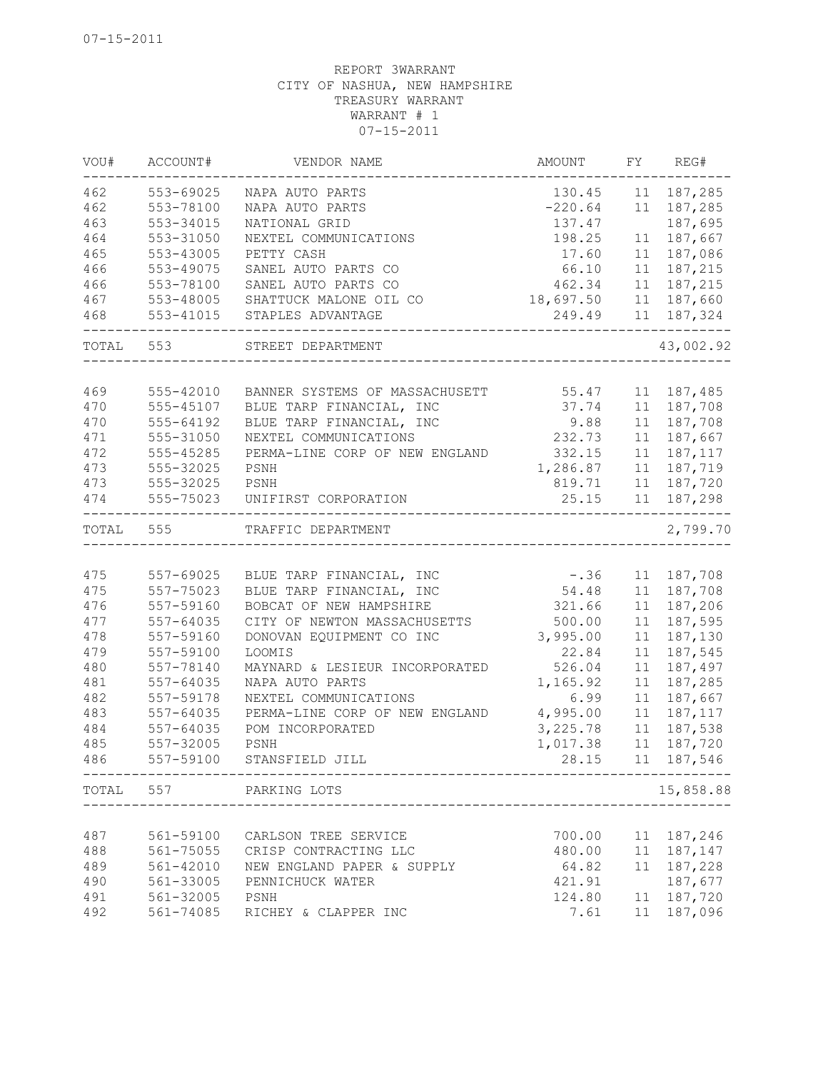07-15-2011

REPORT 3WARRANT
CITY OF NASHUA, NEW HAMPSHIRE
TREASURY WARRANT
WARRANT # 1
07-15-2011

| VOU# | ACCOUNT# | VENDOR NAME | AMOUNT | FY | REG# |
|---|---|---|---|---|---|
| 462 | 553-69025 | NAPA AUTO PARTS | 130.45 | 11 | 187,285 |
| 462 | 553-78100 | NAPA AUTO PARTS | -220.64 | 11 | 187,285 |
| 463 | 553-34015 | NATIONAL GRID | 137.47 | | 187,695 |
| 464 | 553-31050 | NEXTEL COMMUNICATIONS | 198.25 | 11 | 187,667 |
| 465 | 553-43005 | PETTY CASH | 17.60 | 11 | 187,086 |
| 466 | 553-49075 | SANEL AUTO PARTS CO | 66.10 | 11 | 187,215 |
| 466 | 553-78100 | SANEL AUTO PARTS CO | 462.34 | 11 | 187,215 |
| 467 | 553-48005 | SHATTUCK MALONE OIL CO | 18,697.50 | 11 | 187,660 |
| 468 | 553-41015 | STAPLES ADVANTAGE | 249.49 | 11 | 187,324 |
| TOTAL | 553 | STREET DEPARTMENT | | | 43,002.92 |
| 469 | 555-42010 | BANNER SYSTEMS OF MASSACHUSETT | 55.47 | 11 | 187,485 |
| 470 | 555-45107 | BLUE TARP FINANCIAL, INC | 37.74 | 11 | 187,708 |
| 470 | 555-64192 | BLUE TARP FINANCIAL, INC | 9.88 | 11 | 187,708 |
| 471 | 555-31050 | NEXTEL COMMUNICATIONS | 232.73 | 11 | 187,667 |
| 472 | 555-45285 | PERMA-LINE CORP OF NEW ENGLAND | 332.15 | 11 | 187,117 |
| 473 | 555-32025 | PSNH | 1,286.87 | 11 | 187,719 |
| 473 | 555-32025 | PSNH | 819.71 | 11 | 187,720 |
| 474 | 555-75023 | UNIFIRST CORPORATION | 25.15 | 11 | 187,298 |
| TOTAL | 555 | TRAFFIC DEPARTMENT | | | 2,799.70 |
| 475 | 557-69025 | BLUE TARP FINANCIAL, INC | -.36 | 11 | 187,708 |
| 475 | 557-75023 | BLUE TARP FINANCIAL, INC | 54.48 | 11 | 187,708 |
| 476 | 557-59160 | BOBCAT OF NEW HAMPSHIRE | 321.66 | 11 | 187,206 |
| 477 | 557-64035 | CITY OF NEWTON MASSACHUSETTS | 500.00 | 11 | 187,595 |
| 478 | 557-59160 | DONOVAN EQUIPMENT CO INC | 3,995.00 | 11 | 187,130 |
| 479 | 557-59100 | LOOMIS | 22.84 | 11 | 187,545 |
| 480 | 557-78140 | MAYNARD & LESIEUR INCORPORATED | 526.04 | 11 | 187,497 |
| 481 | 557-64035 | NAPA AUTO PARTS | 1,165.92 | 11 | 187,285 |
| 482 | 557-59178 | NEXTEL COMMUNICATIONS | 6.99 | 11 | 187,667 |
| 483 | 557-64035 | PERMA-LINE CORP OF NEW ENGLAND | 4,995.00 | 11 | 187,117 |
| 484 | 557-64035 | POM INCORPORATED | 3,225.78 | 11 | 187,538 |
| 485 | 557-32005 | PSNH | 1,017.38 | 11 | 187,720 |
| 486 | 557-59100 | STANSFIELD JILL | 28.15 | 11 | 187,546 |
| TOTAL | 557 | PARKING LOTS | | | 15,858.88 |
| 487 | 561-59100 | CARLSON TREE SERVICE | 700.00 | 11 | 187,246 |
| 488 | 561-75055 | CRISP CONTRACTING LLC | 480.00 | 11 | 187,147 |
| 489 | 561-42010 | NEW ENGLAND PAPER & SUPPLY | 64.82 | 11 | 187,228 |
| 490 | 561-33005 | PENNICHUCK WATER | 421.91 | | 187,677 |
| 491 | 561-32005 | PSNH | 124.80 | 11 | 187,720 |
| 492 | 561-74085 | RICHEY & CLAPPER INC | 7.61 | 11 | 187,096 |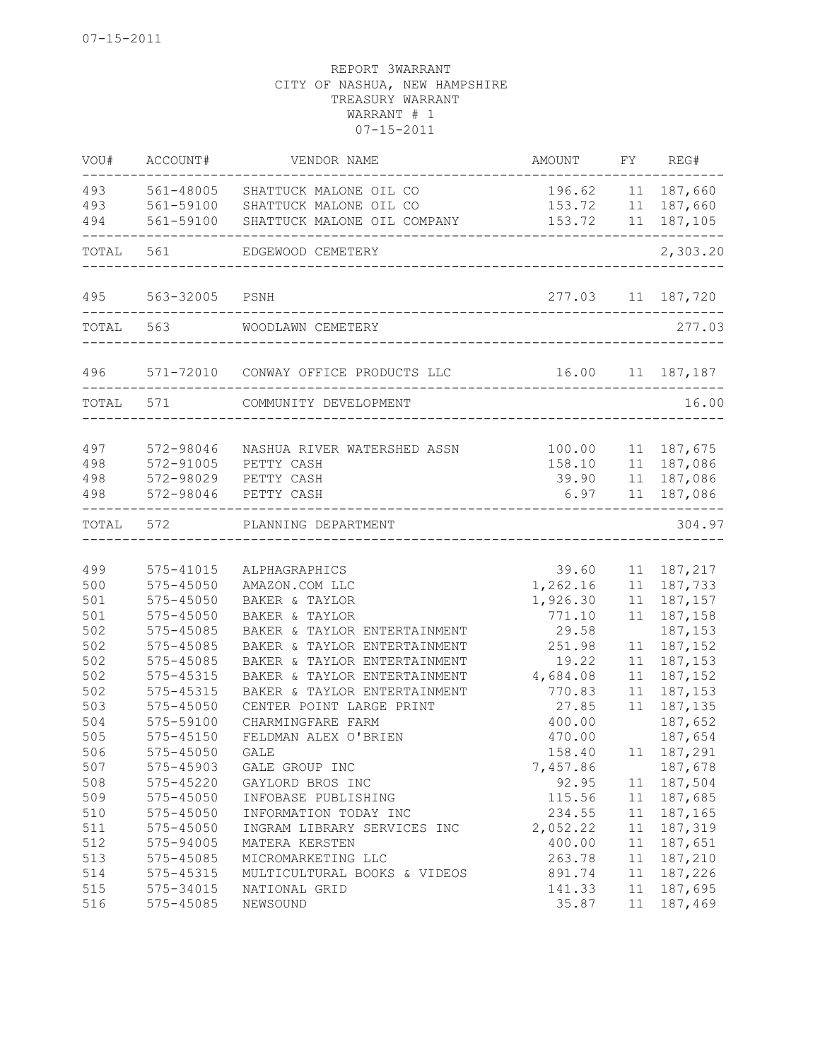07-15-2011

REPORT 3WARRANT
CITY OF NASHUA, NEW HAMPSHIRE
TREASURY WARRANT
WARRANT # 1
07-15-2011

| VOU# | ACCOUNT# | VENDOR NAME | AMOUNT | FY | REG# |
|---|---|---|---|---|---|
| 493 | 561-48005 | SHATTUCK MALONE OIL CO | 196.62 | 11 | 187,660 |
| 493 | 561-59100 | SHATTUCK MALONE OIL CO | 153.72 | 11 | 187,660 |
| 494 | 561-59100 | SHATTUCK MALONE OIL COMPANY | 153.72 | 11 | 187,105 |
| TOTAL | 561 | EDGEWOOD CEMETERY | | | 2,303.20 |
| 495 | 563-32005 | PSNH | 277.03 | 11 | 187,720 |
| TOTAL | 563 | WOODLAWN CEMETERY | | | 277.03 |
| 496 | 571-72010 | CONWAY OFFICE PRODUCTS LLC | 16.00 | 11 | 187,187 |
| TOTAL | 571 | COMMUNITY DEVELOPMENT | | | 16.00 |
| 497 | 572-98046 | NASHUA RIVER WATERSHED ASSN | 100.00 | 11 | 187,675 |
| 498 | 572-91005 | PETTY CASH | 158.10 | 11 | 187,086 |
| 498 | 572-98029 | PETTY CASH | 39.90 | 11 | 187,086 |
| 498 | 572-98046 | PETTY CASH | 6.97 | 11 | 187,086 |
| TOTAL | 572 | PLANNING DEPARTMENT | | | 304.97 |
| 499 | 575-41015 | ALPHAGRAPHICS | 39.60 | 11 | 187,217 |
| 500 | 575-45050 | AMAZON.COM LLC | 1,262.16 | 11 | 187,733 |
| 501 | 575-45050 | BAKER & TAYLOR | 1,926.30 | 11 | 187,157 |
| 501 | 575-45050 | BAKER & TAYLOR | 771.10 | 11 | 187,158 |
| 502 | 575-45085 | BAKER & TAYLOR ENTERTAINMENT | 29.58 | | 187,153 |
| 502 | 575-45085 | BAKER & TAYLOR ENTERTAINMENT | 251.98 | 11 | 187,152 |
| 502 | 575-45085 | BAKER & TAYLOR ENTERTAINMENT | 19.22 | 11 | 187,153 |
| 502 | 575-45315 | BAKER & TAYLOR ENTERTAINMENT | 4,684.08 | 11 | 187,152 |
| 502 | 575-45315 | BAKER & TAYLOR ENTERTAINMENT | 770.83 | 11 | 187,153 |
| 503 | 575-45050 | CENTER POINT LARGE PRINT | 27.85 | 11 | 187,135 |
| 504 | 575-59100 | CHARMINGFARE FARM | 400.00 | | 187,652 |
| 505 | 575-45150 | FELDMAN ALEX O'BRIEN | 470.00 | | 187,654 |
| 506 | 575-45050 | GALE | 158.40 | 11 | 187,291 |
| 507 | 575-45903 | GALE GROUP INC | 7,457.86 | | 187,678 |
| 508 | 575-45220 | GAYLORD BROS INC | 92.95 | 11 | 187,504 |
| 509 | 575-45050 | INFOBASE PUBLISHING | 115.56 | 11 | 187,685 |
| 510 | 575-45050 | INFORMATION TODAY INC | 234.55 | 11 | 187,165 |
| 511 | 575-45050 | INGRAM LIBRARY SERVICES INC | 2,052.22 | 11 | 187,319 |
| 512 | 575-94005 | MATERA KERSTEN | 400.00 | 11 | 187,651 |
| 513 | 575-45085 | MICROMARKETING LLC | 263.78 | 11 | 187,210 |
| 514 | 575-45315 | MULTICULTURAL BOOKS & VIDEOS | 891.74 | 11 | 187,226 |
| 515 | 575-34015 | NATIONAL GRID | 141.33 | 11 | 187,695 |
| 516 | 575-45085 | NEWSOUND | 35.87 | 11 | 187,469 |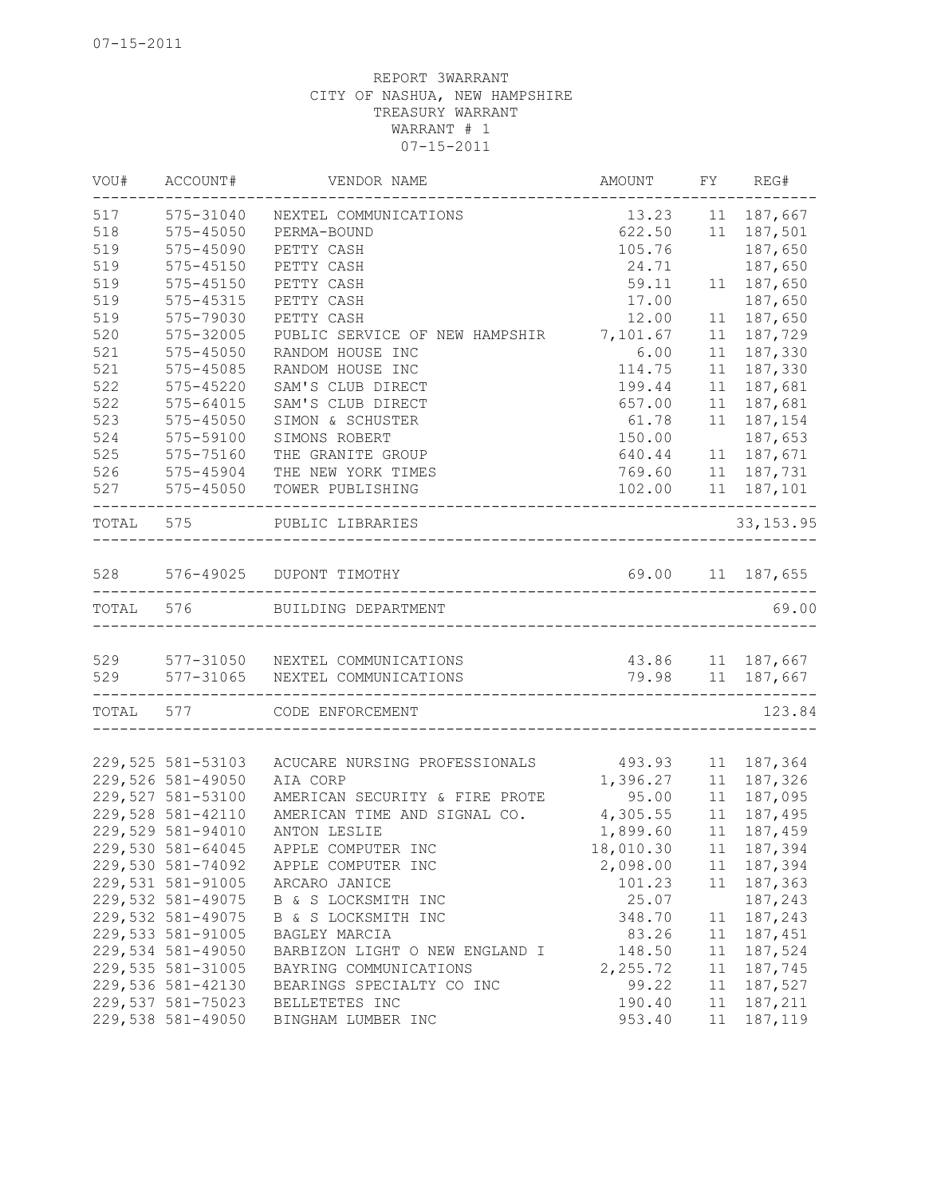07-15-2011

REPORT 3WARRANT
CITY OF NASHUA, NEW HAMPSHIRE
TREASURY WARRANT
WARRANT # 1
07-15-2011

| VOU# | ACCOUNT# | VENDOR NAME | AMOUNT | FY | REG# |
|---|---|---|---|---|---|
| 517 | 575-31040 | NEXTEL COMMUNICATIONS | 13.23 | 11 | 187,667 |
| 518 | 575-45050 | PERMA-BOUND | 622.50 | 11 | 187,501 |
| 519 | 575-45090 | PETTY CASH | 105.76 | | 187,650 |
| 519 | 575-45150 | PETTY CASH | 24.71 | | 187,650 |
| 519 | 575-45150 | PETTY CASH | 59.11 | 11 | 187,650 |
| 519 | 575-45315 | PETTY CASH | 17.00 | | 187,650 |
| 519 | 575-79030 | PETTY CASH | 12.00 | 11 | 187,650 |
| 520 | 575-32005 | PUBLIC SERVICE OF NEW HAMPSHIR | 7,101.67 | 11 | 187,729 |
| 521 | 575-45050 | RANDOM HOUSE INC | 6.00 | 11 | 187,330 |
| 521 | 575-45085 | RANDOM HOUSE INC | 114.75 | 11 | 187,330 |
| 522 | 575-45220 | SAM'S CLUB DIRECT | 199.44 | 11 | 187,681 |
| 522 | 575-64015 | SAM'S CLUB DIRECT | 657.00 | 11 | 187,681 |
| 523 | 575-45050 | SIMON & SCHUSTER | 61.78 | 11 | 187,154 |
| 524 | 575-59100 | SIMONS ROBERT | 150.00 | | 187,653 |
| 525 | 575-75160 | THE GRANITE GROUP | 640.44 | 11 | 187,671 |
| 526 | 575-45904 | THE NEW YORK TIMES | 769.60 | 11 | 187,731 |
| 527 | 575-45050 | TOWER PUBLISHING | 102.00 | 11 | 187,101 |
| TOTAL | 575 | PUBLIC LIBRARIES | | | 33,153.95 |
| 528 | 576-49025 | DUPONT TIMOTHY | 69.00 | 11 | 187,655 |
| TOTAL | 576 | BUILDING DEPARTMENT | | | 69.00 |
| 529 | 577-31050 | NEXTEL COMMUNICATIONS | 43.86 | 11 | 187,667 |
| 529 | 577-31065 | NEXTEL COMMUNICATIONS | 79.98 | 11 | 187,667 |
| TOTAL | 577 | CODE ENFORCEMENT | | | 123.84 |
| 229,525 | 581-53103 | ACUCARE NURSING PROFESSIONALS | 493.93 | 11 | 187,364 |
| 229,526 | 581-49050 | AIA CORP | 1,396.27 | 11 | 187,326 |
| 229,527 | 581-53100 | AMERICAN SECURITY & FIRE PROTE | 95.00 | 11 | 187,095 |
| 229,528 | 581-42110 | AMERICAN TIME AND SIGNAL CO. | 4,305.55 | 11 | 187,495 |
| 229,529 | 581-94010 | ANTON LESLIE | 1,899.60 | 11 | 187,459 |
| 229,530 | 581-64045 | APPLE COMPUTER INC | 18,010.30 | 11 | 187,394 |
| 229,530 | 581-74092 | APPLE COMPUTER INC | 2,098.00 | 11 | 187,394 |
| 229,531 | 581-91005 | ARCARO JANICE | 101.23 | 11 | 187,363 |
| 229,532 | 581-49075 | B & S LOCKSMITH INC | 25.07 | | 187,243 |
| 229,532 | 581-49075 | B & S LOCKSMITH INC | 348.70 | 11 | 187,243 |
| 229,533 | 581-91005 | BAGLEY MARCIA | 83.26 | 11 | 187,451 |
| 229,534 | 581-49050 | BARBIZON LIGHT O NEW ENGLAND I | 148.50 | 11 | 187,524 |
| 229,535 | 581-31005 | BAYRING COMMUNICATIONS | 2,255.72 | 11 | 187,745 |
| 229,536 | 581-42130 | BEARINGS SPECIALTY CO INC | 99.22 | 11 | 187,527 |
| 229,537 | 581-75023 | BELLETETES INC | 190.40 | 11 | 187,211 |
| 229,538 | 581-49050 | BINGHAM LUMBER INC | 953.40 | 11 | 187,119 |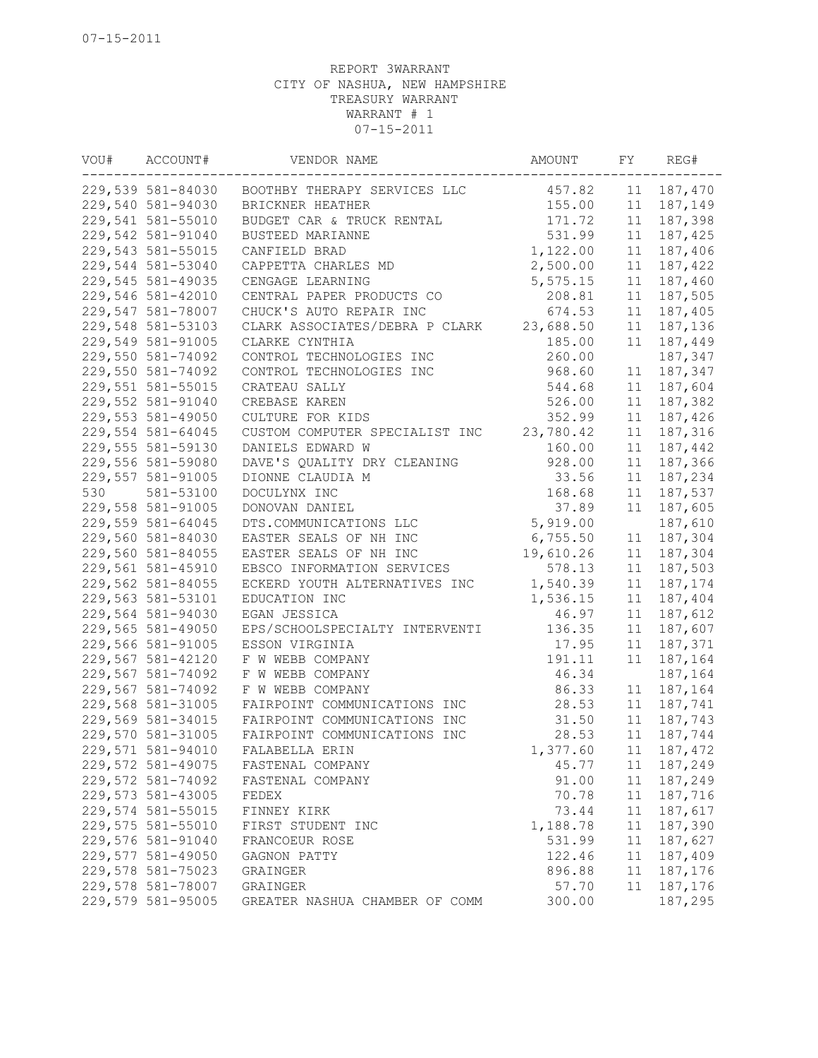07-15-2011

REPORT 3WARRANT
CITY OF NASHUA, NEW HAMPSHIRE
TREASURY WARRANT
WARRANT # 1
07-15-2011

| VOU# | ACCOUNT# | VENDOR NAME | AMOUNT | FY | REG# |
|---|---|---|---|---|---|
| 229,539 | 581-84030 | BOOTHBY THERAPY SERVICES LLC | 457.82 | 11 | 187,470 |
| 229,540 | 581-94030 | BRICKNER HEATHER | 155.00 | 11 | 187,149 |
| 229,541 | 581-55010 | BUDGET CAR & TRUCK RENTAL | 171.72 | 11 | 187,398 |
| 229,542 | 581-91040 | BUSTEED MARIANNE | 531.99 | 11 | 187,425 |
| 229,543 | 581-55015 | CANFIELD BRAD | 1,122.00 | 11 | 187,406 |
| 229,544 | 581-53040 | CAPPETTA CHARLES MD | 2,500.00 | 11 | 187,422 |
| 229,545 | 581-49035 | CENGAGE LEARNING | 5,575.15 | 11 | 187,460 |
| 229,546 | 581-42010 | CENTRAL PAPER PRODUCTS CO | 208.81 | 11 | 187,505 |
| 229,547 | 581-78007 | CHUCK'S AUTO REPAIR INC | 674.53 | 11 | 187,405 |
| 229,548 | 581-53103 | CLARK ASSOCIATES/DEBRA P CLARK | 23,688.50 | 11 | 187,136 |
| 229,549 | 581-91005 | CLARKE CYNTHIA | 185.00 | 11 | 187,449 |
| 229,550 | 581-74092 | CONTROL TECHNOLOGIES INC | 260.00 | | 187,347 |
| 229,550 | 581-74092 | CONTROL TECHNOLOGIES INC | 968.60 | 11 | 187,347 |
| 229,551 | 581-55015 | CRATEAU SALLY | 544.68 | 11 | 187,604 |
| 229,552 | 581-91040 | CREBASE KAREN | 526.00 | 11 | 187,382 |
| 229,553 | 581-49050 | CULTURE FOR KIDS | 352.99 | 11 | 187,426 |
| 229,554 | 581-64045 | CUSTOM COMPUTER SPECIALIST INC | 23,780.42 | 11 | 187,316 |
| 229,555 | 581-59130 | DANIELS EDWARD W | 160.00 | 11 | 187,442 |
| 229,556 | 581-59080 | DAVE'S QUALITY DRY CLEANING | 928.00 | 11 | 187,366 |
| 229,557 | 581-91005 | DIONNE CLAUDIA M | 33.56 | 11 | 187,234 |
| 530 | 581-53100 | DOCULYNX INC | 168.68 | 11 | 187,537 |
| 229,558 | 581-91005 | DONOVAN DANIEL | 37.89 | 11 | 187,605 |
| 229,559 | 581-64045 | DTS.COMMUNICATIONS LLC | 5,919.00 | | 187,610 |
| 229,560 | 581-84030 | EASTER SEALS OF NH INC | 6,755.50 | 11 | 187,304 |
| 229,560 | 581-84055 | EASTER SEALS OF NH INC | 19,610.26 | 11 | 187,304 |
| 229,561 | 581-45910 | EBSCO INFORMATION SERVICES | 578.13 | 11 | 187,503 |
| 229,562 | 581-84055 | ECKERD YOUTH ALTERNATIVES INC | 1,540.39 | 11 | 187,174 |
| 229,563 | 581-53101 | EDUCATION INC | 1,536.15 | 11 | 187,404 |
| 229,564 | 581-94030 | EGAN JESSICA | 46.97 | 11 | 187,612 |
| 229,565 | 581-49050 | EPS/SCHOOLSPECIALTY INTERVENTI | 136.35 | 11 | 187,607 |
| 229,566 | 581-91005 | ESSON VIRGINIA | 17.95 | 11 | 187,371 |
| 229,567 | 581-42120 | F W WEBB COMPANY | 191.11 | 11 | 187,164 |
| 229,567 | 581-74092 | F W WEBB COMPANY | 46.34 | | 187,164 |
| 229,567 | 581-74092 | F W WEBB COMPANY | 86.33 | 11 | 187,164 |
| 229,568 | 581-31005 | FAIRPOINT COMMUNICATIONS INC | 28.53 | 11 | 187,741 |
| 229,569 | 581-34015 | FAIRPOINT COMMUNICATIONS INC | 31.50 | 11 | 187,743 |
| 229,570 | 581-31005 | FAIRPOINT COMMUNICATIONS INC | 28.53 | 11 | 187,744 |
| 229,571 | 581-94010 | FALABELLA ERIN | 1,377.60 | 11 | 187,472 |
| 229,572 | 581-49075 | FASTENAL COMPANY | 45.77 | 11 | 187,249 |
| 229,572 | 581-74092 | FASTENAL COMPANY | 91.00 | 11 | 187,249 |
| 229,573 | 581-43005 | FEDEX | 70.78 | 11 | 187,716 |
| 229,574 | 581-55015 | FINNEY KIRK | 73.44 | 11 | 187,617 |
| 229,575 | 581-55010 | FIRST STUDENT INC | 1,188.78 | 11 | 187,390 |
| 229,576 | 581-91040 | FRANCOEUR ROSE | 531.99 | 11 | 187,627 |
| 229,577 | 581-49050 | GAGNON PATTY | 122.46 | 11 | 187,409 |
| 229,578 | 581-75023 | GRAINGER | 896.88 | 11 | 187,176 |
| 229,578 | 581-78007 | GRAINGER | 57.70 | 11 | 187,176 |
| 229,579 | 581-95005 | GREATER NASHUA CHAMBER OF COMM | 300.00 | | 187,295 |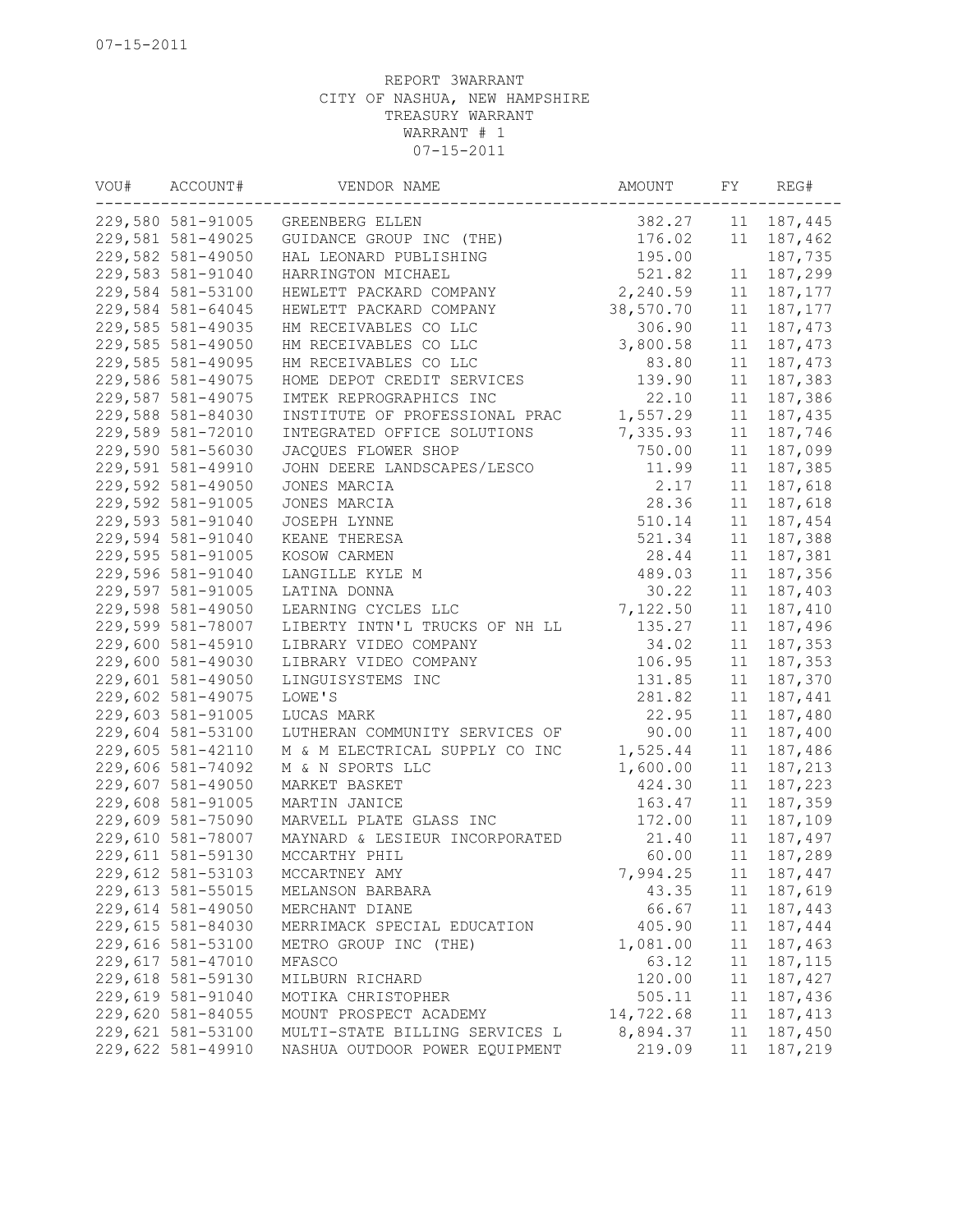07-15-2011

REPORT 3WARRANT
CITY OF NASHUA, NEW HAMPSHIRE
TREASURY WARRANT
WARRANT # 1
07-15-2011

| VOU# | ACCOUNT# | VENDOR NAME | AMOUNT | FY | REG# |
|---|---|---|---|---|---|
| 229,580 | 581-91005 | GREENBERG ELLEN | 382.27 | 11 | 187,445 |
| 229,581 | 581-49025 | GUIDANCE GROUP INC (THE) | 176.02 | 11 | 187,462 |
| 229,582 | 581-49050 | HAL LEONARD PUBLISHING | 195.00 | | 187,735 |
| 229,583 | 581-91040 | HARRINGTON MICHAEL | 521.82 | 11 | 187,299 |
| 229,584 | 581-53100 | HEWLETT PACKARD COMPANY | 2,240.59 | 11 | 187,177 |
| 229,584 | 581-64045 | HEWLETT PACKARD COMPANY | 38,570.70 | 11 | 187,177 |
| 229,585 | 581-49035 | HM RECEIVABLES CO LLC | 306.90 | 11 | 187,473 |
| 229,585 | 581-49050 | HM RECEIVABLES CO LLC | 3,800.58 | 11 | 187,473 |
| 229,585 | 581-49095 | HM RECEIVABLES CO LLC | 83.80 | 11 | 187,473 |
| 229,586 | 581-49075 | HOME DEPOT CREDIT SERVICES | 139.90 | 11 | 187,383 |
| 229,587 | 581-49075 | IMTEK REPROGRAPHICS INC | 22.10 | 11 | 187,386 |
| 229,588 | 581-84030 | INSTITUTE OF PROFESSIONAL PRAC | 1,557.29 | 11 | 187,435 |
| 229,589 | 581-72010 | INTEGRATED OFFICE SOLUTIONS | 7,335.93 | 11 | 187,746 |
| 229,590 | 581-56030 | JACQUES FLOWER SHOP | 750.00 | 11 | 187,099 |
| 229,591 | 581-49910 | JOHN DEERE LANDSCAPES/LESCO | 11.99 | 11 | 187,385 |
| 229,592 | 581-49050 | JONES MARCIA | 2.17 | 11 | 187,618 |
| 229,592 | 581-91005 | JONES MARCIA | 28.36 | 11 | 187,618 |
| 229,593 | 581-91040 | JOSEPH LYNNE | 510.14 | 11 | 187,454 |
| 229,594 | 581-91040 | KEANE THERESA | 521.34 | 11 | 187,388 |
| 229,595 | 581-91005 | KOSOW CARMEN | 28.44 | 11 | 187,381 |
| 229,596 | 581-91040 | LANGILLE KYLE M | 489.03 | 11 | 187,356 |
| 229,597 | 581-91005 | LATINA DONNA | 30.22 | 11 | 187,403 |
| 229,598 | 581-49050 | LEARNING CYCLES LLC | 7,122.50 | 11 | 187,410 |
| 229,599 | 581-78007 | LIBERTY INTN'L TRUCKS OF NH LL | 135.27 | 11 | 187,496 |
| 229,600 | 581-45910 | LIBRARY VIDEO COMPANY | 34.02 | 11 | 187,353 |
| 229,600 | 581-49030 | LIBRARY VIDEO COMPANY | 106.95 | 11 | 187,353 |
| 229,601 | 581-49050 | LINGUISYSTEMS INC | 131.85 | 11 | 187,370 |
| 229,602 | 581-49075 | LOWE'S | 281.82 | 11 | 187,441 |
| 229,603 | 581-91005 | LUCAS MARK | 22.95 | 11 | 187,480 |
| 229,604 | 581-53100 | LUTHERAN COMMUNITY SERVICES OF | 90.00 | 11 | 187,400 |
| 229,605 | 581-42110 | M & M ELECTRICAL SUPPLY CO INC | 1,525.44 | 11 | 187,486 |
| 229,606 | 581-74092 | M & N SPORTS LLC | 1,600.00 | 11 | 187,213 |
| 229,607 | 581-49050 | MARKET BASKET | 424.30 | 11 | 187,223 |
| 229,608 | 581-91005 | MARTIN JANICE | 163.47 | 11 | 187,359 |
| 229,609 | 581-75090 | MARVELL PLATE GLASS INC | 172.00 | 11 | 187,109 |
| 229,610 | 581-78007 | MAYNARD & LESIEUR INCORPORATED | 21.40 | 11 | 187,497 |
| 229,611 | 581-59130 | MCCARTHY PHIL | 60.00 | 11 | 187,289 |
| 229,612 | 581-53103 | MCCARTNEY AMY | 7,994.25 | 11 | 187,447 |
| 229,613 | 581-55015 | MELANSON BARBARA | 43.35 | 11 | 187,619 |
| 229,614 | 581-49050 | MERCHANT DIANE | 66.67 | 11 | 187,443 |
| 229,615 | 581-84030 | MERRIMACK SPECIAL EDUCATION | 405.90 | 11 | 187,444 |
| 229,616 | 581-53100 | METRO GROUP INC (THE) | 1,081.00 | 11 | 187,463 |
| 229,617 | 581-47010 | MFASCO | 63.12 | 11 | 187,115 |
| 229,618 | 581-59130 | MILBURN RICHARD | 120.00 | 11 | 187,427 |
| 229,619 | 581-91040 | MOTIKA CHRISTOPHER | 505.11 | 11 | 187,436 |
| 229,620 | 581-84055 | MOUNT PROSPECT ACADEMY | 14,722.68 | 11 | 187,413 |
| 229,621 | 581-53100 | MULTI-STATE BILLING SERVICES L | 8,894.37 | 11 | 187,450 |
| 229,622 | 581-49910 | NASHUA OUTDOOR POWER EQUIPMENT | 219.09 | 11 | 187,219 |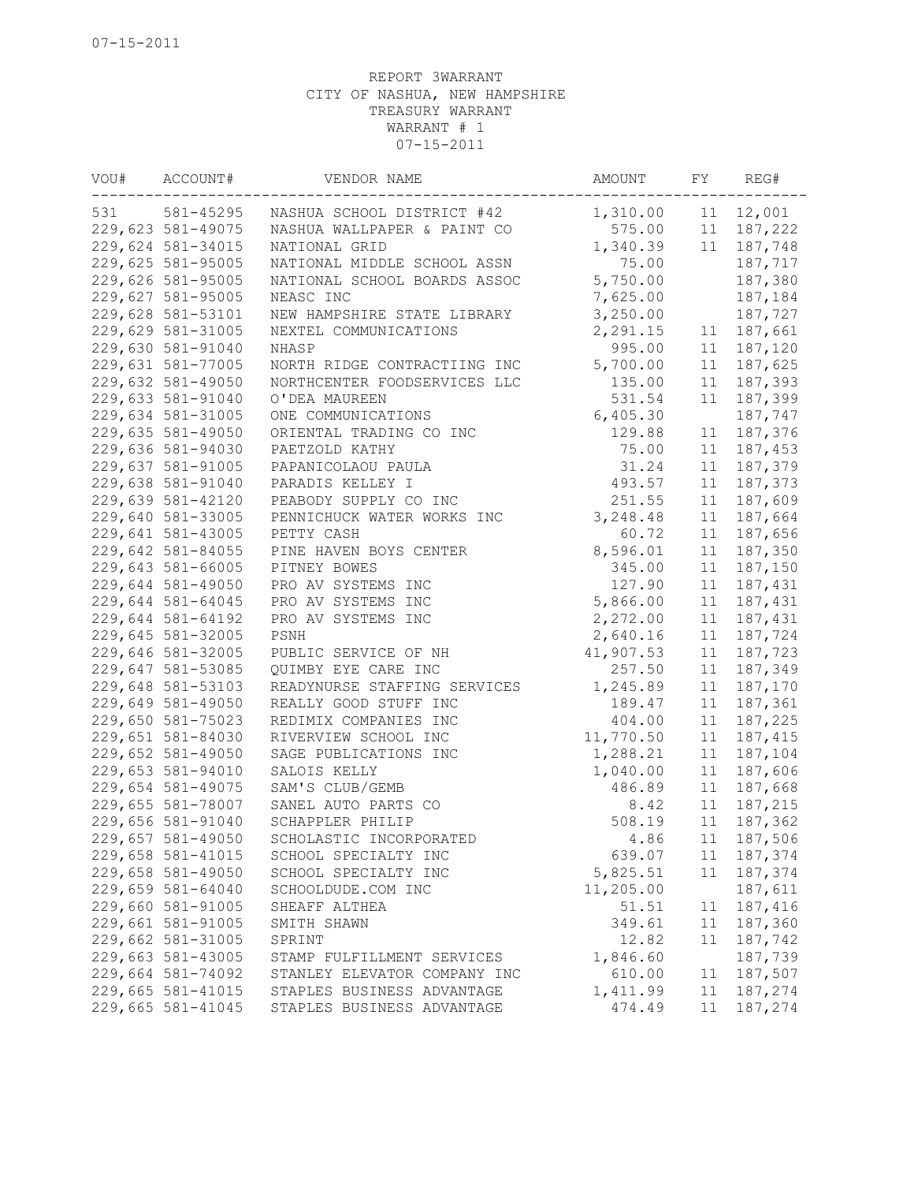07-15-2011

REPORT 3WARRANT
CITY OF NASHUA, NEW HAMPSHIRE
TREASURY WARRANT
WARRANT # 1
07-15-2011

| VOU# | ACCOUNT# | VENDOR NAME | AMOUNT | FY | REG# |
|---|---|---|---|---|---|
| 531 | 581-45295 | NASHUA SCHOOL DISTRICT #42 | 1,310.00 | 11 | 12,001 |
| 229,623 | 581-49075 | NASHUA WALLPAPER & PAINT CO | 575.00 | 11 | 187,222 |
| 229,624 | 581-34015 | NATIONAL GRID | 1,340.39 | 11 | 187,748 |
| 229,625 | 581-95005 | NATIONAL MIDDLE SCHOOL ASSN | 75.00 | | 187,717 |
| 229,626 | 581-95005 | NATIONAL SCHOOL BOARDS ASSOC | 5,750.00 | | 187,380 |
| 229,627 | 581-95005 | NEASC INC | 7,625.00 | | 187,184 |
| 229,628 | 581-53101 | NEW HAMPSHIRE STATE LIBRARY | 3,250.00 | | 187,727 |
| 229,629 | 581-31005 | NEXTEL COMMUNICATIONS | 2,291.15 | 11 | 187,661 |
| 229,630 | 581-91040 | NHASP | 995.00 | 11 | 187,120 |
| 229,631 | 581-77005 | NORTH RIDGE CONTRACTIING INC | 5,700.00 | 11 | 187,625 |
| 229,632 | 581-49050 | NORTHCENTER FOODSERVICES LLC | 135.00 | 11 | 187,393 |
| 229,633 | 581-91040 | O'DEA MAUREEN | 531.54 | 11 | 187,399 |
| 229,634 | 581-31005 | ONE COMMUNICATIONS | 6,405.30 | | 187,747 |
| 229,635 | 581-49050 | ORIENTAL TRADING CO INC | 129.88 | 11 | 187,376 |
| 229,636 | 581-94030 | PAETZOLD KATHY | 75.00 | 11 | 187,453 |
| 229,637 | 581-91005 | PAPANICOLAOU PAULA | 31.24 | 11 | 187,379 |
| 229,638 | 581-91040 | PARADIS KELLEY I | 493.57 | 11 | 187,373 |
| 229,639 | 581-42120 | PEABODY SUPPLY CO INC | 251.55 | 11 | 187,609 |
| 229,640 | 581-33005 | PENNICHUCK WATER WORKS INC | 3,248.48 | 11 | 187,664 |
| 229,641 | 581-43005 | PETTY CASH | 60.72 | 11 | 187,656 |
| 229,642 | 581-84055 | PINE HAVEN BOYS CENTER | 8,596.01 | 11 | 187,350 |
| 229,643 | 581-66005 | PITNEY BOWES | 345.00 | 11 | 187,150 |
| 229,644 | 581-49050 | PRO AV SYSTEMS INC | 127.90 | 11 | 187,431 |
| 229,644 | 581-64045 | PRO AV SYSTEMS INC | 5,866.00 | 11 | 187,431 |
| 229,644 | 581-64192 | PRO AV SYSTEMS INC | 2,272.00 | 11 | 187,431 |
| 229,645 | 581-32005 | PSNH | 2,640.16 | 11 | 187,724 |
| 229,646 | 581-32005 | PUBLIC SERVICE OF NH | 41,907.53 | 11 | 187,723 |
| 229,647 | 581-53085 | QUIMBY EYE CARE INC | 257.50 | 11 | 187,349 |
| 229,648 | 581-53103 | READYNURSE STAFFING SERVICES | 1,245.89 | 11 | 187,170 |
| 229,649 | 581-49050 | REALLY GOOD STUFF INC | 189.47 | 11 | 187,361 |
| 229,650 | 581-75023 | REDIMIX COMPANIES INC | 404.00 | 11 | 187,225 |
| 229,651 | 581-84030 | RIVERVIEW SCHOOL INC | 11,770.50 | 11 | 187,415 |
| 229,652 | 581-49050 | SAGE PUBLICATIONS INC | 1,288.21 | 11 | 187,104 |
| 229,653 | 581-94010 | SALOIS KELLY | 1,040.00 | 11 | 187,606 |
| 229,654 | 581-49075 | SAM'S CLUB/GEMB | 486.89 | 11 | 187,668 |
| 229,655 | 581-78007 | SANEL AUTO PARTS CO | 8.42 | 11 | 187,215 |
| 229,656 | 581-91040 | SCHAPPLER PHILIP | 508.19 | 11 | 187,362 |
| 229,657 | 581-49050 | SCHOLASTIC INCORPORATED | 4.86 | 11 | 187,506 |
| 229,658 | 581-41015 | SCHOOL SPECIALTY INC | 639.07 | 11 | 187,374 |
| 229,658 | 581-49050 | SCHOOL SPECIALTY INC | 5,825.51 | 11 | 187,374 |
| 229,659 | 581-64040 | SCHOOLDUDE.COM INC | 11,205.00 | | 187,611 |
| 229,660 | 581-91005 | SHEAFF ALTHEA | 51.51 | 11 | 187,416 |
| 229,661 | 581-91005 | SMITH SHAWN | 349.61 | 11 | 187,360 |
| 229,662 | 581-31005 | SPRINT | 12.82 | 11 | 187,742 |
| 229,663 | 581-43005 | STAMP FULFILLMENT SERVICES | 1,846.60 | | 187,739 |
| 229,664 | 581-74092 | STANLEY ELEVATOR COMPANY INC | 610.00 | 11 | 187,507 |
| 229,665 | 581-41015 | STAPLES BUSINESS ADVANTAGE | 1,411.99 | 11 | 187,274 |
| 229,665 | 581-41045 | STAPLES BUSINESS ADVANTAGE | 474.49 | 11 | 187,274 |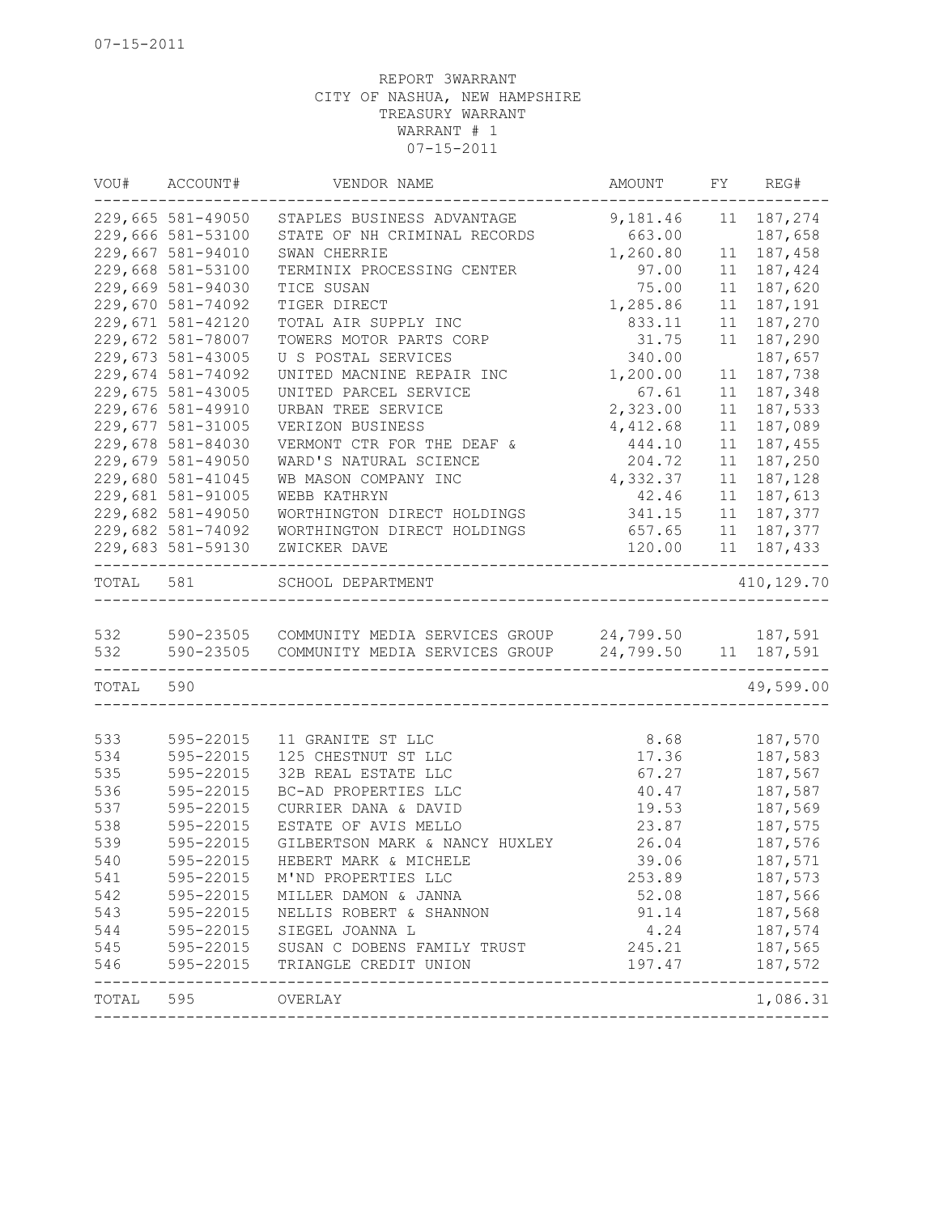07-15-2011

REPORT 3WARRANT
CITY OF NASHUA, NEW HAMPSHIRE
TREASURY WARRANT
WARRANT # 1
07-15-2011

| VOU# | ACCOUNT# | VENDOR NAME | AMOUNT | FY | REG# |
|---|---|---|---|---|---|
| 229,665 | 581-49050 | STAPLES BUSINESS ADVANTAGE | 9,181.46 | 11 | 187,274 |
| 229,666 | 581-53100 | STATE OF NH CRIMINAL RECORDS | 663.00 | | 187,658 |
| 229,667 | 581-94010 | SWAN CHERRIE | 1,260.80 | 11 | 187,458 |
| 229,668 | 581-53100 | TERMINIX PROCESSING CENTER | 97.00 | 11 | 187,424 |
| 229,669 | 581-94030 | TICE SUSAN | 75.00 | 11 | 187,620 |
| 229,670 | 581-74092 | TIGER DIRECT | 1,285.86 | 11 | 187,191 |
| 229,671 | 581-42120 | TOTAL AIR SUPPLY INC | 833.11 | 11 | 187,270 |
| 229,672 | 581-78007 | TOWERS MOTOR PARTS CORP | 31.75 | 11 | 187,290 |
| 229,673 | 581-43005 | U S POSTAL SERVICES | 340.00 | | 187,657 |
| 229,674 | 581-74092 | UNITED MACNINE REPAIR INC | 1,200.00 | 11 | 187,738 |
| 229,675 | 581-43005 | UNITED PARCEL SERVICE | 67.61 | 11 | 187,348 |
| 229,676 | 581-49910 | URBAN TREE SERVICE | 2,323.00 | 11 | 187,533 |
| 229,677 | 581-31005 | VERIZON BUSINESS | 4,412.68 | 11 | 187,089 |
| 229,678 | 581-84030 | VERMONT CTR FOR THE DEAF & | 444.10 | 11 | 187,455 |
| 229,679 | 581-49050 | WARD'S NATURAL SCIENCE | 204.72 | 11 | 187,250 |
| 229,680 | 581-41045 | WB MASON COMPANY INC | 4,332.37 | 11 | 187,128 |
| 229,681 | 581-91005 | WEBB KATHRYN | 42.46 | 11 | 187,613 |
| 229,682 | 581-49050 | WORTHINGTON DIRECT HOLDINGS | 341.15 | 11 | 187,377 |
| 229,682 | 581-74092 | WORTHINGTON DIRECT HOLDINGS | 657.65 | 11 | 187,377 |
| 229,683 | 581-59130 | ZWICKER DAVE | 120.00 | 11 | 187,433 |
| TOTAL | 581 | SCHOOL DEPARTMENT | | | 410,129.70 |
| 532 | 590-23505 | COMMUNITY MEDIA SERVICES GROUP | 24,799.50 | | 187,591 |
| 532 | 590-23505 | COMMUNITY MEDIA SERVICES GROUP | 24,799.50 | 11 | 187,591 |
| TOTAL | 590 | | | | 49,599.00 |
| 533 | 595-22015 | 11 GRANITE ST LLC | 8.68 | | 187,570 |
| 534 | 595-22015 | 125 CHESTNUT ST LLC | 17.36 | | 187,583 |
| 535 | 595-22015 | 32B REAL ESTATE LLC | 67.27 | | 187,567 |
| 536 | 595-22015 | BC-AD PROPERTIES LLC | 40.47 | | 187,587 |
| 537 | 595-22015 | CURRIER DANA & DAVID | 19.53 | | 187,569 |
| 538 | 595-22015 | ESTATE OF AVIS MELLO | 23.87 | | 187,575 |
| 539 | 595-22015 | GILBERTSON MARK & NANCY HUXLEY | 26.04 | | 187,576 |
| 540 | 595-22015 | HEBERT MARK & MICHELE | 39.06 | | 187,571 |
| 541 | 595-22015 | M'ND PROPERTIES LLC | 253.89 | | 187,573 |
| 542 | 595-22015 | MILLER DAMON & JANNA | 52.08 | | 187,566 |
| 543 | 595-22015 | NELLIS ROBERT & SHANNON | 91.14 | | 187,568 |
| 544 | 595-22015 | SIEGEL JOANNA L | 4.24 | | 187,574 |
| 545 | 595-22015 | SUSAN C DOBENS FAMILY TRUST | 245.21 | | 187,565 |
| 546 | 595-22015 | TRIANGLE CREDIT UNION | 197.47 | | 187,572 |
| TOTAL | 595 | OVERLAY | | | 1,086.31 |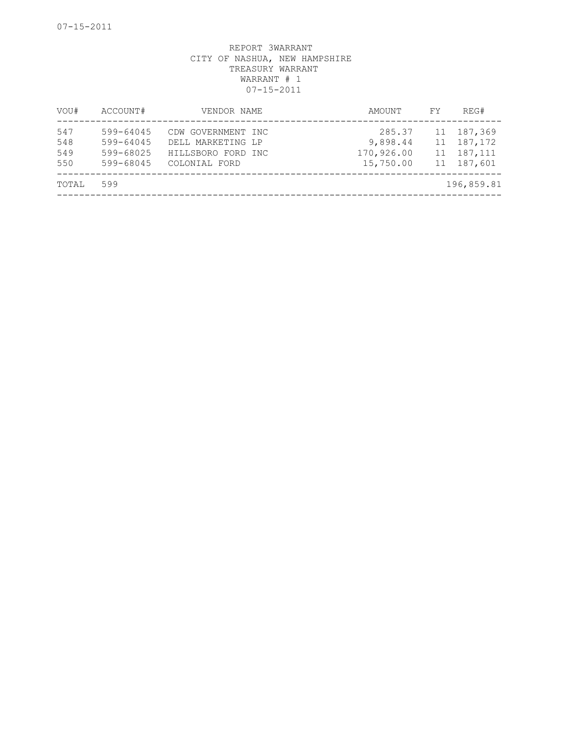REPORT 3WARRANT
CITY OF NASHUA, NEW HAMPSHIRE
TREASURY WARRANT
WARRANT # 1
07-15-2011

| VOU# | ACCOUNT# | VENDOR NAME | AMOUNT | FY | REG# |
|---|---|---|---|---|---|
| 547 | 599-64045 | CDW GOVERNMENT INC | 285.37 | 11 | 187,369 |
| 548 | 599-64045 | DELL MARKETING LP | 9,898.44 | 11 | 187,172 |
| 549 | 599-68025 | HILLSBORO FORD INC | 170,926.00 | 11 | 187,111 |
| 550 | 599-68045 | COLONIAL FORD | 15,750.00 | 11 | 187,601 |
| TOTAL | 599 | | | | 196,859.81 |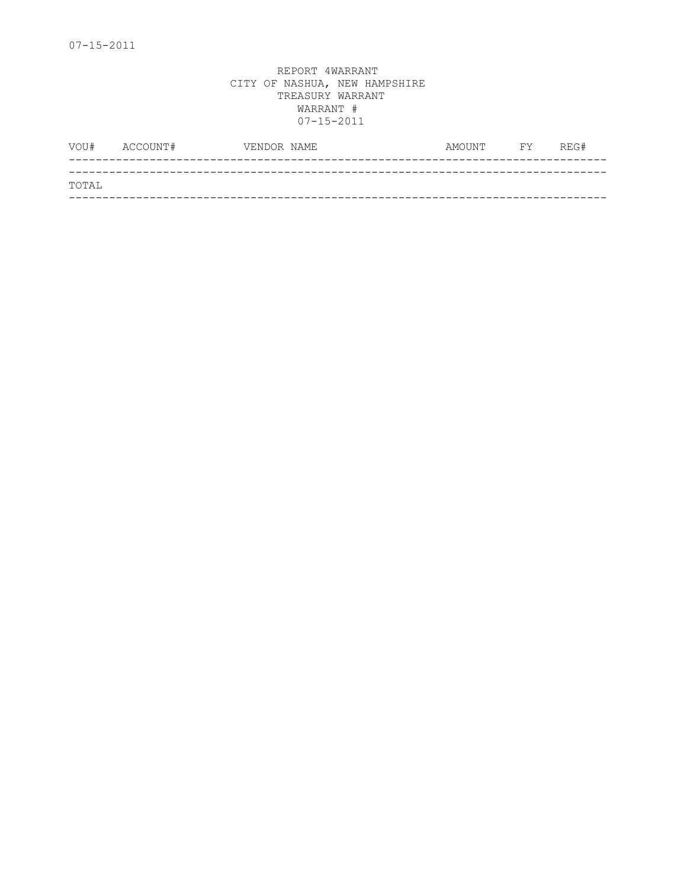07-15-2011

REPORT 4WARRANT
CITY OF NASHUA, NEW HAMPSHIRE
TREASURY WARRANT
WARRANT #
07-15-2011

| VOU# | ACCOUNT# | VENDOR NAME | AMOUNT | FY | REG# |
| --- | --- | --- | --- | --- | --- |
| TOTAL | | | | | |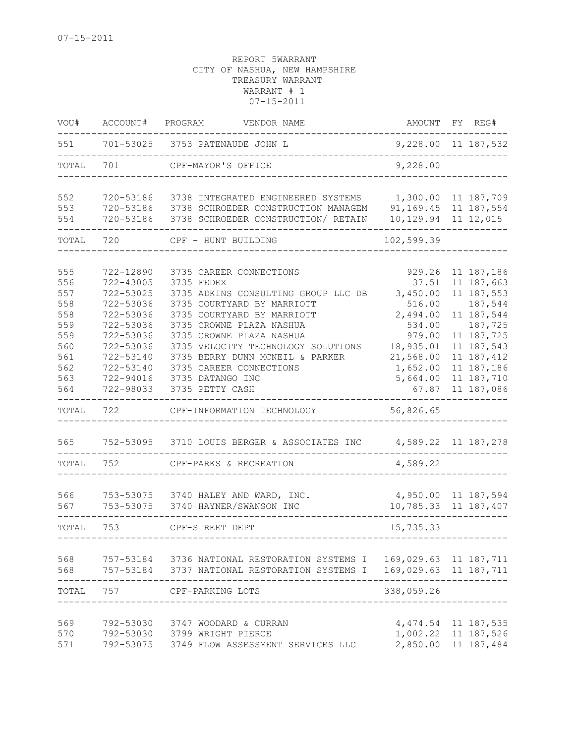07-15-2011

REPORT 5WARRANT
CITY OF NASHUA, NEW HAMPSHIRE
TREASURY WARRANT
WARRANT # 1
07-15-2011

| VOU# | ACCOUNT# | PROGRAM | VENDOR NAME | AMOUNT | FY | REG# |
|---|---|---|---|---|---|---|
| 551 | 701-53025 | 3753 | PATENAUDE JOHN L | 9,228.00 | 11 | 187,532 |
| TOTAL | 701 | | CPF-MAYOR'S OFFICE | 9,228.00 | | |
| 552 | 720-53186 | 3738 | INTEGRATED ENGINEERED SYSTEMS | 1,300.00 | 11 | 187,709 |
| 553 | 720-53186 | 3738 | SCHROEDER CONSTRUCTION MANAGEM | 91,169.45 | 11 | 187,554 |
| 554 | 720-53186 | 3738 | SCHROEDER CONSTRUCTION/ RETAIN | 10,129.94 | 11 | 12,015 |
| TOTAL | 720 | | CPF - HUNT BUILDING | 102,599.39 | | |
| 555 | 722-12890 | 3735 | CAREER CONNECTIONS | 929.26 | 11 | 187,186 |
| 556 | 722-43005 | 3735 | FEDEX | 37.51 | 11 | 187,663 |
| 557 | 722-53025 | 3735 | ADKINS CONSULTING GROUP LLC DB | 3,450.00 | 11 | 187,553 |
| 558 | 722-53036 | 3735 | COURTYARD BY MARRIOTT | 516.00 | | 187,544 |
| 558 | 722-53036 | 3735 | COURTYARD BY MARRIOTT | 2,494.00 | 11 | 187,544 |
| 559 | 722-53036 | 3735 | CROWNE PLAZA NASHUA | 534.00 | | 187,725 |
| 559 | 722-53036 | 3735 | CROWNE PLAZA NASHUA | 979.00 | 11 | 187,725 |
| 560 | 722-53036 | 3735 | VELOCITY TECHNOLOGY SOLUTIONS | 18,935.01 | 11 | 187,543 |
| 561 | 722-53140 | 3735 | BERRY DUNN MCNEIL & PARKER | 21,568.00 | 11 | 187,412 |
| 562 | 722-53140 | 3735 | CAREER CONNECTIONS | 1,652.00 | 11 | 187,186 |
| 563 | 722-94016 | 3735 | DATANGO INC | 5,664.00 | 11 | 187,710 |
| 564 | 722-98033 | 3735 | PETTY CASH | 67.87 | 11 | 187,086 |
| TOTAL | 722 | | CPF-INFORMATION TECHNOLOGY | 56,826.65 | | |
| 565 | 752-53095 | 3710 | LOUIS BERGER & ASSOCIATES INC | 4,589.22 | 11 | 187,278 |
| TOTAL | 752 | | CPF-PARKS & RECREATION | 4,589.22 | | |
| 566 | 753-53075 | 3740 | HALEY AND WARD, INC. | 4,950.00 | 11 | 187,594 |
| 567 | 753-53075 | 3740 | HAYNER/SWANSON INC | 10,785.33 | 11 | 187,407 |
| TOTAL | 753 | | CPF-STREET DEPT | 15,735.33 | | |
| 568 | 757-53184 | 3736 | NATIONAL RESTORATION SYSTEMS I | 169,029.63 | 11 | 187,711 |
| 568 | 757-53184 | 3737 | NATIONAL RESTORATION SYSTEMS I | 169,029.63 | 11 | 187,711 |
| TOTAL | 757 | | CPF-PARKING LOTS | 338,059.26 | | |
| 569 | 792-53030 | 3747 | WOODARD & CURRAN | 4,474.54 | 11 | 187,535 |
| 570 | 792-53030 | 3799 | WRIGHT PIERCE | 1,002.22 | 11 | 187,526 |
| 571 | 792-53075 | 3749 | FLOW ASSESSMENT SERVICES LLC | 2,850.00 | 11 | 187,484 |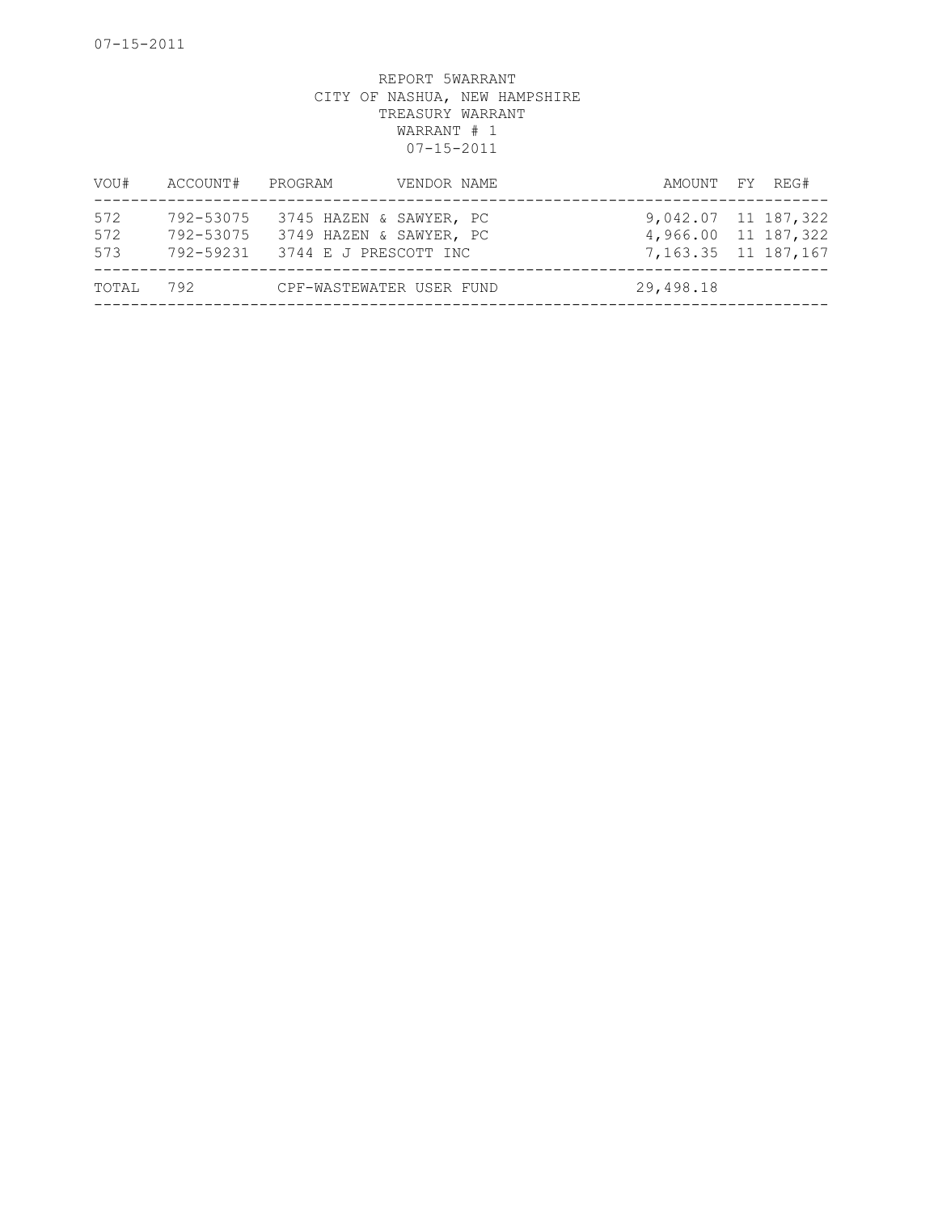REPORT 5WARRANT
CITY OF NASHUA, NEW HAMPSHIRE
TREASURY WARRANT
WARRANT # 1
07-15-2011

| VOU# | ACCOUNT# | PROGRAM | VENDOR NAME | AMOUNT | FY | REG# |
|---|---|---|---|---|---|---|
| 572 | 792-53075 | 3745 | HAZEN & SAWYER, PC | 9,042.07 | 11 | 187,322 |
| 572 | 792-53075 | 3749 | HAZEN & SAWYER, PC | 4,966.00 | 11 | 187,322 |
| 573 | 792-59231 | 3744 | E J PRESCOTT INC | 7,163.35 | 11 | 187,167 |
| TOTAL | 792 | | CPF-WASTEWATER USER FUND | 29,498.18 | | |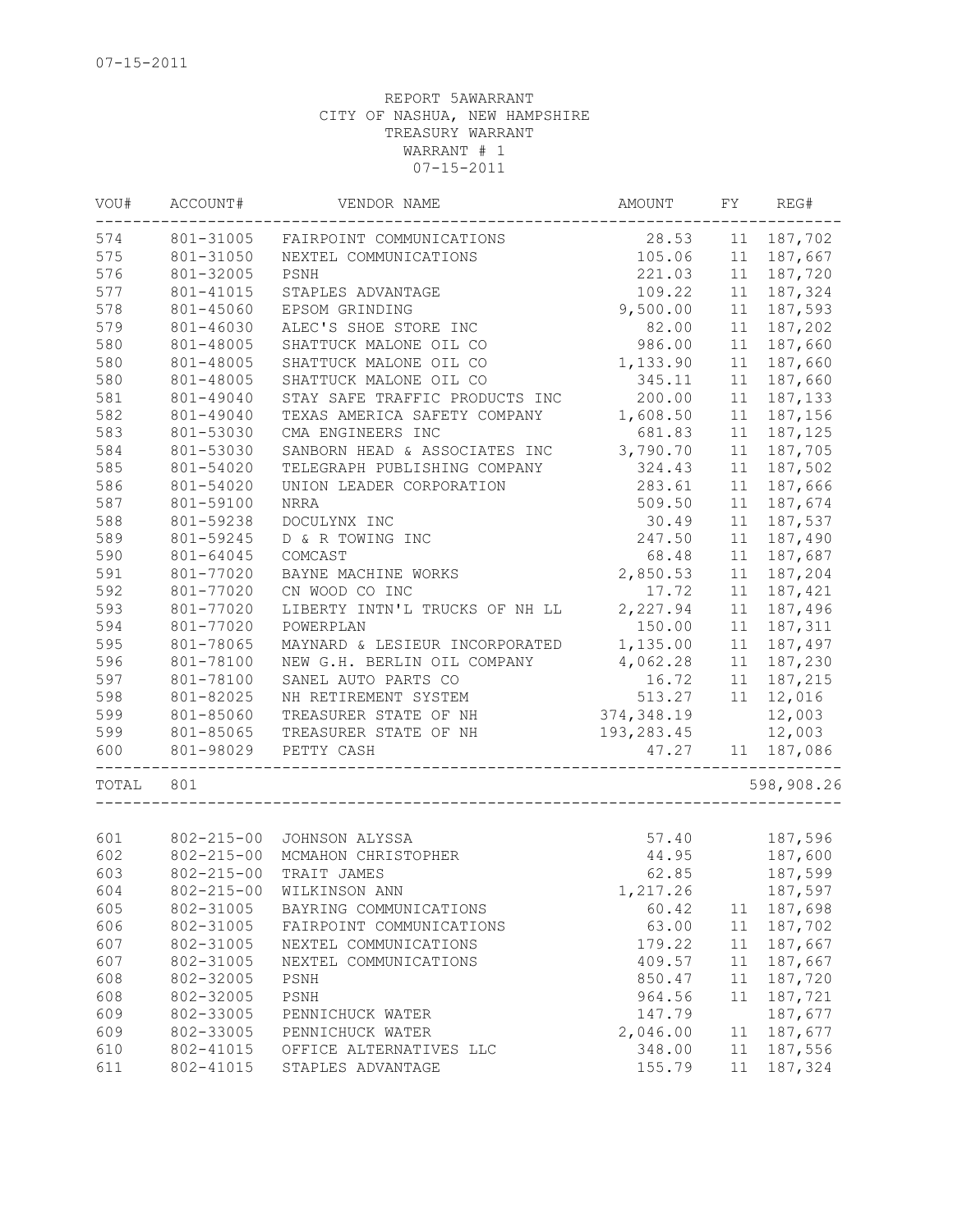07-15-2011

REPORT 5AWARRANT
CITY OF NASHUA, NEW HAMPSHIRE
TREASURY WARRANT
WARRANT # 1
07-15-2011

| VOU# | ACCOUNT# | VENDOR NAME | AMOUNT | FY | REG# |
|---|---|---|---|---|---|
| 574 | 801-31005 | FAIRPOINT COMMUNICATIONS | 28.53 | 11 | 187,702 |
| 575 | 801-31050 | NEXTEL COMMUNICATIONS | 105.06 | 11 | 187,667 |
| 576 | 801-32005 | PSNH | 221.03 | 11 | 187,720 |
| 577 | 801-41015 | STAPLES ADVANTAGE | 109.22 | 11 | 187,324 |
| 578 | 801-45060 | EPSOM GRINDING | 9,500.00 | 11 | 187,593 |
| 579 | 801-46030 | ALEC'S SHOE STORE INC | 82.00 | 11 | 187,202 |
| 580 | 801-48005 | SHATTUCK MALONE OIL CO | 986.00 | 11 | 187,660 |
| 580 | 801-48005 | SHATTUCK MALONE OIL CO | 1,133.90 | 11 | 187,660 |
| 580 | 801-48005 | SHATTUCK MALONE OIL CO | 345.11 | 11 | 187,660 |
| 581 | 801-49040 | STAY SAFE TRAFFIC PRODUCTS INC | 200.00 | 11 | 187,133 |
| 582 | 801-49040 | TEXAS AMERICA SAFETY COMPANY | 1,608.50 | 11 | 187,156 |
| 583 | 801-53030 | CMA ENGINEERS INC | 681.83 | 11 | 187,125 |
| 584 | 801-53030 | SANBORN HEAD & ASSOCIATES INC | 3,790.70 | 11 | 187,705 |
| 585 | 801-54020 | TELEGRAPH PUBLISHING COMPANY | 324.43 | 11 | 187,502 |
| 586 | 801-54020 | UNION LEADER CORPORATION | 283.61 | 11 | 187,666 |
| 587 | 801-59100 | NRRA | 509.50 | 11 | 187,674 |
| 588 | 801-59238 | DOCULYNX INC | 30.49 | 11 | 187,537 |
| 589 | 801-59245 | D & R TOWING INC | 247.50 | 11 | 187,490 |
| 590 | 801-64045 | COMCAST | 68.48 | 11 | 187,687 |
| 591 | 801-77020 | BAYNE MACHINE WORKS | 2,850.53 | 11 | 187,204 |
| 592 | 801-77020 | CN WOOD CO INC | 17.72 | 11 | 187,421 |
| 593 | 801-77020 | LIBERTY INTN'L TRUCKS OF NH LL | 2,227.94 | 11 | 187,496 |
| 594 | 801-77020 | POWERPLAN | 150.00 | 11 | 187,311 |
| 595 | 801-78065 | MAYNARD & LESIEUR INCORPORATED | 1,135.00 | 11 | 187,497 |
| 596 | 801-78100 | NEW G.H. BERLIN OIL COMPANY | 4,062.28 | 11 | 187,230 |
| 597 | 801-78100 | SANEL AUTO PARTS CO | 16.72 | 11 | 187,215 |
| 598 | 801-82025 | NH RETIREMENT SYSTEM | 513.27 | 11 | 12,016 |
| 599 | 801-85060 | TREASURER STATE OF NH | 374,348.19 | | 12,003 |
| 599 | 801-85065 | TREASURER STATE OF NH | 193,283.45 | | 12,003 |
| 600 | 801-98029 | PETTY CASH | 47.27 | 11 | 187,086 |
| TOTAL | 801 | | | | 598,908.26 |

| VOU# | ACCOUNT# | VENDOR NAME | AMOUNT | FY | REG# |
|---|---|---|---|---|---|
| 601 | 802-215-00 | JOHNSON ALYSSA | 57.40 | | 187,596 |
| 602 | 802-215-00 | MCMAHON CHRISTOPHER | 44.95 | | 187,600 |
| 603 | 802-215-00 | TRAIT JAMES | 62.85 | | 187,599 |
| 604 | 802-215-00 | WILKINSON ANN | 1,217.26 | | 187,597 |
| 605 | 802-31005 | BAYRING COMMUNICATIONS | 60.42 | 11 | 187,698 |
| 606 | 802-31005 | FAIRPOINT COMMUNICATIONS | 63.00 | 11 | 187,702 |
| 607 | 802-31005 | NEXTEL COMMUNICATIONS | 179.22 | 11 | 187,667 |
| 607 | 802-31005 | NEXTEL COMMUNICATIONS | 409.57 | 11 | 187,667 |
| 608 | 802-32005 | PSNH | 850.47 | 11 | 187,720 |
| 608 | 802-32005 | PSNH | 964.56 | 11 | 187,721 |
| 609 | 802-33005 | PENNICHUCK WATER | 147.79 | | 187,677 |
| 609 | 802-33005 | PENNICHUCK WATER | 2,046.00 | 11 | 187,677 |
| 610 | 802-41015 | OFFICE ALTERNATIVES LLC | 348.00 | 11 | 187,556 |
| 611 | 802-41015 | STAPLES ADVANTAGE | 155.79 | 11 | 187,324 |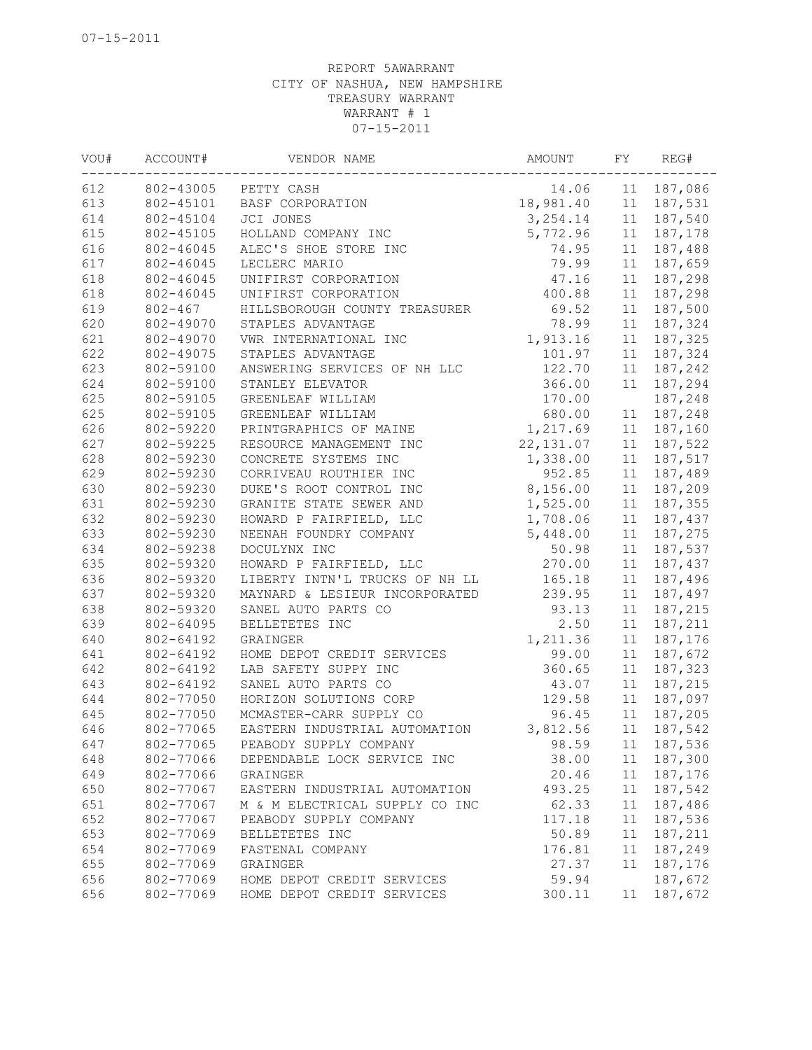07-15-2011

REPORT 5AWARRANT
CITY OF NASHUA, NEW HAMPSHIRE
TREASURY WARRANT
WARRANT # 1
07-15-2011

| VOU# | ACCOUNT# | VENDOR NAME | AMOUNT | FY | REG# |
|---|---|---|---|---|---|
| 612 | 802-43005 | PETTY CASH | 14.06 | 11 | 187,086 |
| 613 | 802-45101 | BASF CORPORATION | 18,981.40 | 11 | 187,531 |
| 614 | 802-45104 | JCI JONES | 3,254.14 | 11 | 187,540 |
| 615 | 802-45105 | HOLLAND COMPANY INC | 5,772.96 | 11 | 187,178 |
| 616 | 802-46045 | ALEC'S SHOE STORE INC | 74.95 | 11 | 187,488 |
| 617 | 802-46045 | LECLERC MARIO | 79.99 | 11 | 187,659 |
| 618 | 802-46045 | UNIFIRST CORPORATION | 47.16 | 11 | 187,298 |
| 618 | 802-46045 | UNIFIRST CORPORATION | 400.88 | 11 | 187,298 |
| 619 | 802-467 | HILLSBOROUGH COUNTY TREASURER | 69.52 | 11 | 187,500 |
| 620 | 802-49070 | STAPLES ADVANTAGE | 78.99 | 11 | 187,324 |
| 621 | 802-49070 | VWR INTERNATIONAL INC | 1,913.16 | 11 | 187,325 |
| 622 | 802-49075 | STAPLES ADVANTAGE | 101.97 | 11 | 187,324 |
| 623 | 802-59100 | ANSWERING SERVICES OF NH LLC | 122.70 | 11 | 187,242 |
| 624 | 802-59100 | STANLEY ELEVATOR | 366.00 | 11 | 187,294 |
| 625 | 802-59105 | GREENLEAF WILLIAM | 170.00 | | 187,248 |
| 625 | 802-59105 | GREENLEAF WILLIAM | 680.00 | 11 | 187,248 |
| 626 | 802-59220 | PRINTGRAPHICS OF MAINE | 1,217.69 | 11 | 187,160 |
| 627 | 802-59225 | RESOURCE MANAGEMENT INC | 22,131.07 | 11 | 187,522 |
| 628 | 802-59230 | CONCRETE SYSTEMS INC | 1,338.00 | 11 | 187,517 |
| 629 | 802-59230 | CORRIVEAU ROUTHIER INC | 952.85 | 11 | 187,489 |
| 630 | 802-59230 | DUKE'S ROOT CONTROL INC | 8,156.00 | 11 | 187,209 |
| 631 | 802-59230 | GRANITE STATE SEWER AND | 1,525.00 | 11 | 187,355 |
| 632 | 802-59230 | HOWARD P FAIRFIELD, LLC | 1,708.06 | 11 | 187,437 |
| 633 | 802-59230 | NEENAH FOUNDRY COMPANY | 5,448.00 | 11 | 187,275 |
| 634 | 802-59238 | DOCULYNX INC | 50.98 | 11 | 187,537 |
| 635 | 802-59320 | HOWARD P FAIRFIELD, LLC | 270.00 | 11 | 187,437 |
| 636 | 802-59320 | LIBERTY INTN'L TRUCKS OF NH LL | 165.18 | 11 | 187,496 |
| 637 | 802-59320 | MAYNARD & LESIEUR INCORPORATED | 239.95 | 11 | 187,497 |
| 638 | 802-59320 | SANEL AUTO PARTS CO | 93.13 | 11 | 187,215 |
| 639 | 802-64095 | BELLETETES INC | 2.50 | 11 | 187,211 |
| 640 | 802-64192 | GRAINGER | 1,211.36 | 11 | 187,176 |
| 641 | 802-64192 | HOME DEPOT CREDIT SERVICES | 99.00 | 11 | 187,672 |
| 642 | 802-64192 | LAB SAFETY SUPPY INC | 360.65 | 11 | 187,323 |
| 643 | 802-64192 | SANEL AUTO PARTS CO | 43.07 | 11 | 187,215 |
| 644 | 802-77050 | HORIZON SOLUTIONS CORP | 129.58 | 11 | 187,097 |
| 645 | 802-77050 | MCMASTER-CARR SUPPLY CO | 96.45 | 11 | 187,205 |
| 646 | 802-77065 | EASTERN INDUSTRIAL AUTOMATION | 3,812.56 | 11 | 187,542 |
| 647 | 802-77065 | PEABODY SUPPLY COMPANY | 98.59 | 11 | 187,536 |
| 648 | 802-77066 | DEPENDABLE LOCK SERVICE INC | 38.00 | 11 | 187,300 |
| 649 | 802-77066 | GRAINGER | 20.46 | 11 | 187,176 |
| 650 | 802-77067 | EASTERN INDUSTRIAL AUTOMATION | 493.25 | 11 | 187,542 |
| 651 | 802-77067 | M & M ELECTRICAL SUPPLY CO INC | 62.33 | 11 | 187,486 |
| 652 | 802-77067 | PEABODY SUPPLY COMPANY | 117.18 | 11 | 187,536 |
| 653 | 802-77069 | BELLETETES INC | 50.89 | 11 | 187,211 |
| 654 | 802-77069 | FASTENAL COMPANY | 176.81 | 11 | 187,249 |
| 655 | 802-77069 | GRAINGER | 27.37 | 11 | 187,176 |
| 656 | 802-77069 | HOME DEPOT CREDIT SERVICES | 59.94 | | 187,672 |
| 656 | 802-77069 | HOME DEPOT CREDIT SERVICES | 300.11 | 11 | 187,672 |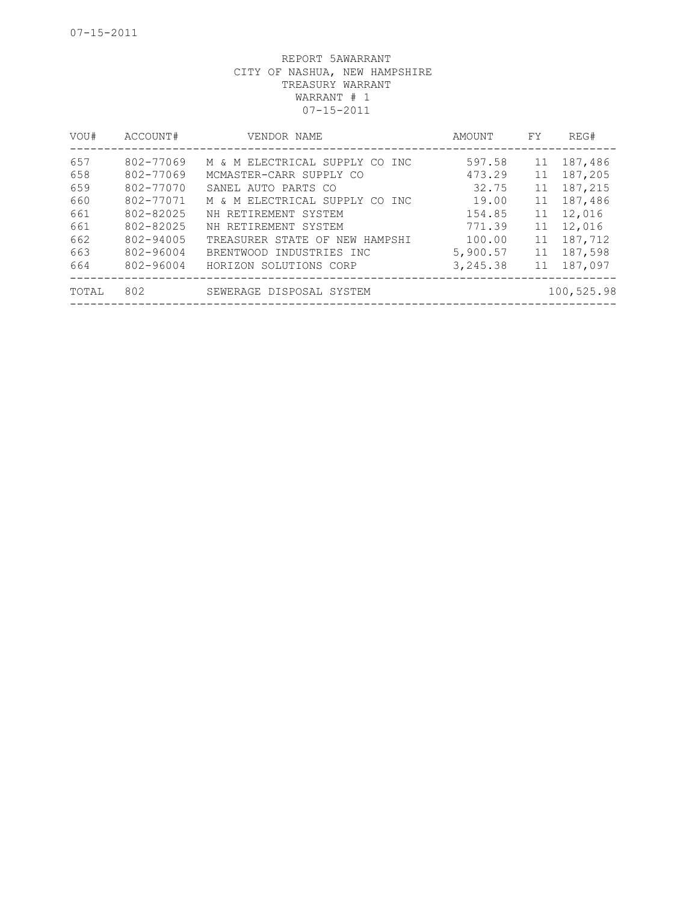07-15-2011

REPORT 5AWARRANT
CITY OF NASHUA, NEW HAMPSHIRE
TREASURY WARRANT
WARRANT # 1
07-15-2011

| VOU# | ACCOUNT# | VENDOR NAME | AMOUNT | FY | REG# |
|---|---|---|---|---|---|
| 657 | 802-77069 | M & M ELECTRICAL SUPPLY CO INC | 597.58 | 11 | 187,486 |
| 658 | 802-77069 | MCMASTER-CARR SUPPLY CO | 473.29 | 11 | 187,205 |
| 659 | 802-77070 | SANEL AUTO PARTS CO | 32.75 | 11 | 187,215 |
| 660 | 802-77071 | M & M ELECTRICAL SUPPLY CO INC | 19.00 | 11 | 187,486 |
| 661 | 802-82025 | NH RETIREMENT SYSTEM | 154.85 | 11 | 12,016 |
| 661 | 802-82025 | NH RETIREMENT SYSTEM | 771.39 | 11 | 12,016 |
| 662 | 802-94005 | TREASURER STATE OF NEW HAMPSHI | 100.00 | 11 | 187,712 |
| 663 | 802-96004 | BRENTWOOD INDUSTRIES INC | 5,900.57 | 11 | 187,598 |
| 664 | 802-96004 | HORIZON SOLUTIONS CORP | 3,245.38 | 11 | 187,097 |
| TOTAL | 802 | SEWERAGE DISPOSAL SYSTEM | | | 100,525.98 |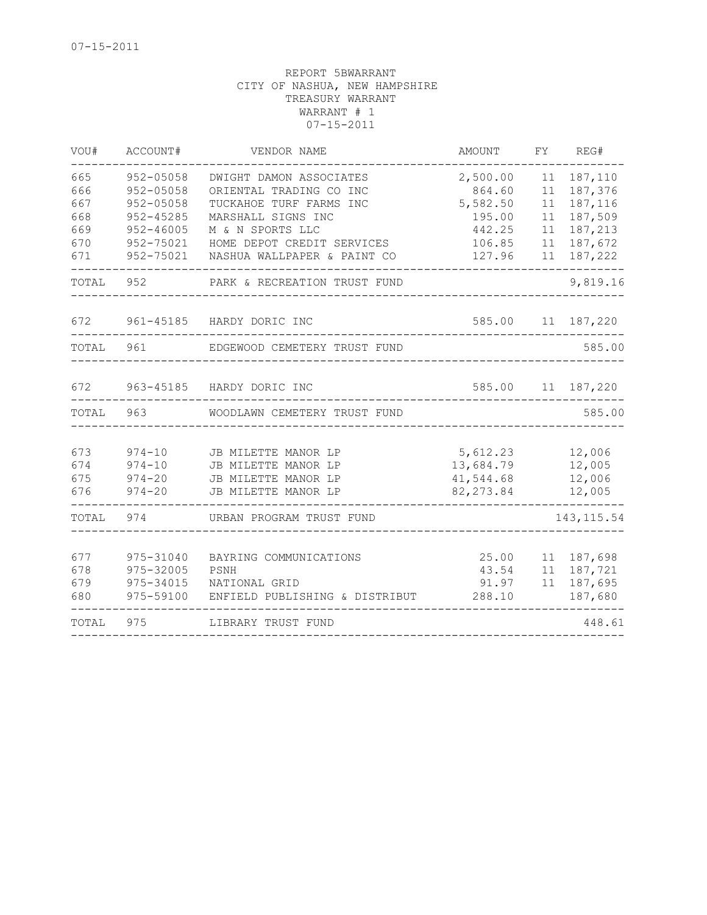07-15-2011

REPORT 5BWARRANT
CITY OF NASHUA, NEW HAMPSHIRE
TREASURY WARRANT
WARRANT # 1
07-15-2011

| VOU# | ACCOUNT# | VENDOR NAME | AMOUNT | FY | REG# |
|---|---|---|---|---|---|
| 665 | 952-05058 | DWIGHT DAMON ASSOCIATES | 2,500.00 | 11 | 187,110 |
| 666 | 952-05058 | ORIENTAL TRADING CO INC | 864.60 | 11 | 187,376 |
| 667 | 952-05058 | TUCKAHOE TURF FARMS INC | 5,582.50 | 11 | 187,116 |
| 668 | 952-45285 | MARSHALL SIGNS INC | 195.00 | 11 | 187,509 |
| 669 | 952-46005 | M & N SPORTS LLC | 442.25 | 11 | 187,213 |
| 670 | 952-75021 | HOME DEPOT CREDIT SERVICES | 106.85 | 11 | 187,672 |
| 671 | 952-75021 | NASHUA WALLPAPER & PAINT CO | 127.96 | 11 | 187,222 |
| TOTAL | 952 | PARK & RECREATION TRUST FUND | | | 9,819.16 |
| 672 | 961-45185 | HARDY DORIC INC | 585.00 | 11 | 187,220 |
| TOTAL | 961 | EDGEWOOD CEMETERY TRUST FUND | | | 585.00 |
| 672 | 963-45185 | HARDY DORIC INC | 585.00 | 11 | 187,220 |
| TOTAL | 963 | WOODLAWN CEMETERY TRUST FUND | | | 585.00 |
| 673 | 974-10 | JB MILETTE MANOR LP | 5,612.23 | | 12,006 |
| 674 | 974-10 | JB MILETTE MANOR LP | 13,684.79 | | 12,005 |
| 675 | 974-20 | JB MILETTE MANOR LP | 41,544.68 | | 12,006 |
| 676 | 974-20 | JB MILETTE MANOR LP | 82,273.84 | | 12,005 |
| TOTAL | 974 | URBAN PROGRAM TRUST FUND | | | 143,115.54 |
| 677 | 975-31040 | BAYRING COMMUNICATIONS | 25.00 | 11 | 187,698 |
| 678 | 975-32005 | PSNH | 43.54 | 11 | 187,721 |
| 679 | 975-34015 | NATIONAL GRID | 91.97 | 11 | 187,695 |
| 680 | 975-59100 | ENFIELD PUBLISHING & DISTRIBUT | 288.10 | | 187,680 |
| TOTAL | 975 | LIBRARY TRUST FUND | | | 448.61 |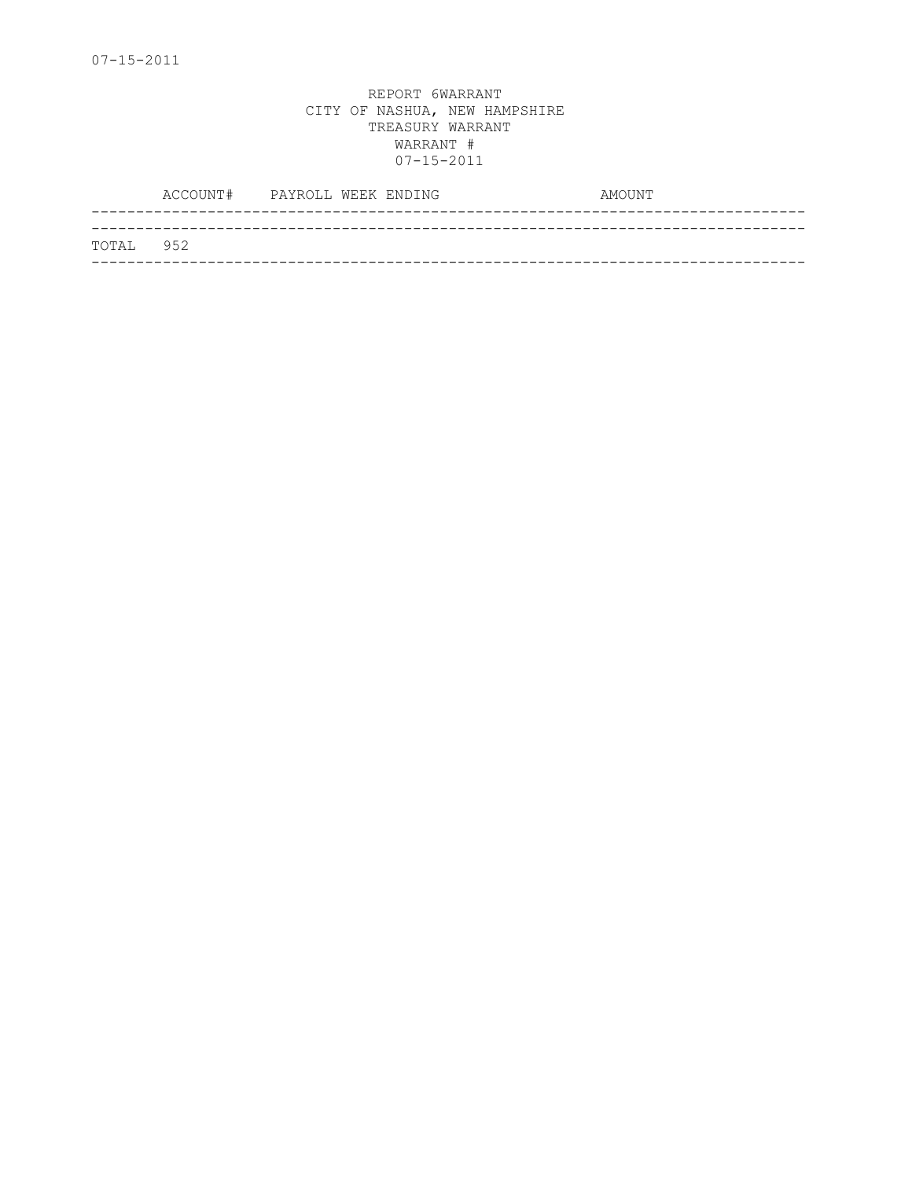07-15-2011

REPORT 6WARRANT
CITY OF NASHUA, NEW HAMPSHIRE
TREASURY WARRANT
WARRANT #
07-15-2011

| | ACCOUNT# | PAYROLL WEEK ENDING | AMOUNT |
|---|---|---|---|
| TOTAL | 952 | | |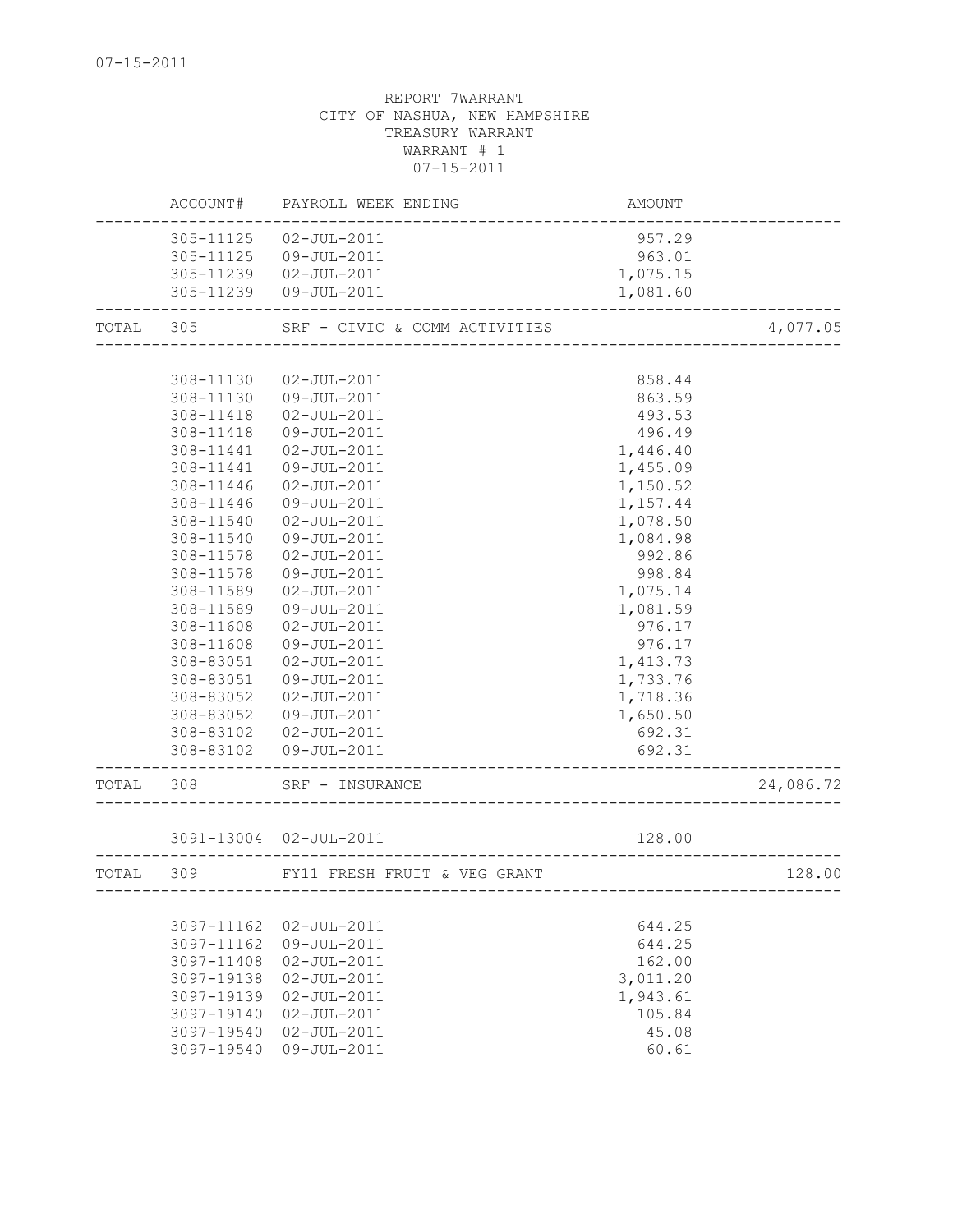REPORT 7WARRANT
CITY OF NASHUA, NEW HAMPSHIRE
TREASURY WARRANT
WARRANT # 1
07-15-2011

| | ACCOUNT# | PAYROLL WEEK ENDING | AMOUNT | |
|---|---|---|---|---|
| | 305-11125 | 02-JUL-2011 | 957.29 | |
| | 305-11125 | 09-JUL-2011 | 963.01 | |
| | 305-11239 | 02-JUL-2011 | 1,075.15 | |
| | 305-11239 | 09-JUL-2011 | 1,081.60 | |
| TOTAL | 305 | SRF - CIVIC & COMM ACTIVITIES | | 4,077.05 |
| | 308-11130 | 02-JUL-2011 | 858.44 | |
| | 308-11130 | 09-JUL-2011 | 863.59 | |
| | 308-11418 | 02-JUL-2011 | 493.53 | |
| | 308-11418 | 09-JUL-2011 | 496.49 | |
| | 308-11441 | 02-JUL-2011 | 1,446.40 | |
| | 308-11441 | 09-JUL-2011 | 1,455.09 | |
| | 308-11446 | 02-JUL-2011 | 1,150.52 | |
| | 308-11446 | 09-JUL-2011 | 1,157.44 | |
| | 308-11540 | 02-JUL-2011 | 1,078.50 | |
| | 308-11540 | 09-JUL-2011 | 1,084.98 | |
| | 308-11578 | 02-JUL-2011 | 992.86 | |
| | 308-11578 | 09-JUL-2011 | 998.84 | |
| | 308-11589 | 02-JUL-2011 | 1,075.14 | |
| | 308-11589 | 09-JUL-2011 | 1,081.59 | |
| | 308-11608 | 02-JUL-2011 | 976.17 | |
| | 308-11608 | 09-JUL-2011 | 976.17 | |
| | 308-83051 | 02-JUL-2011 | 1,413.73 | |
| | 308-83051 | 09-JUL-2011 | 1,733.76 | |
| | 308-83052 | 02-JUL-2011 | 1,718.36 | |
| | 308-83052 | 09-JUL-2011 | 1,650.50 | |
| | 308-83102 | 02-JUL-2011 | 692.31 | |
| | 308-83102 | 09-JUL-2011 | 692.31 | |
| TOTAL | 308 | SRF - INSURANCE | | 24,086.72 |
| | 3091-13004 | 02-JUL-2011 | 128.00 | |
| TOTAL | 309 | FY11 FRESH FRUIT & VEG GRANT | | 128.00 |
| | 3097-11162 | 02-JUL-2011 | 644.25 | |
| | 3097-11162 | 09-JUL-2011 | 644.25 | |
| | 3097-11408 | 02-JUL-2011 | 162.00 | |
| | 3097-19138 | 02-JUL-2011 | 3,011.20 | |
| | 3097-19139 | 02-JUL-2011 | 1,943.61 | |
| | 3097-19140 | 02-JUL-2011 | 105.84 | |
| | 3097-19540 | 02-JUL-2011 | 45.08 | |
| | 3097-19540 | 09-JUL-2011 | 60.61 | |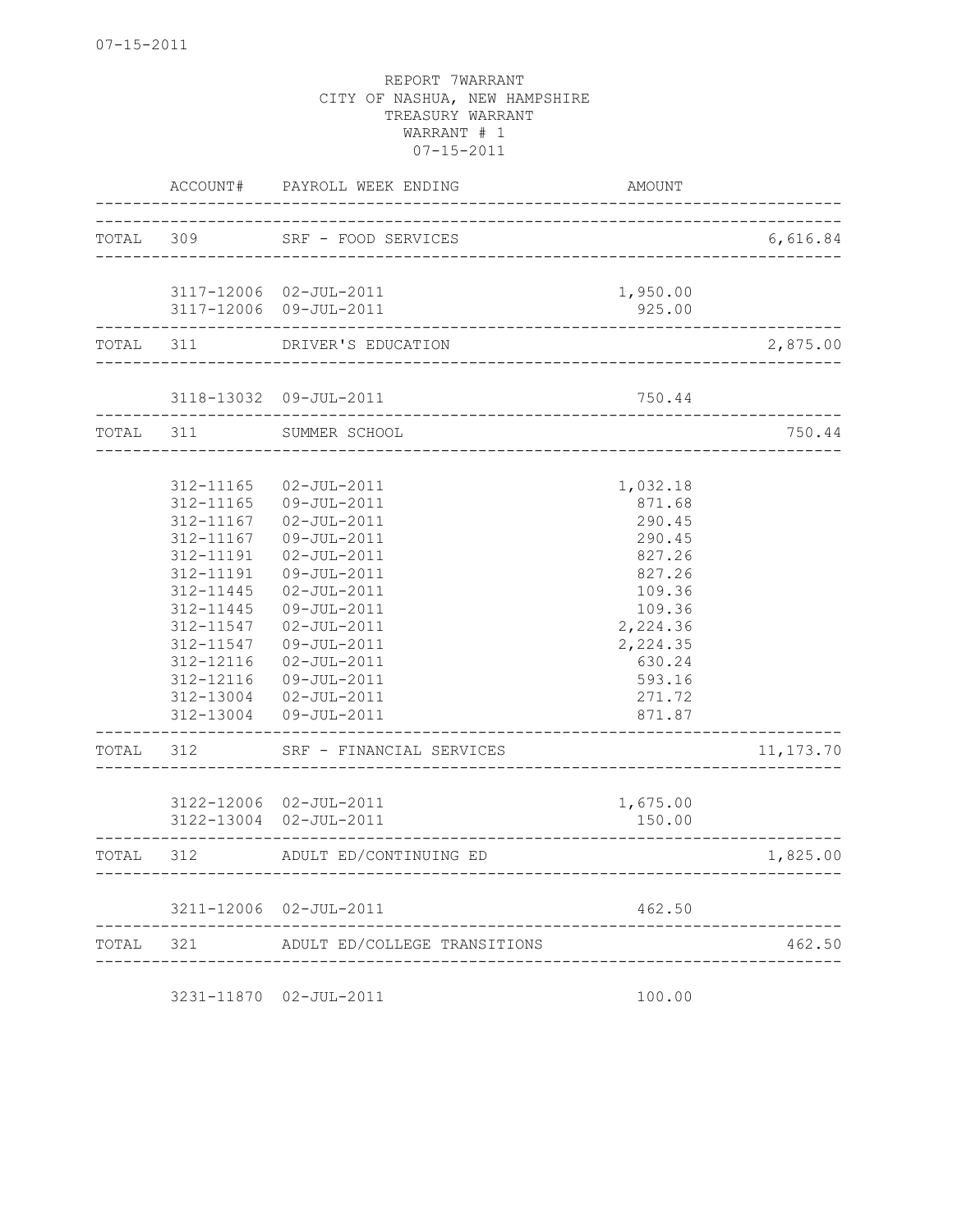07-15-2011

REPORT 7WARRANT
CITY OF NASHUA, NEW HAMPSHIRE
TREASURY WARRANT
WARRANT # 1
07-15-2011

| | ACCOUNT# | PAYROLL WEEK ENDING | AMOUNT | |
|---|---|---|---|---|
| TOTAL | 309 | SRF - FOOD SERVICES | | 6,616.84 |
| | 3117-12006 | 02-JUL-2011 | 1,950.00 | |
| | 3117-12006 | 09-JUL-2011 | 925.00 | |
| TOTAL | 311 | DRIVER'S EDUCATION | | 2,875.00 |
| | 3118-13032 | 09-JUL-2011 | 750.44 | |
| TOTAL | 311 | SUMMER SCHOOL | | 750.44 |
| | 312-11165 | 02-JUL-2011 | 1,032.18 | |
| | 312-11165 | 09-JUL-2011 | 871.68 | |
| | 312-11167 | 02-JUL-2011 | 290.45 | |
| | 312-11167 | 09-JUL-2011 | 290.45 | |
| | 312-11191 | 02-JUL-2011 | 827.26 | |
| | 312-11191 | 09-JUL-2011 | 827.26 | |
| | 312-11445 | 02-JUL-2011 | 109.36 | |
| | 312-11445 | 09-JUL-2011 | 109.36 | |
| | 312-11547 | 02-JUL-2011 | 2,224.36 | |
| | 312-11547 | 09-JUL-2011 | 2,224.35 | |
| | 312-12116 | 02-JUL-2011 | 630.24 | |
| | 312-12116 | 09-JUL-2011 | 593.16 | |
| | 312-13004 | 02-JUL-2011 | 271.72 | |
| | 312-13004 | 09-JUL-2011 | 871.87 | |
| TOTAL | 312 | SRF - FINANCIAL SERVICES | | 11,173.70 |
| | 3122-12006 | 02-JUL-2011 | 1,675.00 | |
| | 3122-13004 | 02-JUL-2011 | 150.00 | |
| TOTAL | 312 | ADULT ED/CONTINUING ED | | 1,825.00 |
| | 3211-12006 | 02-JUL-2011 | 462.50 | |
| TOTAL | 321 | ADULT ED/COLLEGE TRANSITIONS | | 462.50 |
| | 3231-11870 | 02-JUL-2011 | 100.00 | |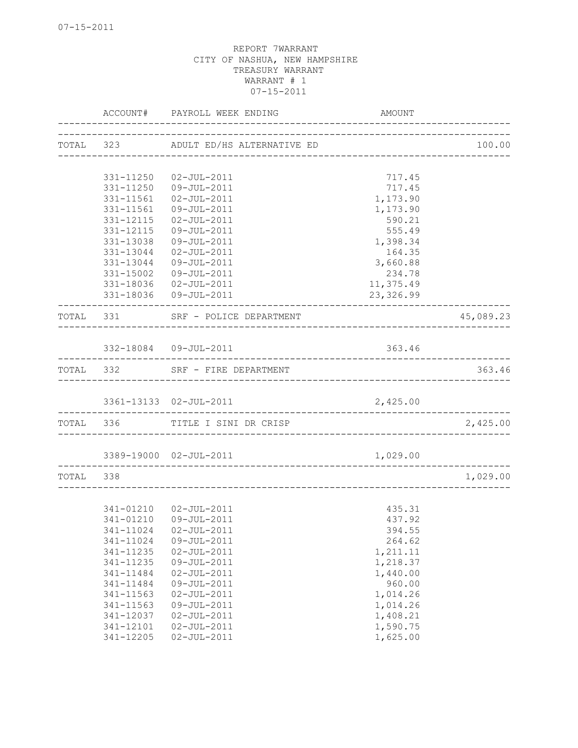REPORT 7WARRANT
CITY OF NASHUA, NEW HAMPSHIRE
TREASURY WARRANT
WARRANT # 1
07-15-2011

| | ACCOUNT# | PAYROLL WEEK ENDING | AMOUNT | |
|---|---|---|---|---|
| TOTAL | 323 | ADULT ED/HS ALTERNATIVE ED | | 100.00 |
| | 331-11250 | 02-JUL-2011 | 717.45 | |
| | 331-11250 | 09-JUL-2011 | 717.45 | |
| | 331-11561 | 02-JUL-2011 | 1,173.90 | |
| | 331-11561 | 09-JUL-2011 | 1,173.90 | |
| | 331-12115 | 02-JUL-2011 | 590.21 | |
| | 331-12115 | 09-JUL-2011 | 555.49 | |
| | 331-13038 | 09-JUL-2011 | 1,398.34 | |
| | 331-13044 | 02-JUL-2011 | 164.35 | |
| | 331-13044 | 09-JUL-2011 | 3,660.88 | |
| | 331-15002 | 09-JUL-2011 | 234.78 | |
| | 331-18036 | 02-JUL-2011 | 11,375.49 | |
| | 331-18036 | 09-JUL-2011 | 23,326.99 | |
| TOTAL | 331 | SRF - POLICE DEPARTMENT | | 45,089.23 |
| | 332-18084 | 09-JUL-2011 | 363.46 | |
| TOTAL | 332 | SRF - FIRE DEPARTMENT | | 363.46 |
| | 3361-13133 | 02-JUL-2011 | 2,425.00 | |
| TOTAL | 336 | TITLE I SINI DR CRISP | | 2,425.00 |
| | 3389-19000 | 02-JUL-2011 | 1,029.00 | |
| TOTAL | 338 | | | 1,029.00 |
| | 341-01210 | 02-JUL-2011 | 435.31 | |
| | 341-01210 | 09-JUL-2011 | 437.92 | |
| | 341-11024 | 02-JUL-2011 | 394.55 | |
| | 341-11024 | 09-JUL-2011 | 264.62 | |
| | 341-11235 | 02-JUL-2011 | 1,211.11 | |
| | 341-11235 | 09-JUL-2011 | 1,218.37 | |
| | 341-11484 | 02-JUL-2011 | 1,440.00 | |
| | 341-11484 | 09-JUL-2011 | 960.00 | |
| | 341-11563 | 02-JUL-2011 | 1,014.26 | |
| | 341-11563 | 09-JUL-2011 | 1,014.26 | |
| | 341-12037 | 02-JUL-2011 | 1,408.21 | |
| | 341-12101 | 02-JUL-2011 | 1,590.75 | |
| | 341-12205 | 02-JUL-2011 | 1,625.00 | |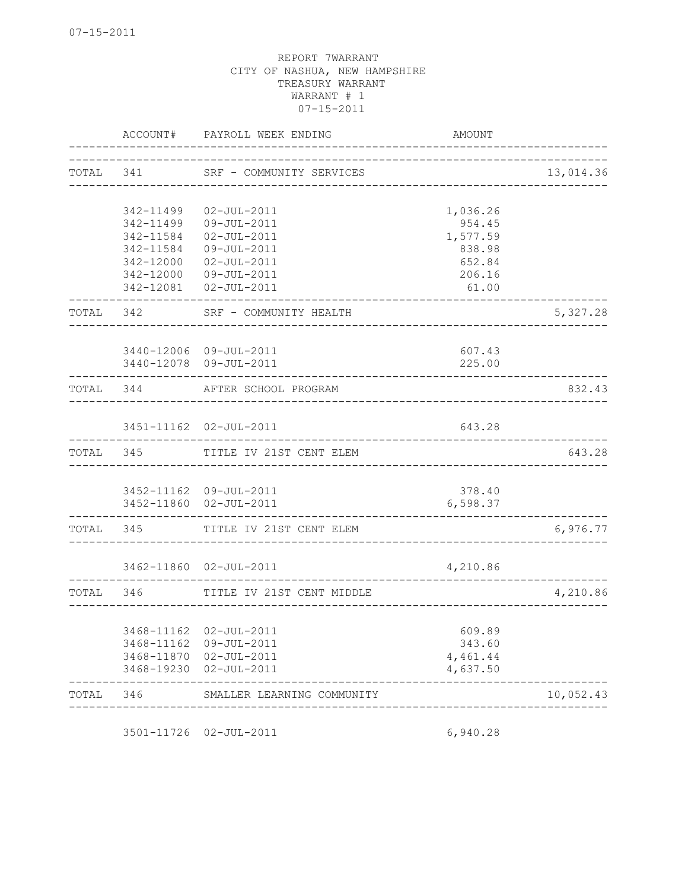REPORT 7WARRANT
CITY OF NASHUA, NEW HAMPSHIRE
TREASURY WARRANT
WARRANT # 1
07-15-2011

| | ACCOUNT# | PAYROLL WEEK ENDING | AMOUNT | |
|---|---|---|---|---|
| TOTAL | 341 | SRF - COMMUNITY SERVICES | | 13,014.36 |
| | 342-11499 | 02-JUL-2011 | 1,036.26 | |
| | 342-11499 | 09-JUL-2011 | 954.45 | |
| | 342-11584 | 02-JUL-2011 | 1,577.59 | |
| | 342-11584 | 09-JUL-2011 | 838.98 | |
| | 342-12000 | 02-JUL-2011 | 652.84 | |
| | 342-12000 | 09-JUL-2011 | 206.16 | |
| | 342-12081 | 02-JUL-2011 | 61.00 | |
| TOTAL | 342 | SRF - COMMUNITY HEALTH | | 5,327.28 |
| | 3440-12006 | 09-JUL-2011 | 607.43 | |
| | 3440-12078 | 09-JUL-2011 | 225.00 | |
| TOTAL | 344 | AFTER SCHOOL PROGRAM | | 832.43 |
| | 3451-11162 | 02-JUL-2011 | 643.28 | |
| TOTAL | 345 | TITLE IV 21ST CENT ELEM | | 643.28 |
| | 3452-11162 | 09-JUL-2011 | 378.40 | |
| | 3452-11860 | 02-JUL-2011 | 6,598.37 | |
| TOTAL | 345 | TITLE IV 21ST CENT ELEM | | 6,976.77 |
| | 3462-11860 | 02-JUL-2011 | 4,210.86 | |
| TOTAL | 346 | TITLE IV 21ST CENT MIDDLE | | 4,210.86 |
| | 3468-11162 | 02-JUL-2011 | 609.89 | |
| | 3468-11162 | 09-JUL-2011 | 343.60 | |
| | 3468-11870 | 02-JUL-2011 | 4,461.44 | |
| | 3468-19230 | 02-JUL-2011 | 4,637.50 | |
| TOTAL | 346 | SMALLER LEARNING COMMUNITY | | 10,052.43 |
| | 3501-11726 | 02-JUL-2011 | 6,940.28 | |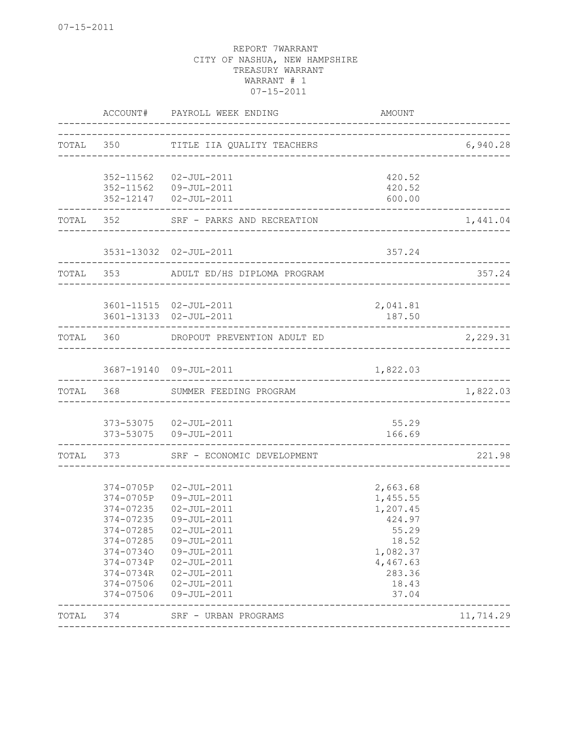07-15-2011

REPORT 7WARRANT
CITY OF NASHUA, NEW HAMPSHIRE
TREASURY WARRANT
WARRANT # 1
07-15-2011

| | ACCOUNT# | PAYROLL WEEK ENDING | AMOUNT | |
|---|---|---|---|---|
| TOTAL | 350 | TITLE IIA QUALITY TEACHERS | | 6,940.28 |
| | 352-11562 | 02-JUL-2011 | 420.52 | |
| | 352-11562 | 09-JUL-2011 | 420.52 | |
| | 352-12147 | 02-JUL-2011 | 600.00 | |
| TOTAL | 352 | SRF - PARKS AND RECREATION | | 1,441.04 |
| | 3531-13032 | 02-JUL-2011 | 357.24 | |
| TOTAL | 353 | ADULT ED/HS DIPLOMA PROGRAM | | 357.24 |
| | 3601-11515 | 02-JUL-2011 | 2,041.81 | |
| | 3601-13133 | 02-JUL-2011 | 187.50 | |
| TOTAL | 360 | DROPOUT PREVENTION ADULT ED | | 2,229.31 |
| | 3687-19140 | 09-JUL-2011 | 1,822.03 | |
| TOTAL | 368 | SUMMER FEEDING PROGRAM | | 1,822.03 |
| | 373-53075 | 02-JUL-2011 | 55.29 | |
| | 373-53075 | 09-JUL-2011 | 166.69 | |
| TOTAL | 373 | SRF - ECONOMIC DEVELOPMENT | | 221.98 |
| | 374-0705P | 02-JUL-2011 | 2,663.68 | |
| | 374-0705P | 09-JUL-2011 | 1,455.55 | |
| | 374-07235 | 02-JUL-2011 | 1,207.45 | |
| | 374-07235 | 09-JUL-2011 | 424.97 | |
| | 374-07285 | 02-JUL-2011 | 55.29 | |
| | 374-07285 | 09-JUL-2011 | 18.52 | |
| | 374-0734O | 09-JUL-2011 | 1,082.37 | |
| | 374-0734P | 02-JUL-2011 | 4,467.63 | |
| | 374-0734R | 02-JUL-2011 | 283.36 | |
| | 374-07506 | 02-JUL-2011 | 18.43 | |
| | 374-07506 | 09-JUL-2011 | 37.04 | |
| TOTAL | 374 | SRF - URBAN PROGRAMS | | 11,714.29 |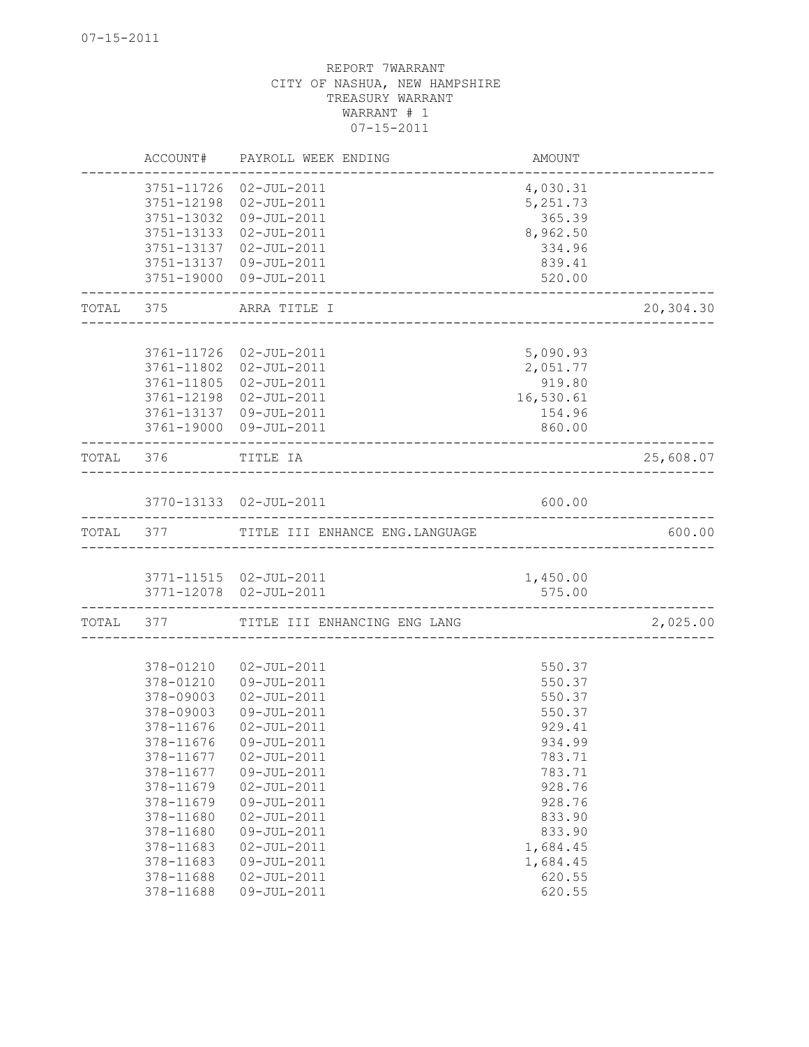REPORT 7WARRANT
CITY OF NASHUA, NEW HAMPSHIRE
TREASURY WARRANT
WARRANT # 1
07-15-2011

| | ACCOUNT# | PAYROLL WEEK ENDING | AMOUNT | |
|---|---|---|---|---|
| | 3751-11726 | 02-JUL-2011 | 4,030.31 | |
| | 3751-12198 | 02-JUL-2011 | 5,251.73 | |
| | 3751-13032 | 09-JUL-2011 | 365.39 | |
| | 3751-13133 | 02-JUL-2011 | 8,962.50 | |
| | 3751-13137 | 02-JUL-2011 | 334.96 | |
| | 3751-13137 | 09-JUL-2011 | 839.41 | |
| | 3751-19000 | 09-JUL-2011 | 520.00 | |
| TOTAL | 375 | ARRA TITLE I | | 20,304.30 |
| | 3761-11726 | 02-JUL-2011 | 5,090.93 | |
| | 3761-11802 | 02-JUL-2011 | 2,051.77 | |
| | 3761-11805 | 02-JUL-2011 | 919.80 | |
| | 3761-12198 | 02-JUL-2011 | 16,530.61 | |
| | 3761-13137 | 09-JUL-2011 | 154.96 | |
| | 3761-19000 | 09-JUL-2011 | 860.00 | |
| TOTAL | 376 | TITLE IA | | 25,608.07 |
| | 3770-13133 | 02-JUL-2011 | 600.00 | |
| TOTAL | 377 | TITLE III ENHANCE ENG.LANGUAGE | | 600.00 |
| | 3771-11515 | 02-JUL-2011 | 1,450.00 | |
| | 3771-12078 | 02-JUL-2011 | 575.00 | |
| TOTAL | 377 | TITLE III ENHANCING ENG LANG | | 2,025.00 |
| | 378-01210 | 02-JUL-2011 | 550.37 | |
| | 378-01210 | 09-JUL-2011 | 550.37 | |
| | 378-09003 | 02-JUL-2011 | 550.37 | |
| | 378-09003 | 09-JUL-2011 | 550.37 | |
| | 378-11676 | 02-JUL-2011 | 929.41 | |
| | 378-11676 | 09-JUL-2011 | 934.99 | |
| | 378-11677 | 02-JUL-2011 | 783.71 | |
| | 378-11677 | 09-JUL-2011 | 783.71 | |
| | 378-11679 | 02-JUL-2011 | 928.76 | |
| | 378-11679 | 09-JUL-2011 | 928.76 | |
| | 378-11680 | 02-JUL-2011 | 833.90 | |
| | 378-11680 | 09-JUL-2011 | 833.90 | |
| | 378-11683 | 02-JUL-2011 | 1,684.45 | |
| | 378-11683 | 09-JUL-2011 | 1,684.45 | |
| | 378-11688 | 02-JUL-2011 | 620.55 | |
| | 378-11688 | 09-JUL-2011 | 620.55 | |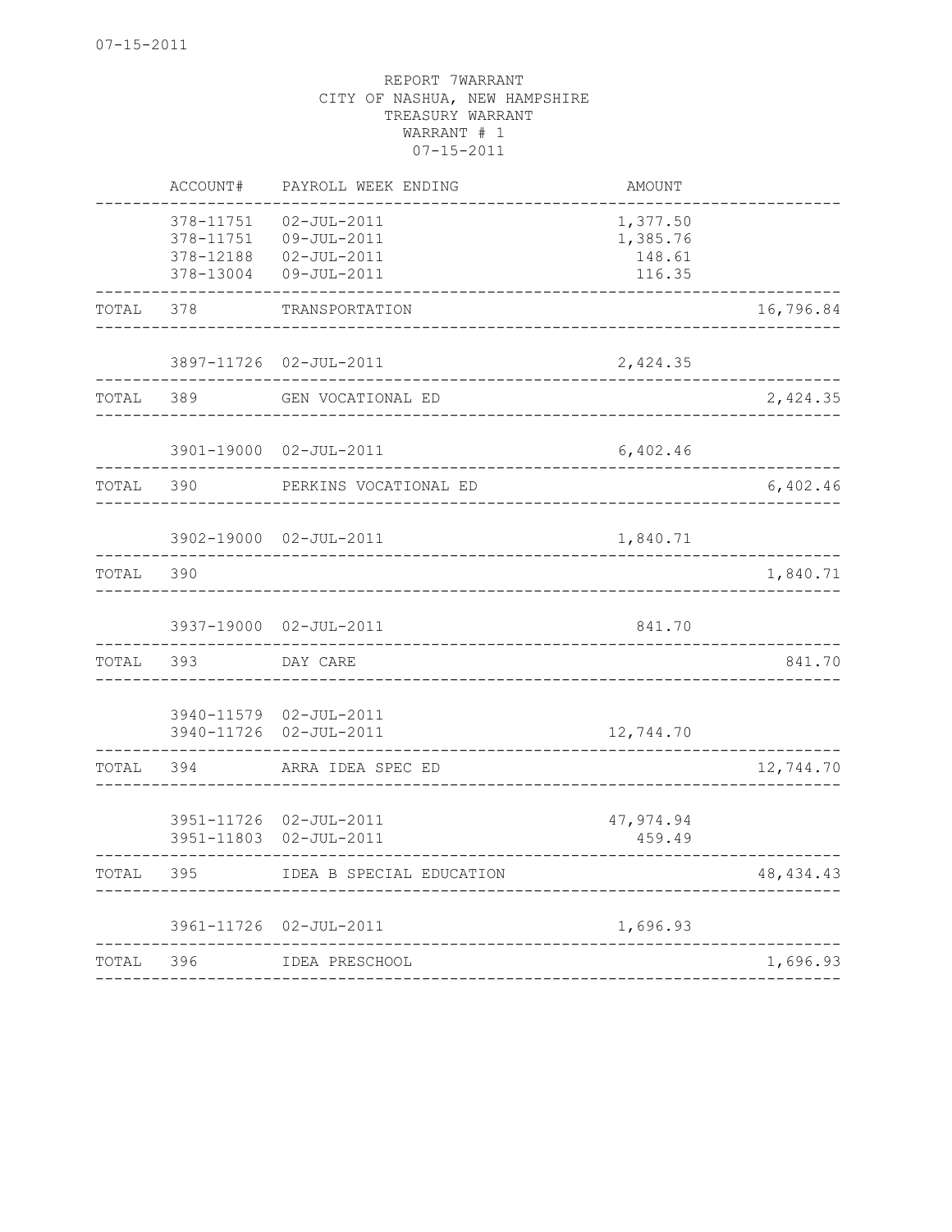07-15-2011

REPORT 7WARRANT
CITY OF NASHUA, NEW HAMPSHIRE
TREASURY WARRANT
WARRANT # 1
07-15-2011

| | ACCOUNT# | PAYROLL WEEK ENDING | AMOUNT | |
|---|---|---|---|---|
| | 378-11751 | 02-JUL-2011 | 1,377.50 | |
| | 378-11751 | 09-JUL-2011 | 1,385.76 | |
| | 378-12188 | 02-JUL-2011 | 148.61 | |
| | 378-13004 | 09-JUL-2011 | 116.35 | |
| TOTAL | 378 | TRANSPORTATION | | 16,796.84 |
| | 3897-11726 | 02-JUL-2011 | 2,424.35 | |
| TOTAL | 389 | GEN VOCATIONAL ED | | 2,424.35 |
| | 3901-19000 | 02-JUL-2011 | 6,402.46 | |
| TOTAL | 390 | PERKINS VOCATIONAL ED | | 6,402.46 |
| | 3902-19000 | 02-JUL-2011 | 1,840.71 | |
| TOTAL | 390 | | | 1,840.71 |
| | 3937-19000 | 02-JUL-2011 | 841.70 | |
| TOTAL | 393 | DAY CARE | | 841.70 |
| | 3940-11579 | 02-JUL-2011 | | |
| | 3940-11726 | 02-JUL-2011 | 12,744.70 | |
| TOTAL | 394 | ARRA IDEA SPEC ED | | 12,744.70 |
| | 3951-11726 | 02-JUL-2011 | 47,974.94 | |
| | 3951-11803 | 02-JUL-2011 | 459.49 | |
| TOTAL | 395 | IDEA B SPECIAL EDUCATION | | 48,434.43 |
| | 3961-11726 | 02-JUL-2011 | 1,696.93 | |
| TOTAL | 396 | IDEA PRESCHOOL | | 1,696.93 |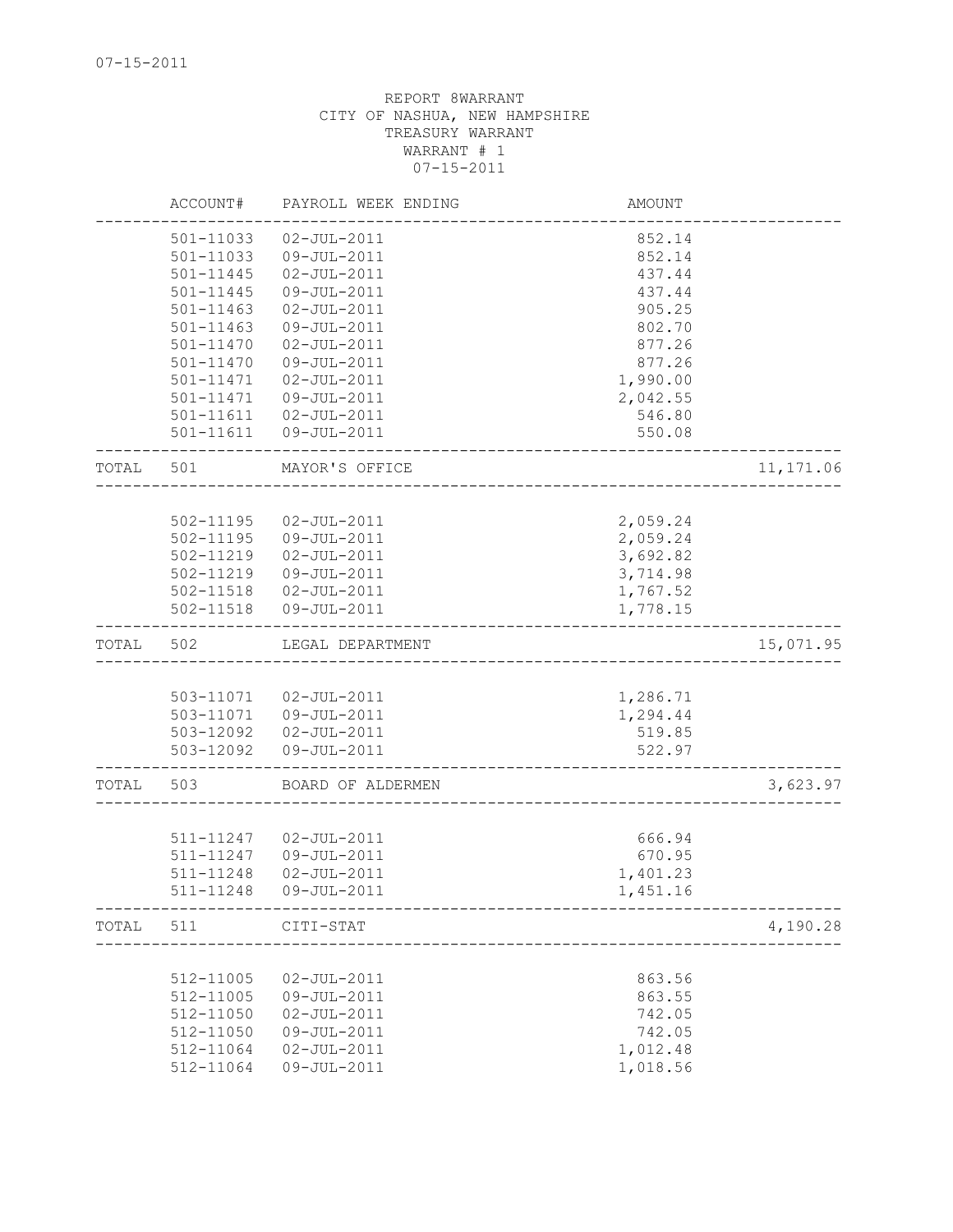07-15-2011

REPORT 8WARRANT
CITY OF NASHUA, NEW HAMPSHIRE
TREASURY WARRANT
WARRANT # 1
07-15-2011

| | ACCOUNT# | PAYROLL WEEK ENDING | AMOUNT | |
|---|---|---|---|---|
| | 501-11033 | 02-JUL-2011 | 852.14 | |
| | 501-11033 | 09-JUL-2011 | 852.14 | |
| | 501-11445 | 02-JUL-2011 | 437.44 | |
| | 501-11445 | 09-JUL-2011 | 437.44 | |
| | 501-11463 | 02-JUL-2011 | 905.25 | |
| | 501-11463 | 09-JUL-2011 | 802.70 | |
| | 501-11470 | 02-JUL-2011 | 877.26 | |
| | 501-11470 | 09-JUL-2011 | 877.26 | |
| | 501-11471 | 02-JUL-2011 | 1,990.00 | |
| | 501-11471 | 09-JUL-2011 | 2,042.55 | |
| | 501-11611 | 02-JUL-2011 | 546.80 | |
| | 501-11611 | 09-JUL-2011 | 550.08 | |
| TOTAL | 501 | MAYOR'S OFFICE | | 11,171.06 |
| | 502-11195 | 02-JUL-2011 | 2,059.24 | |
| | 502-11195 | 09-JUL-2011 | 2,059.24 | |
| | 502-11219 | 02-JUL-2011 | 3,692.82 | |
| | 502-11219 | 09-JUL-2011 | 3,714.98 | |
| | 502-11518 | 02-JUL-2011 | 1,767.52 | |
| | 502-11518 | 09-JUL-2011 | 1,778.15 | |
| TOTAL | 502 | LEGAL DEPARTMENT | | 15,071.95 |
| | 503-11071 | 02-JUL-2011 | 1,286.71 | |
| | 503-11071 | 09-JUL-2011 | 1,294.44 | |
| | 503-12092 | 02-JUL-2011 | 519.85 | |
| | 503-12092 | 09-JUL-2011 | 522.97 | |
| TOTAL | 503 | BOARD OF ALDERMEN | | 3,623.97 |
| | 511-11247 | 02-JUL-2011 | 666.94 | |
| | 511-11247 | 09-JUL-2011 | 670.95 | |
| | 511-11248 | 02-JUL-2011 | 1,401.23 | |
| | 511-11248 | 09-JUL-2011 | 1,451.16 | |
| TOTAL | 511 | CITI-STAT | | 4,190.28 |
| | 512-11005 | 02-JUL-2011 | 863.56 | |
| | 512-11005 | 09-JUL-2011 | 863.55 | |
| | 512-11050 | 02-JUL-2011 | 742.05 | |
| | 512-11050 | 09-JUL-2011 | 742.05 | |
| | 512-11064 | 02-JUL-2011 | 1,012.48 | |
| | 512-11064 | 09-JUL-2011 | 1,018.56 | |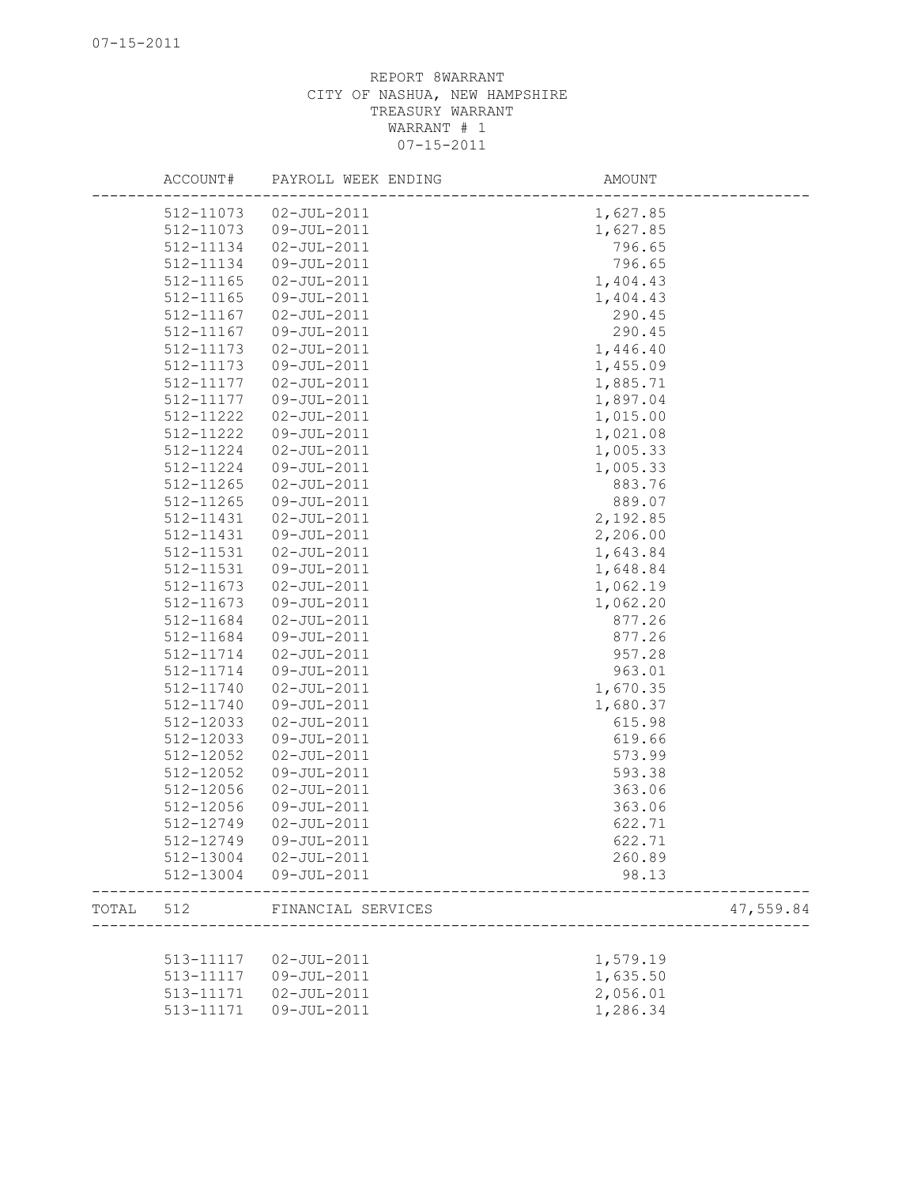REPORT 8WARRANT
CITY OF NASHUA, NEW HAMPSHIRE
TREASURY WARRANT
WARRANT # 1
07-15-2011

| | ACCOUNT# | PAYROLL WEEK ENDING | AMOUNT | |
|---|---|---|---|---|
| | 512-11073 | 02-JUL-2011 | 1,627.85 | |
| | 512-11073 | 09-JUL-2011 | 1,627.85 | |
| | 512-11134 | 02-JUL-2011 | 796.65 | |
| | 512-11134 | 09-JUL-2011 | 796.65 | |
| | 512-11165 | 02-JUL-2011 | 1,404.43 | |
| | 512-11165 | 09-JUL-2011 | 1,404.43 | |
| | 512-11167 | 02-JUL-2011 | 290.45 | |
| | 512-11167 | 09-JUL-2011 | 290.45 | |
| | 512-11173 | 02-JUL-2011 | 1,446.40 | |
| | 512-11173 | 09-JUL-2011 | 1,455.09 | |
| | 512-11177 | 02-JUL-2011 | 1,885.71 | |
| | 512-11177 | 09-JUL-2011 | 1,897.04 | |
| | 512-11222 | 02-JUL-2011 | 1,015.00 | |
| | 512-11222 | 09-JUL-2011 | 1,021.08 | |
| | 512-11224 | 02-JUL-2011 | 1,005.33 | |
| | 512-11224 | 09-JUL-2011 | 1,005.33 | |
| | 512-11265 | 02-JUL-2011 | 883.76 | |
| | 512-11265 | 09-JUL-2011 | 889.07 | |
| | 512-11431 | 02-JUL-2011 | 2,192.85 | |
| | 512-11431 | 09-JUL-2011 | 2,206.00 | |
| | 512-11531 | 02-JUL-2011 | 1,643.84 | |
| | 512-11531 | 09-JUL-2011 | 1,648.84 | |
| | 512-11673 | 02-JUL-2011 | 1,062.19 | |
| | 512-11673 | 09-JUL-2011 | 1,062.20 | |
| | 512-11684 | 02-JUL-2011 | 877.26 | |
| | 512-11684 | 09-JUL-2011 | 877.26 | |
| | 512-11714 | 02-JUL-2011 | 957.28 | |
| | 512-11714 | 09-JUL-2011 | 963.01 | |
| | 512-11740 | 02-JUL-2011 | 1,670.35 | |
| | 512-11740 | 09-JUL-2011 | 1,680.37 | |
| | 512-12033 | 02-JUL-2011 | 615.98 | |
| | 512-12033 | 09-JUL-2011 | 619.66 | |
| | 512-12052 | 02-JUL-2011 | 573.99 | |
| | 512-12052 | 09-JUL-2011 | 593.38 | |
| | 512-12056 | 02-JUL-2011 | 363.06 | |
| | 512-12056 | 09-JUL-2011 | 363.06 | |
| | 512-12749 | 02-JUL-2011 | 622.71 | |
| | 512-12749 | 09-JUL-2011 | 622.71 | |
| | 512-13004 | 02-JUL-2011 | 260.89 | |
| | 512-13004 | 09-JUL-2011 | 98.13 | |
| TOTAL | 512 | FINANCIAL SERVICES | | 47,559.84 |
| | 513-11117 | 02-JUL-2011 | 1,579.19 | |
| | 513-11117 | 09-JUL-2011 | 1,635.50 | |
| | 513-11171 | 02-JUL-2011 | 2,056.01 | |
| | 513-11171 | 09-JUL-2011 | 1,286.34 | |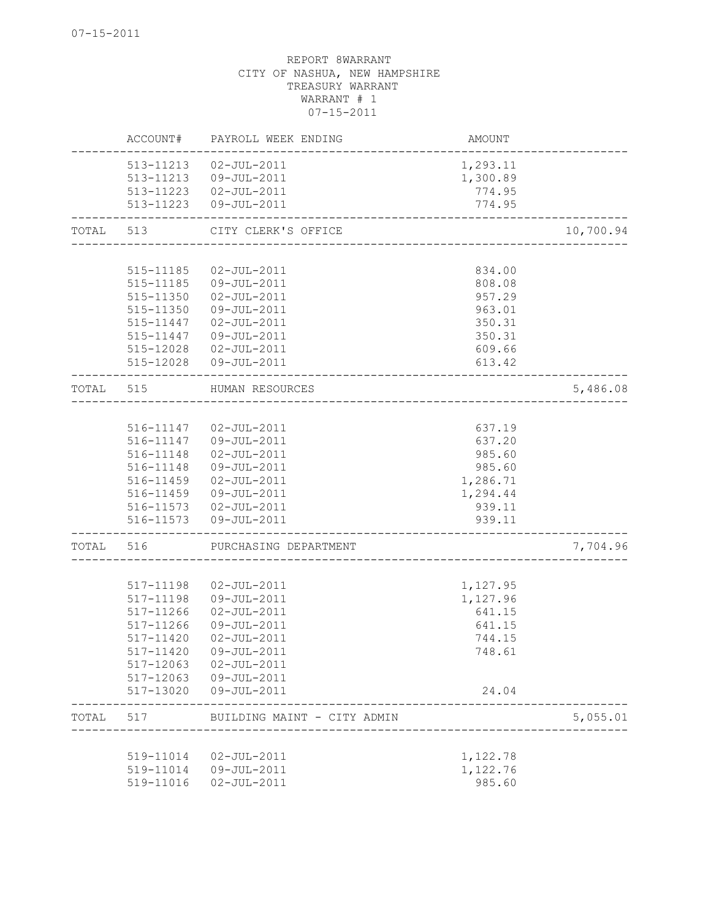07-15-2011

REPORT 8WARRANT
CITY OF NASHUA, NEW HAMPSHIRE
TREASURY WARRANT
WARRANT # 1
07-15-2011

| | ACCOUNT# | PAYROLL WEEK ENDING | AMOUNT | |
|---|---|---|---|---|
| | 513-11213 | 02-JUL-2011 | 1,293.11 | |
| | 513-11213 | 09-JUL-2011 | 1,300.89 | |
| | 513-11223 | 02-JUL-2011 | 774.95 | |
| | 513-11223 | 09-JUL-2011 | 774.95 | |
| TOTAL | 513 | CITY CLERK'S OFFICE | | 10,700.94 |
| | 515-11185 | 02-JUL-2011 | 834.00 | |
| | 515-11185 | 09-JUL-2011 | 808.08 | |
| | 515-11350 | 02-JUL-2011 | 957.29 | |
| | 515-11350 | 09-JUL-2011 | 963.01 | |
| | 515-11447 | 02-JUL-2011 | 350.31 | |
| | 515-11447 | 09-JUL-2011 | 350.31 | |
| | 515-12028 | 02-JUL-2011 | 609.66 | |
| | 515-12028 | 09-JUL-2011 | 613.42 | |
| TOTAL | 515 | HUMAN RESOURCES | | 5,486.08 |
| | 516-11147 | 02-JUL-2011 | 637.19 | |
| | 516-11147 | 09-JUL-2011 | 637.20 | |
| | 516-11148 | 02-JUL-2011 | 985.60 | |
| | 516-11148 | 09-JUL-2011 | 985.60 | |
| | 516-11459 | 02-JUL-2011 | 1,286.71 | |
| | 516-11459 | 09-JUL-2011 | 1,294.44 | |
| | 516-11573 | 02-JUL-2011 | 939.11 | |
| | 516-11573 | 09-JUL-2011 | 939.11 | |
| TOTAL | 516 | PURCHASING DEPARTMENT | | 7,704.96 |
| | 517-11198 | 02-JUL-2011 | 1,127.95 | |
| | 517-11198 | 09-JUL-2011 | 1,127.96 | |
| | 517-11266 | 02-JUL-2011 | 641.15 | |
| | 517-11266 | 09-JUL-2011 | 641.15 | |
| | 517-11420 | 02-JUL-2011 | 744.15 | |
| | 517-11420 | 09-JUL-2011 | 748.61 | |
| | 517-12063 | 02-JUL-2011 | | |
| | 517-12063 | 09-JUL-2011 | | |
| | 517-13020 | 09-JUL-2011 | 24.04 | |
| TOTAL | 517 | BUILDING MAINT - CITY ADMIN | | 5,055.01 |
| | 519-11014 | 02-JUL-2011 | 1,122.78 | |
| | 519-11014 | 09-JUL-2011 | 1,122.76 | |
| | 519-11016 | 02-JUL-2011 | 985.60 | |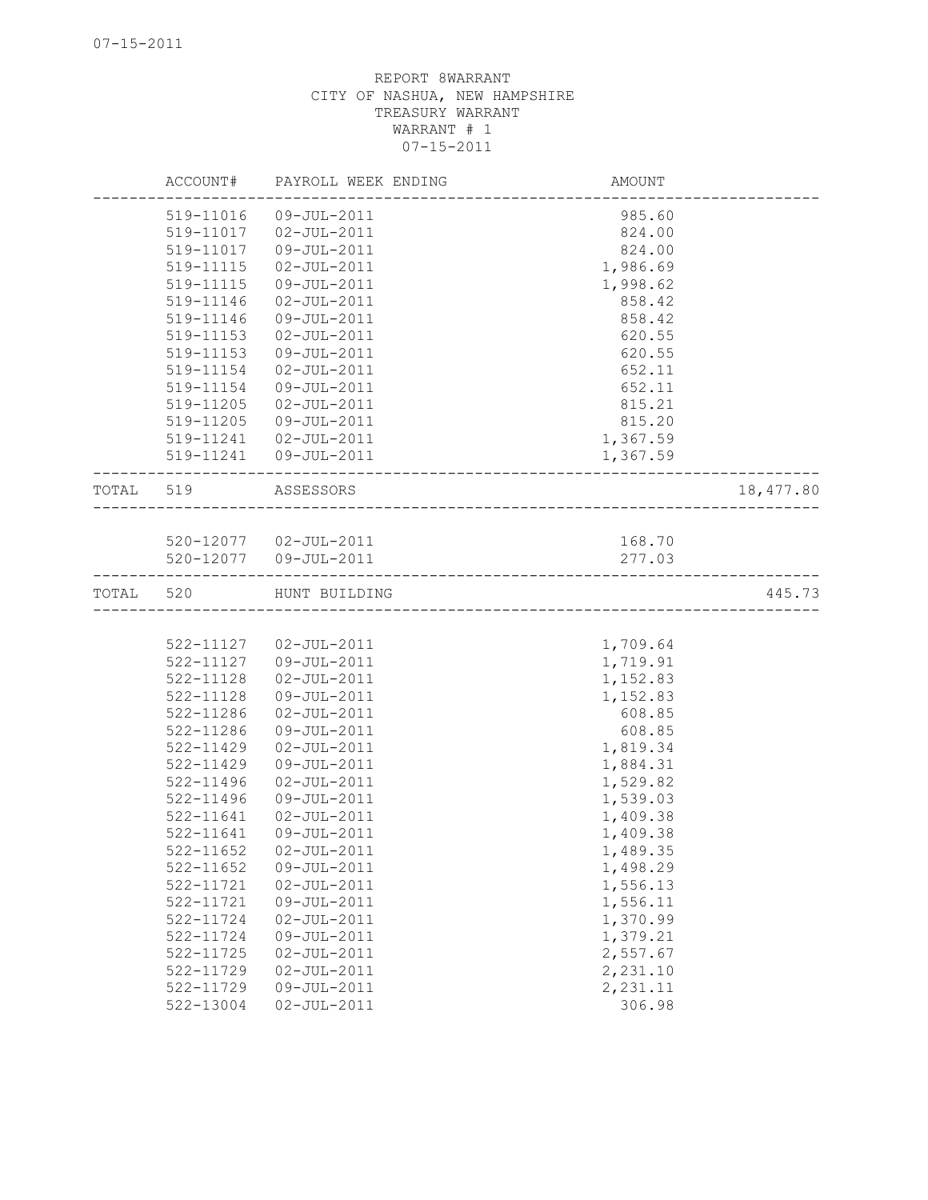07-15-2011

REPORT 8WARRANT
CITY OF NASHUA, NEW HAMPSHIRE
TREASURY WARRANT
WARRANT # 1
07-15-2011

| | ACCOUNT# | PAYROLL WEEK ENDING | AMOUNT | |
|---|---|---|---|---|
| | 519-11016 | 09-JUL-2011 | 985.60 | |
| | 519-11017 | 02-JUL-2011 | 824.00 | |
| | 519-11017 | 09-JUL-2011 | 824.00 | |
| | 519-11115 | 02-JUL-2011 | 1,986.69 | |
| | 519-11115 | 09-JUL-2011 | 1,998.62 | |
| | 519-11146 | 02-JUL-2011 | 858.42 | |
| | 519-11146 | 09-JUL-2011 | 858.42 | |
| | 519-11153 | 02-JUL-2011 | 620.55 | |
| | 519-11153 | 09-JUL-2011 | 620.55 | |
| | 519-11154 | 02-JUL-2011 | 652.11 | |
| | 519-11154 | 09-JUL-2011 | 652.11 | |
| | 519-11205 | 02-JUL-2011 | 815.21 | |
| | 519-11205 | 09-JUL-2011 | 815.20 | |
| | 519-11241 | 02-JUL-2011 | 1,367.59 | |
| | 519-11241 | 09-JUL-2011 | 1,367.59 | |
| TOTAL | 519 | ASSESSORS | | 18,477.80 |
| | 520-12077 | 02-JUL-2011 | 168.70 | |
| | 520-12077 | 09-JUL-2011 | 277.03 | |
| TOTAL | 520 | HUNT BUILDING | | 445.73 |
| | 522-11127 | 02-JUL-2011 | 1,709.64 | |
| | 522-11127 | 09-JUL-2011 | 1,719.91 | |
| | 522-11128 | 02-JUL-2011 | 1,152.83 | |
| | 522-11128 | 09-JUL-2011 | 1,152.83 | |
| | 522-11286 | 02-JUL-2011 | 608.85 | |
| | 522-11286 | 09-JUL-2011 | 608.85 | |
| | 522-11429 | 02-JUL-2011 | 1,819.34 | |
| | 522-11429 | 09-JUL-2011 | 1,884.31 | |
| | 522-11496 | 02-JUL-2011 | 1,529.82 | |
| | 522-11496 | 09-JUL-2011 | 1,539.03 | |
| | 522-11641 | 02-JUL-2011 | 1,409.38 | |
| | 522-11641 | 09-JUL-2011 | 1,409.38 | |
| | 522-11652 | 02-JUL-2011 | 1,489.35 | |
| | 522-11652 | 09-JUL-2011 | 1,498.29 | |
| | 522-11721 | 02-JUL-2011 | 1,556.13 | |
| | 522-11721 | 09-JUL-2011 | 1,556.11 | |
| | 522-11724 | 02-JUL-2011 | 1,370.99 | |
| | 522-11724 | 09-JUL-2011 | 1,379.21 | |
| | 522-11725 | 02-JUL-2011 | 2,557.67 | |
| | 522-11729 | 02-JUL-2011 | 2,231.10 | |
| | 522-11729 | 09-JUL-2011 | 2,231.11 | |
| | 522-13004 | 02-JUL-2011 | 306.98 | |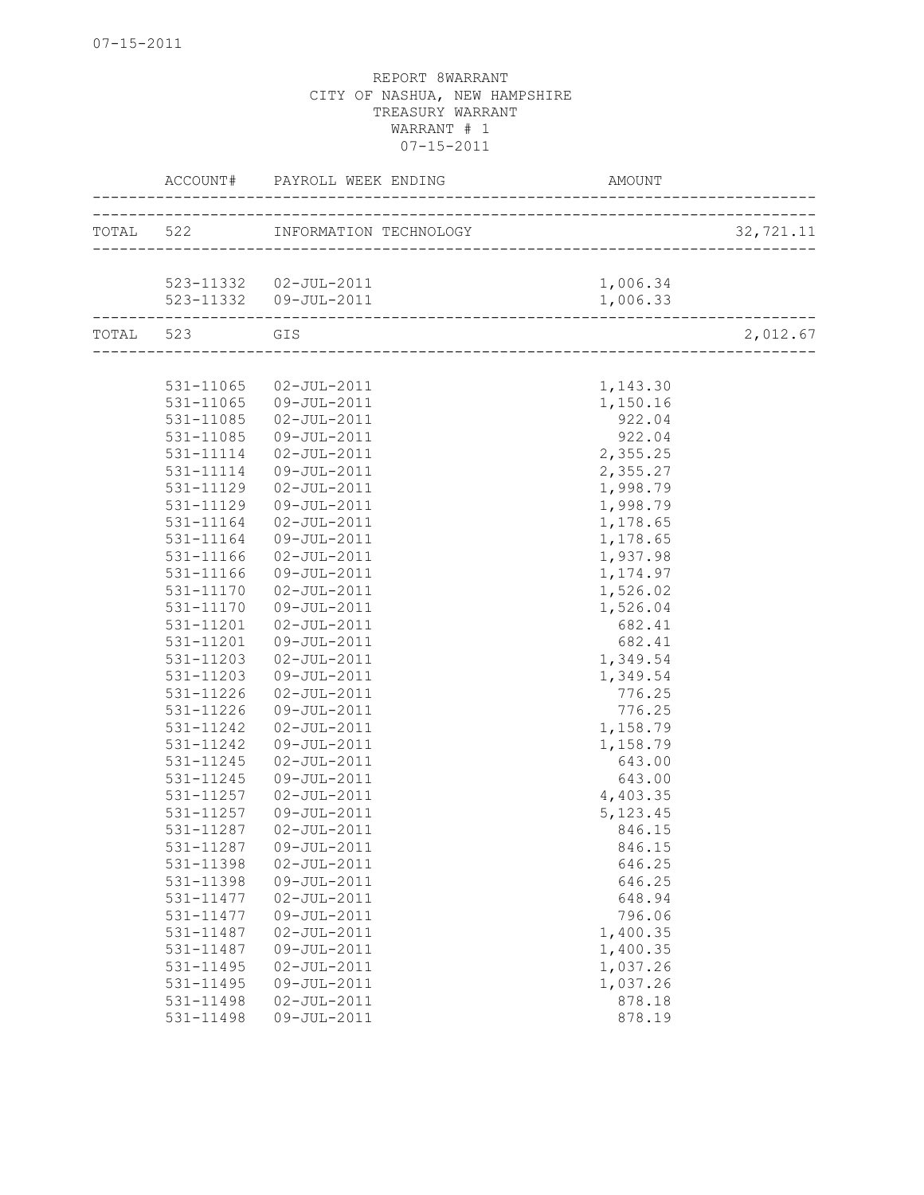07-15-2011

REPORT 8WARRANT
CITY OF NASHUA, NEW HAMPSHIRE
TREASURY WARRANT
WARRANT # 1
07-15-2011

| | ACCOUNT# | PAYROLL WEEK ENDING | AMOUNT | |
|---|---|---|---|---|
| TOTAL | 522 | INFORMATION TECHNOLOGY | | 32,721.11 |
| | 523-11332 | 02-JUL-2011 | 1,006.34 | |
| | 523-11332 | 09-JUL-2011 | 1,006.33 | |
| TOTAL | 523 | GIS | | 2,012.67 |
| | 531-11065 | 02-JUL-2011 | 1,143.30 | |
| | 531-11065 | 09-JUL-2011 | 1,150.16 | |
| | 531-11085 | 02-JUL-2011 | 922.04 | |
| | 531-11085 | 09-JUL-2011 | 922.04 | |
| | 531-11114 | 02-JUL-2011 | 2,355.25 | |
| | 531-11114 | 09-JUL-2011 | 2,355.27 | |
| | 531-11129 | 02-JUL-2011 | 1,998.79 | |
| | 531-11129 | 09-JUL-2011 | 1,998.79 | |
| | 531-11164 | 02-JUL-2011 | 1,178.65 | |
| | 531-11164 | 09-JUL-2011 | 1,178.65 | |
| | 531-11166 | 02-JUL-2011 | 1,937.98 | |
| | 531-11166 | 09-JUL-2011 | 1,174.97 | |
| | 531-11170 | 02-JUL-2011 | 1,526.02 | |
| | 531-11170 | 09-JUL-2011 | 1,526.04 | |
| | 531-11201 | 02-JUL-2011 | 682.41 | |
| | 531-11201 | 09-JUL-2011 | 682.41 | |
| | 531-11203 | 02-JUL-2011 | 1,349.54 | |
| | 531-11203 | 09-JUL-2011 | 1,349.54 | |
| | 531-11226 | 02-JUL-2011 | 776.25 | |
| | 531-11226 | 09-JUL-2011 | 776.25 | |
| | 531-11242 | 02-JUL-2011 | 1,158.79 | |
| | 531-11242 | 09-JUL-2011 | 1,158.79 | |
| | 531-11245 | 02-JUL-2011 | 643.00 | |
| | 531-11245 | 09-JUL-2011 | 643.00 | |
| | 531-11257 | 02-JUL-2011 | 4,403.35 | |
| | 531-11257 | 09-JUL-2011 | 5,123.45 | |
| | 531-11287 | 02-JUL-2011 | 846.15 | |
| | 531-11287 | 09-JUL-2011 | 846.15 | |
| | 531-11398 | 02-JUL-2011 | 646.25 | |
| | 531-11398 | 09-JUL-2011 | 646.25 | |
| | 531-11477 | 02-JUL-2011 | 648.94 | |
| | 531-11477 | 09-JUL-2011 | 796.06 | |
| | 531-11487 | 02-JUL-2011 | 1,400.35 | |
| | 531-11487 | 09-JUL-2011 | 1,400.35 | |
| | 531-11495 | 02-JUL-2011 | 1,037.26 | |
| | 531-11495 | 09-JUL-2011 | 1,037.26 | |
| | 531-11498 | 02-JUL-2011 | 878.18 | |
| | 531-11498 | 09-JUL-2011 | 878.19 | |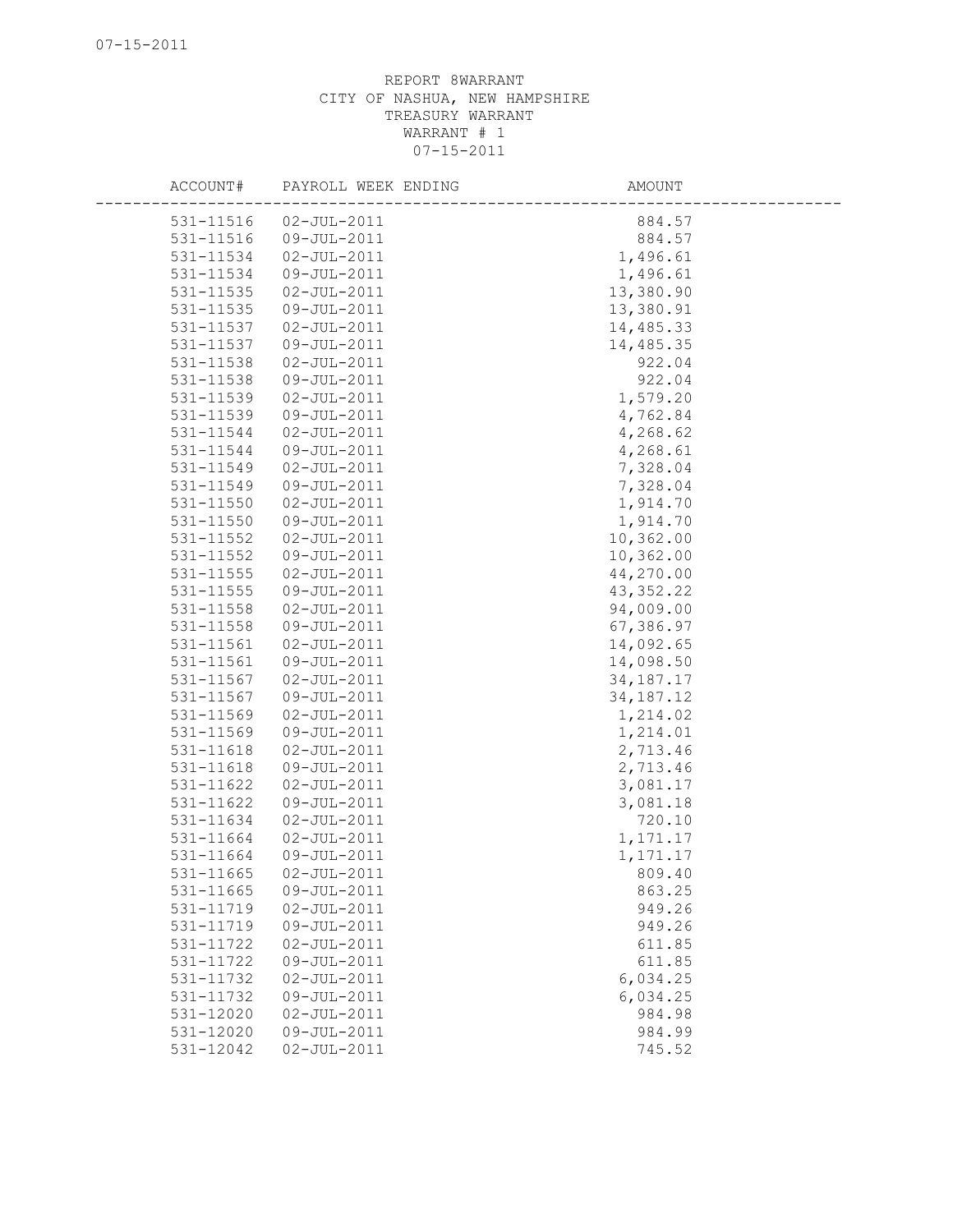REPORT 8WARRANT
CITY OF NASHUA, NEW HAMPSHIRE
TREASURY WARRANT
WARRANT # 1
07-15-2011

| ACCOUNT# | PAYROLL WEEK ENDING | AMOUNT |
|---|---|---|
| 531-11516 | 02-JUL-2011 | 884.57 |
| 531-11516 | 09-JUL-2011 | 884.57 |
| 531-11534 | 02-JUL-2011 | 1,496.61 |
| 531-11534 | 09-JUL-2011 | 1,496.61 |
| 531-11535 | 02-JUL-2011 | 13,380.90 |
| 531-11535 | 09-JUL-2011 | 13,380.91 |
| 531-11537 | 02-JUL-2011 | 14,485.33 |
| 531-11537 | 09-JUL-2011 | 14,485.35 |
| 531-11538 | 02-JUL-2011 | 922.04 |
| 531-11538 | 09-JUL-2011 | 922.04 |
| 531-11539 | 02-JUL-2011 | 1,579.20 |
| 531-11539 | 09-JUL-2011 | 4,762.84 |
| 531-11544 | 02-JUL-2011 | 4,268.62 |
| 531-11544 | 09-JUL-2011 | 4,268.61 |
| 531-11549 | 02-JUL-2011 | 7,328.04 |
| 531-11549 | 09-JUL-2011 | 7,328.04 |
| 531-11550 | 02-JUL-2011 | 1,914.70 |
| 531-11550 | 09-JUL-2011 | 1,914.70 |
| 531-11552 | 02-JUL-2011 | 10,362.00 |
| 531-11552 | 09-JUL-2011 | 10,362.00 |
| 531-11555 | 02-JUL-2011 | 44,270.00 |
| 531-11555 | 09-JUL-2011 | 43,352.22 |
| 531-11558 | 02-JUL-2011 | 94,009.00 |
| 531-11558 | 09-JUL-2011 | 67,386.97 |
| 531-11561 | 02-JUL-2011 | 14,092.65 |
| 531-11561 | 09-JUL-2011 | 14,098.50 |
| 531-11567 | 02-JUL-2011 | 34,187.17 |
| 531-11567 | 09-JUL-2011 | 34,187.12 |
| 531-11569 | 02-JUL-2011 | 1,214.02 |
| 531-11569 | 09-JUL-2011 | 1,214.01 |
| 531-11618 | 02-JUL-2011 | 2,713.46 |
| 531-11618 | 09-JUL-2011 | 2,713.46 |
| 531-11622 | 02-JUL-2011 | 3,081.17 |
| 531-11622 | 09-JUL-2011 | 3,081.18 |
| 531-11634 | 02-JUL-2011 | 720.10 |
| 531-11664 | 02-JUL-2011 | 1,171.17 |
| 531-11664 | 09-JUL-2011 | 1,171.17 |
| 531-11665 | 02-JUL-2011 | 809.40 |
| 531-11665 | 09-JUL-2011 | 863.25 |
| 531-11719 | 02-JUL-2011 | 949.26 |
| 531-11719 | 09-JUL-2011 | 949.26 |
| 531-11722 | 02-JUL-2011 | 611.85 |
| 531-11722 | 09-JUL-2011 | 611.85 |
| 531-11732 | 02-JUL-2011 | 6,034.25 |
| 531-11732 | 09-JUL-2011 | 6,034.25 |
| 531-12020 | 02-JUL-2011 | 984.98 |
| 531-12020 | 09-JUL-2011 | 984.99 |
| 531-12042 | 02-JUL-2011 | 745.52 |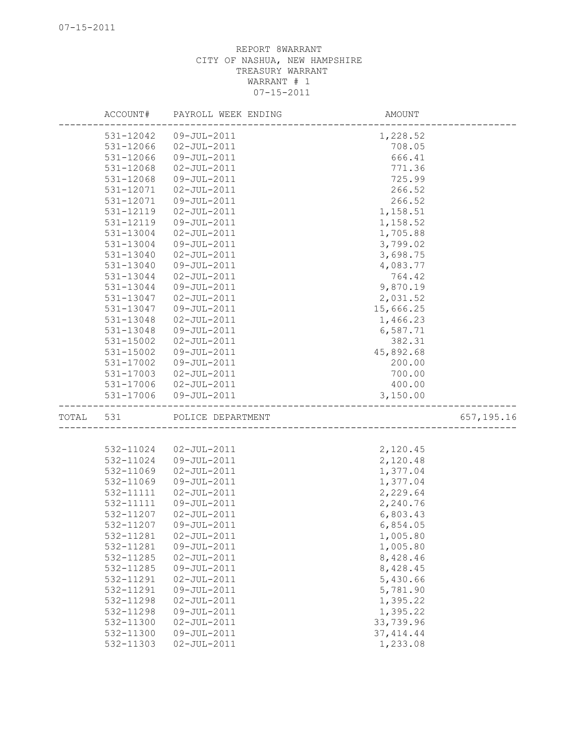07-15-2011

REPORT 8WARRANT
CITY OF NASHUA, NEW HAMPSHIRE
TREASURY WARRANT
WARRANT # 1
07-15-2011

| ACCOUNT# | PAYROLL WEEK ENDING | AMOUNT | |
|---|---|---|---|
| 531-12042 | 09-JUL-2011 | 1,228.52 | |
| 531-12066 | 02-JUL-2011 | 708.05 | |
| 531-12066 | 09-JUL-2011 | 666.41 | |
| 531-12068 | 02-JUL-2011 | 771.36 | |
| 531-12068 | 09-JUL-2011 | 725.99 | |
| 531-12071 | 02-JUL-2011 | 266.52 | |
| 531-12071 | 09-JUL-2011 | 266.52 | |
| 531-12119 | 02-JUL-2011 | 1,158.51 | |
| 531-12119 | 09-JUL-2011 | 1,158.52 | |
| 531-13004 | 02-JUL-2011 | 1,705.88 | |
| 531-13004 | 09-JUL-2011 | 3,799.02 | |
| 531-13040 | 02-JUL-2011 | 3,698.75 | |
| 531-13040 | 09-JUL-2011 | 4,083.77 | |
| 531-13044 | 02-JUL-2011 | 764.42 | |
| 531-13044 | 09-JUL-2011 | 9,870.19 | |
| 531-13047 | 02-JUL-2011 | 2,031.52 | |
| 531-13047 | 09-JUL-2011 | 15,666.25 | |
| 531-13048 | 02-JUL-2011 | 1,466.23 | |
| 531-13048 | 09-JUL-2011 | 6,587.71 | |
| 531-15002 | 02-JUL-2011 | 382.31 | |
| 531-15002 | 09-JUL-2011 | 45,892.68 | |
| 531-17002 | 09-JUL-2011 | 200.00 | |
| 531-17003 | 02-JUL-2011 | 700.00 | |
| 531-17006 | 02-JUL-2011 | 400.00 | |
| 531-17006 | 09-JUL-2011 | 3,150.00 | |
| TOTAL 531 | POLICE DEPARTMENT | | 657,195.16 |
| 532-11024 | 02-JUL-2011 | 2,120.45 | |
| 532-11024 | 09-JUL-2011 | 2,120.48 | |
| 532-11069 | 02-JUL-2011 | 1,377.04 | |
| 532-11069 | 09-JUL-2011 | 1,377.04 | |
| 532-11111 | 02-JUL-2011 | 2,229.64 | |
| 532-11111 | 09-JUL-2011 | 2,240.76 | |
| 532-11207 | 02-JUL-2011 | 6,803.43 | |
| 532-11207 | 09-JUL-2011 | 6,854.05 | |
| 532-11281 | 02-JUL-2011 | 1,005.80 | |
| 532-11281 | 09-JUL-2011 | 1,005.80 | |
| 532-11285 | 02-JUL-2011 | 8,428.46 | |
| 532-11285 | 09-JUL-2011 | 8,428.45 | |
| 532-11291 | 02-JUL-2011 | 5,430.66 | |
| 532-11291 | 09-JUL-2011 | 5,781.90 | |
| 532-11298 | 02-JUL-2011 | 1,395.22 | |
| 532-11298 | 09-JUL-2011 | 1,395.22 | |
| 532-11300 | 02-JUL-2011 | 33,739.96 | |
| 532-11300 | 09-JUL-2011 | 37,414.44 | |
| 532-11303 | 02-JUL-2011 | 1,233.08 | |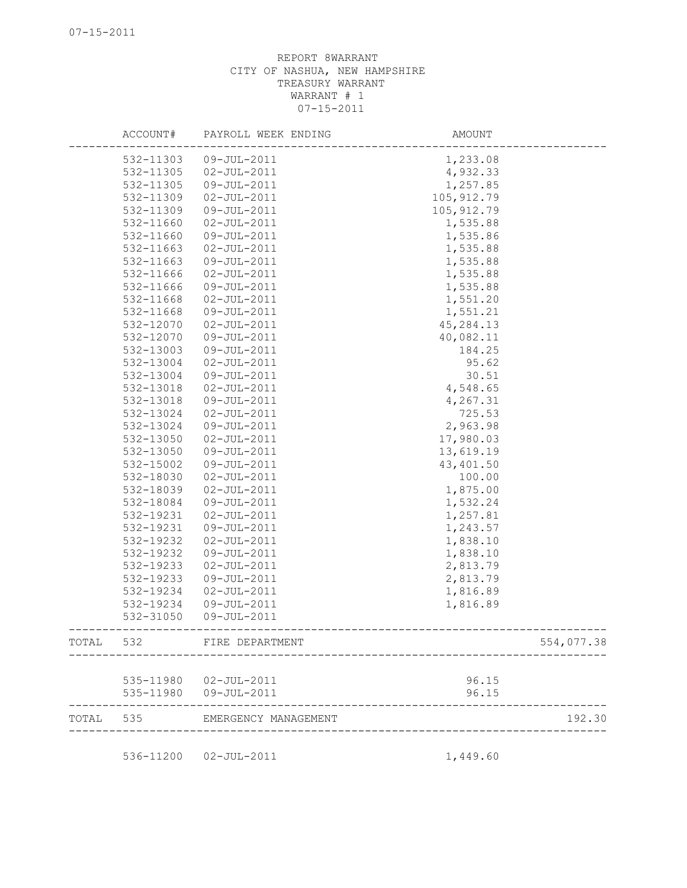07-15-2011

REPORT 8WARRANT
CITY OF NASHUA, NEW HAMPSHIRE
TREASURY WARRANT
WARRANT # 1
07-15-2011

| | ACCOUNT# | PAYROLL WEEK ENDING | AMOUNT | |
|---|---|---|---|---|
| | 532-11303 | 09-JUL-2011 | 1,233.08 | |
| | 532-11305 | 02-JUL-2011 | 4,932.33 | |
| | 532-11305 | 09-JUL-2011 | 1,257.85 | |
| | 532-11309 | 02-JUL-2011 | 105,912.79 | |
| | 532-11309 | 09-JUL-2011 | 105,912.79 | |
| | 532-11660 | 02-JUL-2011 | 1,535.88 | |
| | 532-11660 | 09-JUL-2011 | 1,535.86 | |
| | 532-11663 | 02-JUL-2011 | 1,535.88 | |
| | 532-11663 | 09-JUL-2011 | 1,535.88 | |
| | 532-11666 | 02-JUL-2011 | 1,535.88 | |
| | 532-11666 | 09-JUL-2011 | 1,535.88 | |
| | 532-11668 | 02-JUL-2011 | 1,551.20 | |
| | 532-11668 | 09-JUL-2011 | 1,551.21 | |
| | 532-12070 | 02-JUL-2011 | 45,284.13 | |
| | 532-12070 | 09-JUL-2011 | 40,082.11 | |
| | 532-13003 | 09-JUL-2011 | 184.25 | |
| | 532-13004 | 02-JUL-2011 | 95.62 | |
| | 532-13004 | 09-JUL-2011 | 30.51 | |
| | 532-13018 | 02-JUL-2011 | 4,548.65 | |
| | 532-13018 | 09-JUL-2011 | 4,267.31 | |
| | 532-13024 | 02-JUL-2011 | 725.53 | |
| | 532-13024 | 09-JUL-2011 | 2,963.98 | |
| | 532-13050 | 02-JUL-2011 | 17,980.03 | |
| | 532-13050 | 09-JUL-2011 | 13,619.19 | |
| | 532-15002 | 09-JUL-2011 | 43,401.50 | |
| | 532-18030 | 02-JUL-2011 | 100.00 | |
| | 532-18039 | 02-JUL-2011 | 1,875.00 | |
| | 532-18084 | 09-JUL-2011 | 1,532.24 | |
| | 532-19231 | 02-JUL-2011 | 1,257.81 | |
| | 532-19231 | 09-JUL-2011 | 1,243.57 | |
| | 532-19232 | 02-JUL-2011 | 1,838.10 | |
| | 532-19232 | 09-JUL-2011 | 1,838.10 | |
| | 532-19233 | 02-JUL-2011 | 2,813.79 | |
| | 532-19233 | 09-JUL-2011 | 2,813.79 | |
| | 532-19234 | 02-JUL-2011 | 1,816.89 | |
| | 532-19234 | 09-JUL-2011 | 1,816.89 | |
| | 532-31050 | 09-JUL-2011 | | |
| TOTAL | 532 | FIRE DEPARTMENT | | 554,077.38 |
| | 535-11980 | 02-JUL-2011 | 96.15 | |
| | 535-11980 | 09-JUL-2011 | 96.15 | |
| TOTAL | 535 | EMERGENCY MANAGEMENT | | 192.30 |
| | 536-11200 | 02-JUL-2011 | 1,449.60 | |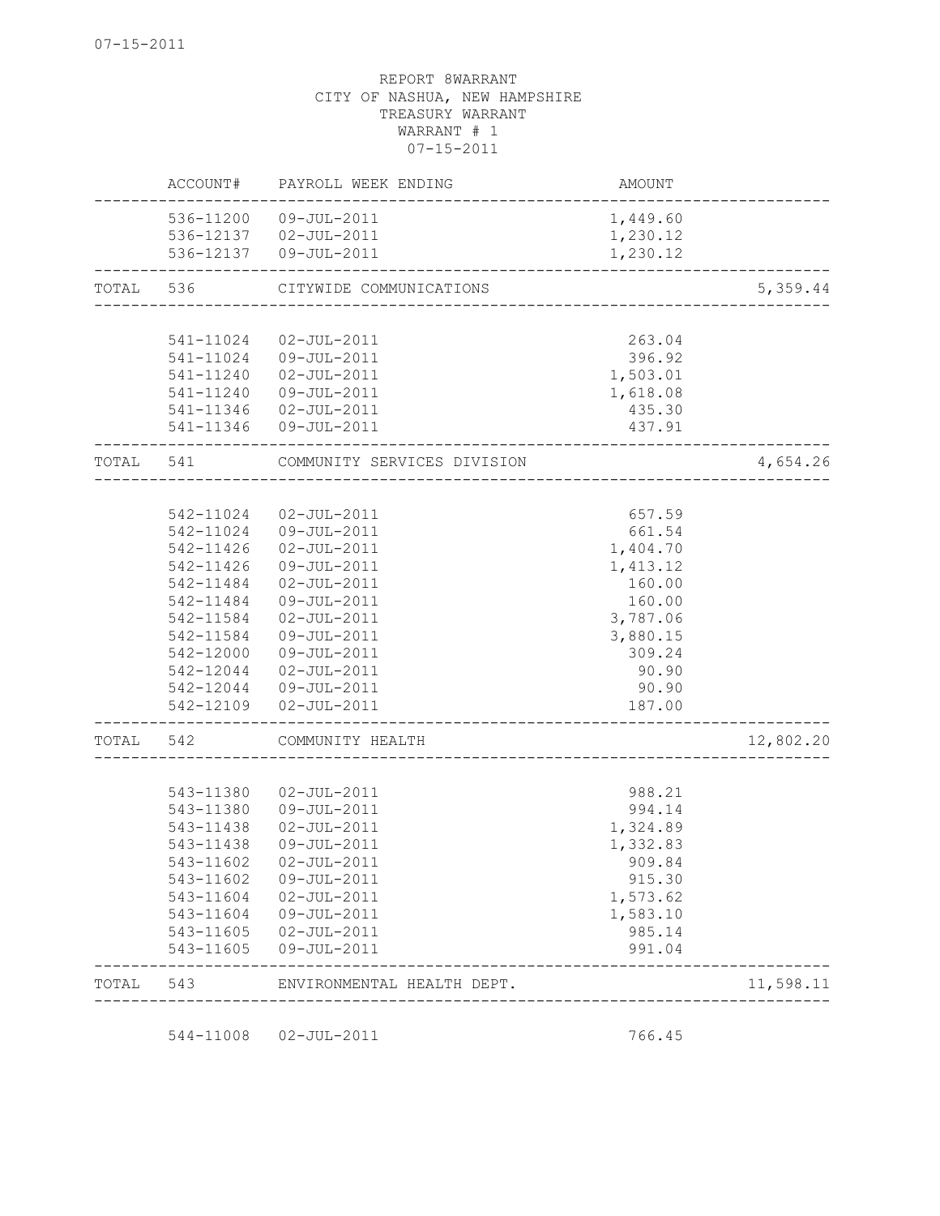07-15-2011

REPORT 8WARRANT
CITY OF NASHUA, NEW HAMPSHIRE
TREASURY WARRANT
WARRANT # 1
07-15-2011

| | ACCOUNT# | PAYROLL WEEK ENDING | AMOUNT | |
|---|---|---|---|---|
| | 536-11200 | 09-JUL-2011 | 1,449.60 | |
| | 536-12137 | 02-JUL-2011 | 1,230.12 | |
| | 536-12137 | 09-JUL-2011 | 1,230.12 | |
| TOTAL | 536 | CITYWIDE COMMUNICATIONS | | 5,359.44 |
| | 541-11024 | 02-JUL-2011 | 263.04 | |
| | 541-11024 | 09-JUL-2011 | 396.92 | |
| | 541-11240 | 02-JUL-2011 | 1,503.01 | |
| | 541-11240 | 09-JUL-2011 | 1,618.08 | |
| | 541-11346 | 02-JUL-2011 | 435.30 | |
| | 541-11346 | 09-JUL-2011 | 437.91 | |
| TOTAL | 541 | COMMUNITY SERVICES DIVISION | | 4,654.26 |
| | 542-11024 | 02-JUL-2011 | 657.59 | |
| | 542-11024 | 09-JUL-2011 | 661.54 | |
| | 542-11426 | 02-JUL-2011 | 1,404.70 | |
| | 542-11426 | 09-JUL-2011 | 1,413.12 | |
| | 542-11484 | 02-JUL-2011 | 160.00 | |
| | 542-11484 | 09-JUL-2011 | 160.00 | |
| | 542-11584 | 02-JUL-2011 | 3,787.06 | |
| | 542-11584 | 09-JUL-2011 | 3,880.15 | |
| | 542-12000 | 09-JUL-2011 | 309.24 | |
| | 542-12044 | 02-JUL-2011 | 90.90 | |
| | 542-12044 | 09-JUL-2011 | 90.90 | |
| | 542-12109 | 02-JUL-2011 | 187.00 | |
| TOTAL | 542 | COMMUNITY HEALTH | | 12,802.20 |
| | 543-11380 | 02-JUL-2011 | 988.21 | |
| | 543-11380 | 09-JUL-2011 | 994.14 | |
| | 543-11438 | 02-JUL-2011 | 1,324.89 | |
| | 543-11438 | 09-JUL-2011 | 1,332.83 | |
| | 543-11602 | 02-JUL-2011 | 909.84 | |
| | 543-11602 | 09-JUL-2011 | 915.30 | |
| | 543-11604 | 02-JUL-2011 | 1,573.62 | |
| | 543-11604 | 09-JUL-2011 | 1,583.10 | |
| | 543-11605 | 02-JUL-2011 | 985.14 | |
| | 543-11605 | 09-JUL-2011 | 991.04 | |
| TOTAL | 543 | ENVIRONMENTAL HEALTH DEPT. | | 11,598.11 |
| | 544-11008 | 02-JUL-2011 | 766.45 | |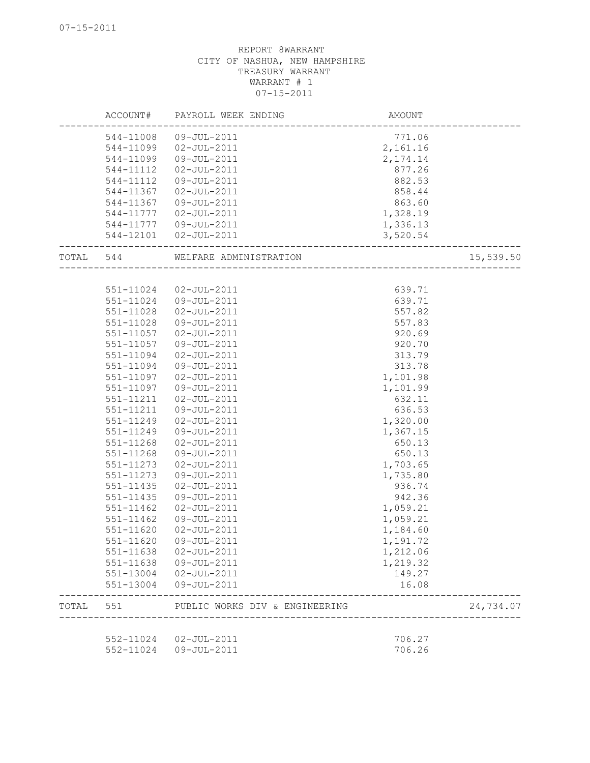REPORT 8WARRANT
CITY OF NASHUA, NEW HAMPSHIRE
TREASURY WARRANT
WARRANT # 1
07-15-2011

| | ACCOUNT# | PAYROLL WEEK ENDING | AMOUNT | |
|---|---|---|---|---|
| | 544-11008 | 09-JUL-2011 | 771.06 | |
| | 544-11099 | 02-JUL-2011 | 2,161.16 | |
| | 544-11099 | 09-JUL-2011 | 2,174.14 | |
| | 544-11112 | 02-JUL-2011 | 877.26 | |
| | 544-11112 | 09-JUL-2011 | 882.53 | |
| | 544-11367 | 02-JUL-2011 | 858.44 | |
| | 544-11367 | 09-JUL-2011 | 863.60 | |
| | 544-11777 | 02-JUL-2011 | 1,328.19 | |
| | 544-11777 | 09-JUL-2011 | 1,336.13 | |
| | 544-12101 | 02-JUL-2011 | 3,520.54 | |
| TOTAL | 544 | WELFARE ADMINISTRATION | | 15,539.50 |
| | 551-11024 | 02-JUL-2011 | 639.71 | |
| | 551-11024 | 09-JUL-2011 | 639.71 | |
| | 551-11028 | 02-JUL-2011 | 557.82 | |
| | 551-11028 | 09-JUL-2011 | 557.83 | |
| | 551-11057 | 02-JUL-2011 | 920.69 | |
| | 551-11057 | 09-JUL-2011 | 920.70 | |
| | 551-11094 | 02-JUL-2011 | 313.79 | |
| | 551-11094 | 09-JUL-2011 | 313.78 | |
| | 551-11097 | 02-JUL-2011 | 1,101.98 | |
| | 551-11097 | 09-JUL-2011 | 1,101.99 | |
| | 551-11211 | 02-JUL-2011 | 632.11 | |
| | 551-11211 | 09-JUL-2011 | 636.53 | |
| | 551-11249 | 02-JUL-2011 | 1,320.00 | |
| | 551-11249 | 09-JUL-2011 | 1,367.15 | |
| | 551-11268 | 02-JUL-2011 | 650.13 | |
| | 551-11268 | 09-JUL-2011 | 650.13 | |
| | 551-11273 | 02-JUL-2011 | 1,703.65 | |
| | 551-11273 | 09-JUL-2011 | 1,735.80 | |
| | 551-11435 | 02-JUL-2011 | 936.74 | |
| | 551-11435 | 09-JUL-2011 | 942.36 | |
| | 551-11462 | 02-JUL-2011 | 1,059.21 | |
| | 551-11462 | 09-JUL-2011 | 1,059.21 | |
| | 551-11620 | 02-JUL-2011 | 1,184.60 | |
| | 551-11620 | 09-JUL-2011 | 1,191.72 | |
| | 551-11638 | 02-JUL-2011 | 1,212.06 | |
| | 551-11638 | 09-JUL-2011 | 1,219.32 | |
| | 551-13004 | 02-JUL-2011 | 149.27 | |
| | 551-13004 | 09-JUL-2011 | 16.08 | |
| TOTAL | 551 | PUBLIC WORKS DIV & ENGINEERING | | 24,734.07 |
| | 552-11024 | 02-JUL-2011 | 706.27 | |
| | 552-11024 | 09-JUL-2011 | 706.26 | |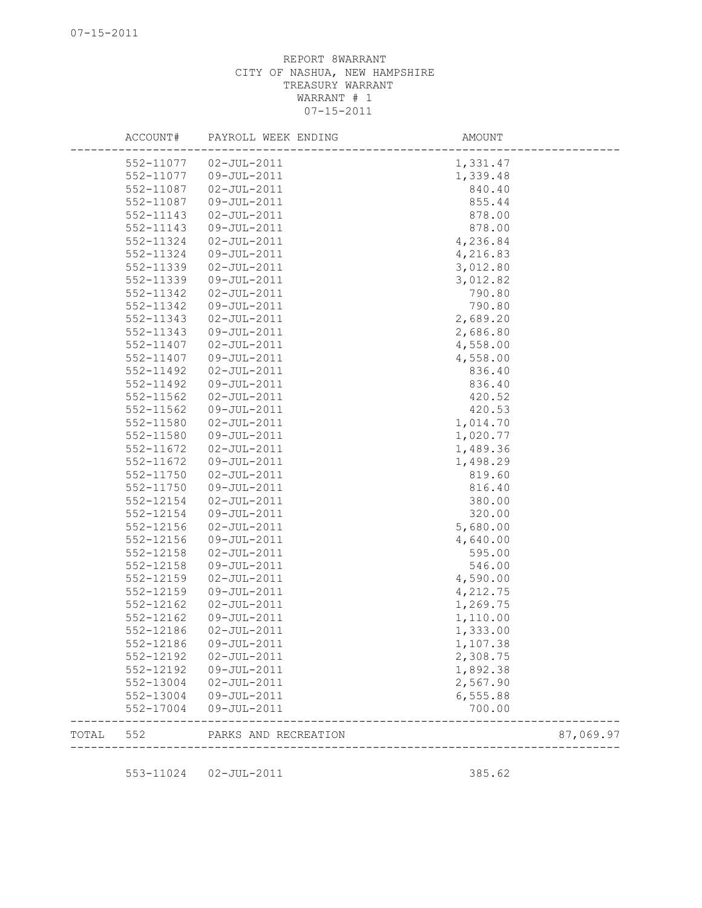REPORT 8WARRANT
CITY OF NASHUA, NEW HAMPSHIRE
TREASURY WARRANT
WARRANT # 1
07-15-2011

| | ACCOUNT# | PAYROLL WEEK ENDING | AMOUNT | |
|---|---|---|---|---|
| | 552-11077 | 02-JUL-2011 | 1,331.47 | |
| | 552-11077 | 09-JUL-2011 | 1,339.48 | |
| | 552-11087 | 02-JUL-2011 | 840.40 | |
| | 552-11087 | 09-JUL-2011 | 855.44 | |
| | 552-11143 | 02-JUL-2011 | 878.00 | |
| | 552-11143 | 09-JUL-2011 | 878.00 | |
| | 552-11324 | 02-JUL-2011 | 4,236.84 | |
| | 552-11324 | 09-JUL-2011 | 4,216.83 | |
| | 552-11339 | 02-JUL-2011 | 3,012.80 | |
| | 552-11339 | 09-JUL-2011 | 3,012.82 | |
| | 552-11342 | 02-JUL-2011 | 790.80 | |
| | 552-11342 | 09-JUL-2011 | 790.80 | |
| | 552-11343 | 02-JUL-2011 | 2,689.20 | |
| | 552-11343 | 09-JUL-2011 | 2,686.80 | |
| | 552-11407 | 02-JUL-2011 | 4,558.00 | |
| | 552-11407 | 09-JUL-2011 | 4,558.00 | |
| | 552-11492 | 02-JUL-2011 | 836.40 | |
| | 552-11492 | 09-JUL-2011 | 836.40 | |
| | 552-11562 | 02-JUL-2011 | 420.52 | |
| | 552-11562 | 09-JUL-2011 | 420.53 | |
| | 552-11580 | 02-JUL-2011 | 1,014.70 | |
| | 552-11580 | 09-JUL-2011 | 1,020.77 | |
| | 552-11672 | 02-JUL-2011 | 1,489.36 | |
| | 552-11672 | 09-JUL-2011 | 1,498.29 | |
| | 552-11750 | 02-JUL-2011 | 819.60 | |
| | 552-11750 | 09-JUL-2011 | 816.40 | |
| | 552-12154 | 02-JUL-2011 | 380.00 | |
| | 552-12154 | 09-JUL-2011 | 320.00 | |
| | 552-12156 | 02-JUL-2011 | 5,680.00 | |
| | 552-12156 | 09-JUL-2011 | 4,640.00 | |
| | 552-12158 | 02-JUL-2011 | 595.00 | |
| | 552-12158 | 09-JUL-2011 | 546.00 | |
| | 552-12159 | 02-JUL-2011 | 4,590.00 | |
| | 552-12159 | 09-JUL-2011 | 4,212.75 | |
| | 552-12162 | 02-JUL-2011 | 1,269.75 | |
| | 552-12162 | 09-JUL-2011 | 1,110.00 | |
| | 552-12186 | 02-JUL-2011 | 1,333.00 | |
| | 552-12186 | 09-JUL-2011 | 1,107.38 | |
| | 552-12192 | 02-JUL-2011 | 2,308.75 | |
| | 552-12192 | 09-JUL-2011 | 1,892.38 | |
| | 552-13004 | 02-JUL-2011 | 2,567.90 | |
| | 552-13004 | 09-JUL-2011 | 6,555.88 | |
| | 552-17004 | 09-JUL-2011 | 700.00 | |
| TOTAL | 552 | PARKS AND RECREATION | | 87,069.97 |
| | 553-11024 | 02-JUL-2011 | 385.62 | |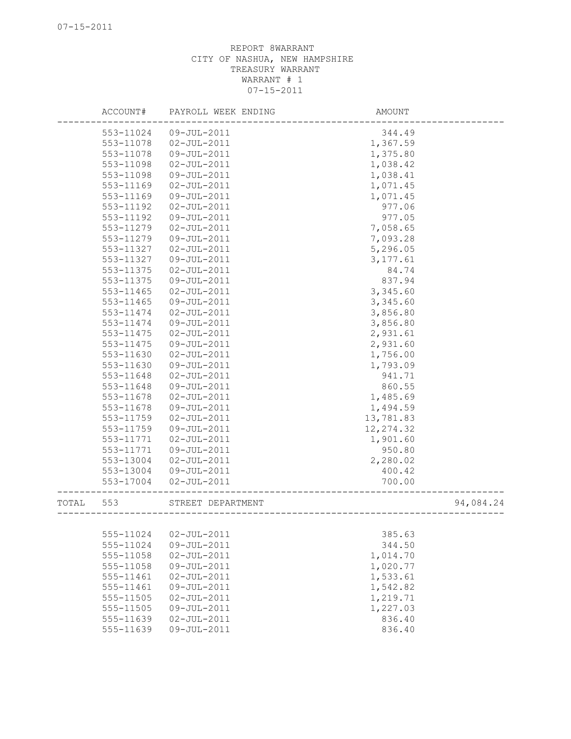REPORT 8WARRANT
CITY OF NASHUA, NEW HAMPSHIRE
TREASURY WARRANT
WARRANT # 1
07-15-2011

| | ACCOUNT# | PAYROLL WEEK ENDING | AMOUNT | |
|---|---|---|---|---|
| | 553-11024 | 09-JUL-2011 | 344.49 | |
| | 553-11078 | 02-JUL-2011 | 1,367.59 | |
| | 553-11078 | 09-JUL-2011 | 1,375.80 | |
| | 553-11098 | 02-JUL-2011 | 1,038.42 | |
| | 553-11098 | 09-JUL-2011 | 1,038.41 | |
| | 553-11169 | 02-JUL-2011 | 1,071.45 | |
| | 553-11169 | 09-JUL-2011 | 1,071.45 | |
| | 553-11192 | 02-JUL-2011 | 977.06 | |
| | 553-11192 | 09-JUL-2011 | 977.05 | |
| | 553-11279 | 02-JUL-2011 | 7,058.65 | |
| | 553-11279 | 09-JUL-2011 | 7,093.28 | |
| | 553-11327 | 02-JUL-2011 | 5,296.05 | |
| | 553-11327 | 09-JUL-2011 | 3,177.61 | |
| | 553-11375 | 02-JUL-2011 | 84.74 | |
| | 553-11375 | 09-JUL-2011 | 837.94 | |
| | 553-11465 | 02-JUL-2011 | 3,345.60 | |
| | 553-11465 | 09-JUL-2011 | 3,345.60 | |
| | 553-11474 | 02-JUL-2011 | 3,856.80 | |
| | 553-11474 | 09-JUL-2011 | 3,856.80 | |
| | 553-11475 | 02-JUL-2011 | 2,931.61 | |
| | 553-11475 | 09-JUL-2011 | 2,931.60 | |
| | 553-11630 | 02-JUL-2011 | 1,756.00 | |
| | 553-11630 | 09-JUL-2011 | 1,793.09 | |
| | 553-11648 | 02-JUL-2011 | 941.71 | |
| | 553-11648 | 09-JUL-2011 | 860.55 | |
| | 553-11678 | 02-JUL-2011 | 1,485.69 | |
| | 553-11678 | 09-JUL-2011 | 1,494.59 | |
| | 553-11759 | 02-JUL-2011 | 13,781.83 | |
| | 553-11759 | 09-JUL-2011 | 12,274.32 | |
| | 553-11771 | 02-JUL-2011 | 1,901.60 | |
| | 553-11771 | 09-JUL-2011 | 950.80 | |
| | 553-13004 | 02-JUL-2011 | 2,280.02 | |
| | 553-13004 | 09-JUL-2011 | 400.42 | |
| | 553-17004 | 02-JUL-2011 | 700.00 | |
| TOTAL | 553 | STREET DEPARTMENT | | 94,084.24 |
| | 555-11024 | 02-JUL-2011 | 385.63 | |
| | 555-11024 | 09-JUL-2011 | 344.50 | |
| | 555-11058 | 02-JUL-2011 | 1,014.70 | |
| | 555-11058 | 09-JUL-2011 | 1,020.77 | |
| | 555-11461 | 02-JUL-2011 | 1,533.61 | |
| | 555-11461 | 09-JUL-2011 | 1,542.82 | |
| | 555-11505 | 02-JUL-2011 | 1,219.71 | |
| | 555-11505 | 09-JUL-2011 | 1,227.03 | |
| | 555-11639 | 02-JUL-2011 | 836.40 | |
| | 555-11639 | 09-JUL-2011 | 836.40 | |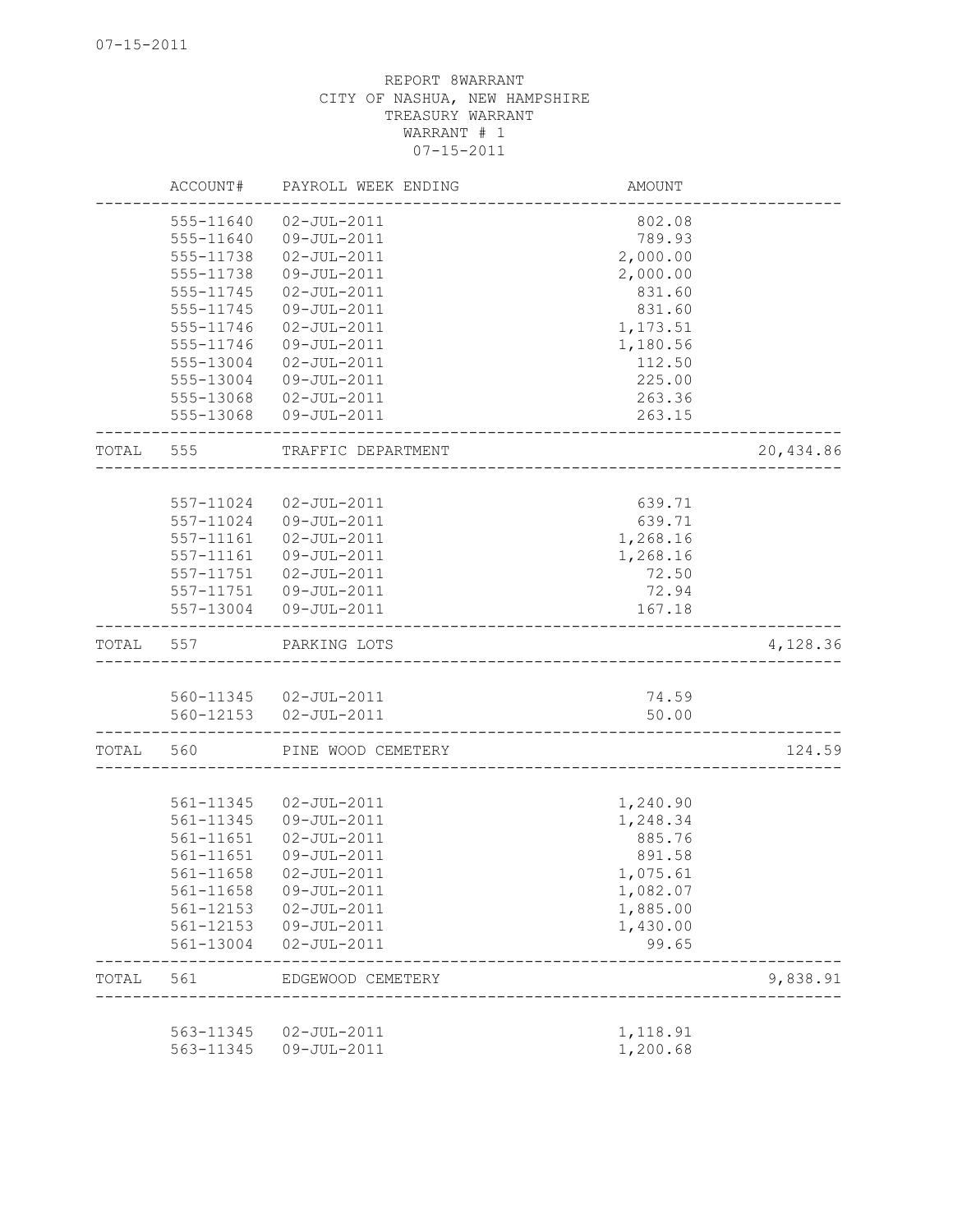REPORT 8WARRANT
CITY OF NASHUA, NEW HAMPSHIRE
TREASURY WARRANT
WARRANT # 1
07-15-2011

| | ACCOUNT# | PAYROLL WEEK ENDING | AMOUNT | |
|---|---|---|---|---|
| | 555-11640 | 02-JUL-2011 | 802.08 | |
| | 555-11640 | 09-JUL-2011 | 789.93 | |
| | 555-11738 | 02-JUL-2011 | 2,000.00 | |
| | 555-11738 | 09-JUL-2011 | 2,000.00 | |
| | 555-11745 | 02-JUL-2011 | 831.60 | |
| | 555-11745 | 09-JUL-2011 | 831.60 | |
| | 555-11746 | 02-JUL-2011 | 1,173.51 | |
| | 555-11746 | 09-JUL-2011 | 1,180.56 | |
| | 555-13004 | 02-JUL-2011 | 112.50 | |
| | 555-13004 | 09-JUL-2011 | 225.00 | |
| | 555-13068 | 02-JUL-2011 | 263.36 | |
| | 555-13068 | 09-JUL-2011 | 263.15 | |
| TOTAL | 555 | TRAFFIC DEPARTMENT | | 20,434.86 |
| | 557-11024 | 02-JUL-2011 | 639.71 | |
| | 557-11024 | 09-JUL-2011 | 639.71 | |
| | 557-11161 | 02-JUL-2011 | 1,268.16 | |
| | 557-11161 | 09-JUL-2011 | 1,268.16 | |
| | 557-11751 | 02-JUL-2011 | 72.50 | |
| | 557-11751 | 09-JUL-2011 | 72.94 | |
| | 557-13004 | 09-JUL-2011 | 167.18 | |
| TOTAL | 557 | PARKING LOTS | | 4,128.36 |
| | 560-11345 | 02-JUL-2011 | 74.59 | |
| | 560-12153 | 02-JUL-2011 | 50.00 | |
| TOTAL | 560 | PINE WOOD CEMETERY | | 124.59 |
| | 561-11345 | 02-JUL-2011 | 1,240.90 | |
| | 561-11345 | 09-JUL-2011 | 1,248.34 | |
| | 561-11651 | 02-JUL-2011 | 885.76 | |
| | 561-11651 | 09-JUL-2011 | 891.58 | |
| | 561-11658 | 02-JUL-2011 | 1,075.61 | |
| | 561-11658 | 09-JUL-2011 | 1,082.07 | |
| | 561-12153 | 02-JUL-2011 | 1,885.00 | |
| | 561-12153 | 09-JUL-2011 | 1,430.00 | |
| | 561-13004 | 02-JUL-2011 | 99.65 | |
| TOTAL | 561 | EDGEWOOD CEMETERY | | 9,838.91 |
| | 563-11345 | 02-JUL-2011 | 1,118.91 | |
| | 563-11345 | 09-JUL-2011 | 1,200.68 | |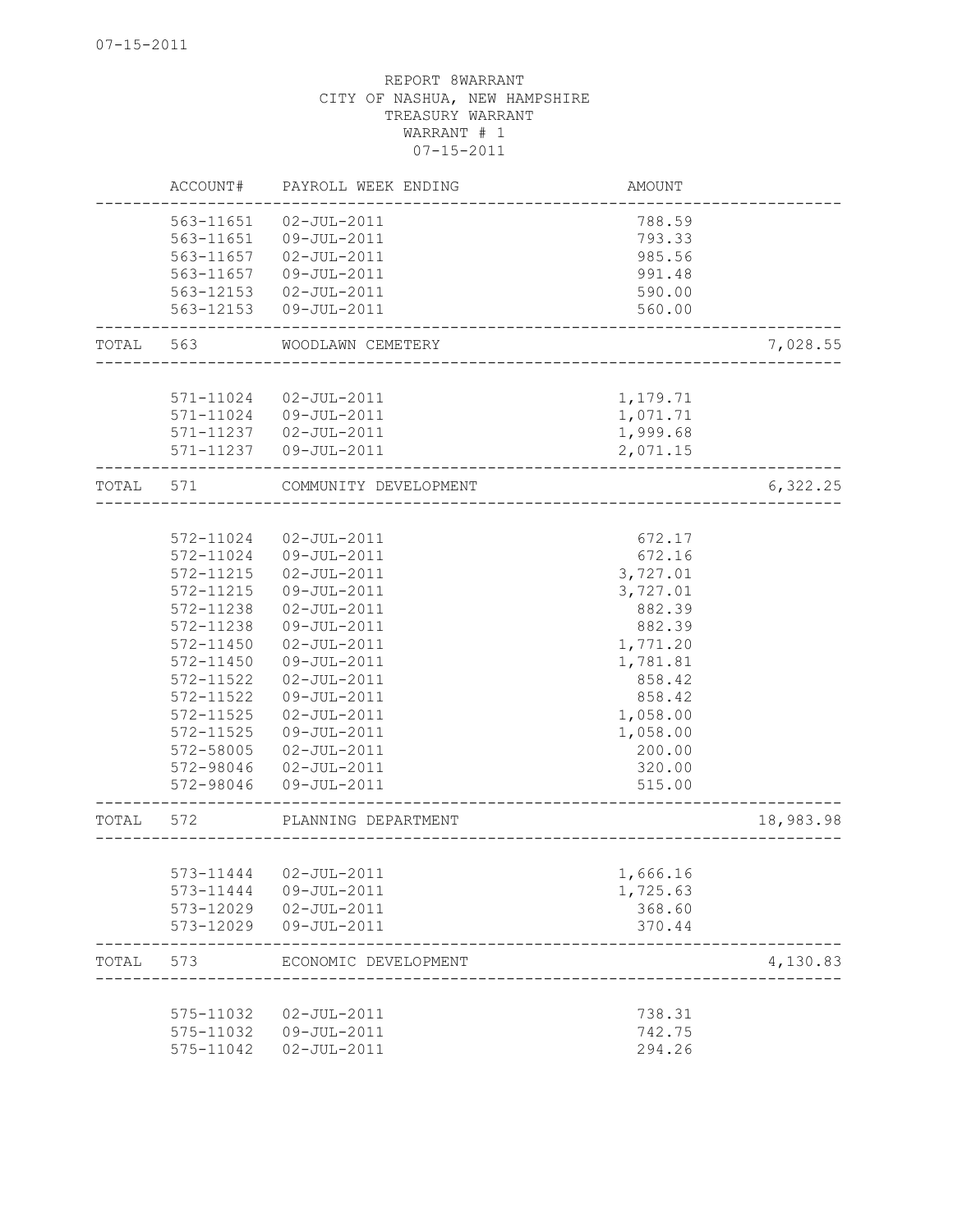REPORT 8WARRANT
CITY OF NASHUA, NEW HAMPSHIRE
TREASURY WARRANT
WARRANT # 1
07-15-2011

| | ACCOUNT# | PAYROLL WEEK ENDING | AMOUNT | |
|---|---|---|---|---|
| | 563-11651 | 02-JUL-2011 | 788.59 | |
| | 563-11651 | 09-JUL-2011 | 793.33 | |
| | 563-11657 | 02-JUL-2011 | 985.56 | |
| | 563-11657 | 09-JUL-2011 | 991.48 | |
| | 563-12153 | 02-JUL-2011 | 590.00 | |
| | 563-12153 | 09-JUL-2011 | 560.00 | |
| TOTAL | 563 | WOODLAWN CEMETERY | | 7,028.55 |
| | 571-11024 | 02-JUL-2011 | 1,179.71 | |
| | 571-11024 | 09-JUL-2011 | 1,071.71 | |
| | 571-11237 | 02-JUL-2011 | 1,999.68 | |
| | 571-11237 | 09-JUL-2011 | 2,071.15 | |
| TOTAL | 571 | COMMUNITY DEVELOPMENT | | 6,322.25 |
| | 572-11024 | 02-JUL-2011 | 672.17 | |
| | 572-11024 | 09-JUL-2011 | 672.16 | |
| | 572-11215 | 02-JUL-2011 | 3,727.01 | |
| | 572-11215 | 09-JUL-2011 | 3,727.01 | |
| | 572-11238 | 02-JUL-2011 | 882.39 | |
| | 572-11238 | 09-JUL-2011 | 882.39 | |
| | 572-11450 | 02-JUL-2011 | 1,771.20 | |
| | 572-11450 | 09-JUL-2011 | 1,781.81 | |
| | 572-11522 | 02-JUL-2011 | 858.42 | |
| | 572-11522 | 09-JUL-2011 | 858.42 | |
| | 572-11525 | 02-JUL-2011 | 1,058.00 | |
| | 572-11525 | 09-JUL-2011 | 1,058.00 | |
| | 572-58005 | 02-JUL-2011 | 200.00 | |
| | 572-98046 | 02-JUL-2011 | 320.00 | |
| | 572-98046 | 09-JUL-2011 | 515.00 | |
| TOTAL | 572 | PLANNING DEPARTMENT | | 18,983.98 |
| | 573-11444 | 02-JUL-2011 | 1,666.16 | |
| | 573-11444 | 09-JUL-2011 | 1,725.63 | |
| | 573-12029 | 02-JUL-2011 | 368.60 | |
| | 573-12029 | 09-JUL-2011 | 370.44 | |
| TOTAL | 573 | ECONOMIC DEVELOPMENT | | 4,130.83 |
| | 575-11032 | 02-JUL-2011 | 738.31 | |
| | 575-11032 | 09-JUL-2011 | 742.75 | |
| | 575-11042 | 02-JUL-2011 | 294.26 | |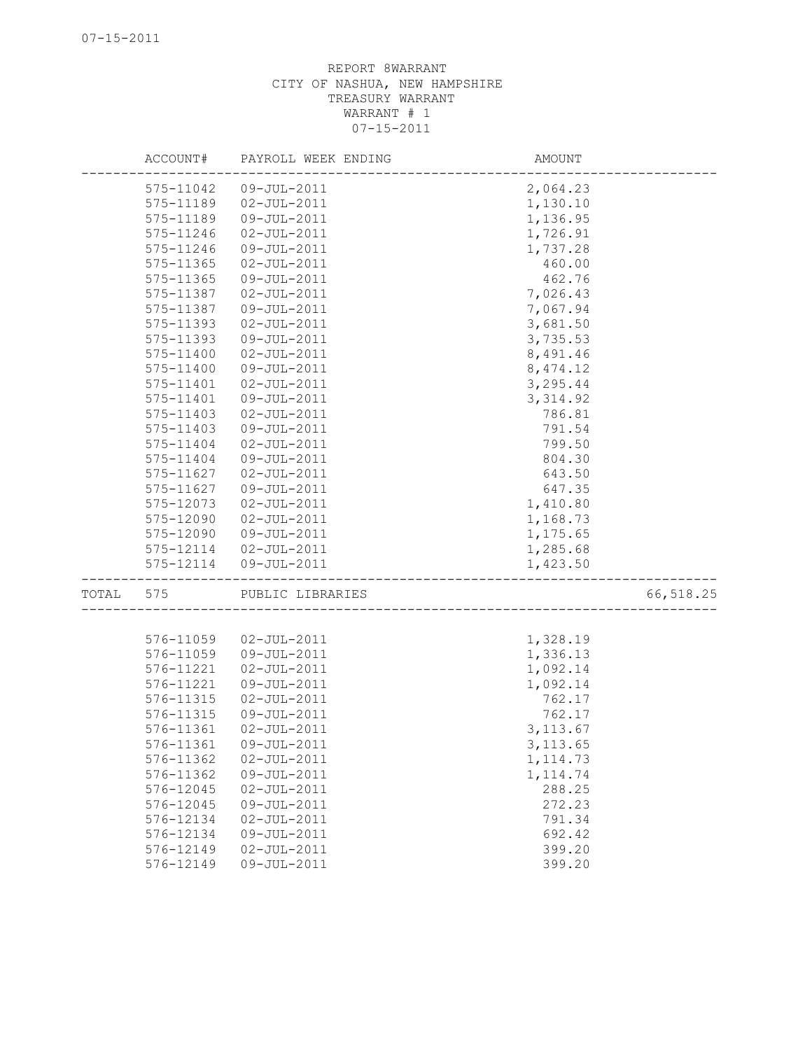REPORT 8WARRANT
CITY OF NASHUA, NEW HAMPSHIRE
TREASURY WARRANT
WARRANT # 1
07-15-2011

| | ACCOUNT# | PAYROLL WEEK ENDING | AMOUNT | |
|---|---|---|---|---|
| | 575-11042 | 09-JUL-2011 | 2,064.23 | |
| | 575-11189 | 02-JUL-2011 | 1,130.10 | |
| | 575-11189 | 09-JUL-2011 | 1,136.95 | |
| | 575-11246 | 02-JUL-2011 | 1,726.91 | |
| | 575-11246 | 09-JUL-2011 | 1,737.28 | |
| | 575-11365 | 02-JUL-2011 | 460.00 | |
| | 575-11365 | 09-JUL-2011 | 462.76 | |
| | 575-11387 | 02-JUL-2011 | 7,026.43 | |
| | 575-11387 | 09-JUL-2011 | 7,067.94 | |
| | 575-11393 | 02-JUL-2011 | 3,681.50 | |
| | 575-11393 | 09-JUL-2011 | 3,735.53 | |
| | 575-11400 | 02-JUL-2011 | 8,491.46 | |
| | 575-11400 | 09-JUL-2011 | 8,474.12 | |
| | 575-11401 | 02-JUL-2011 | 3,295.44 | |
| | 575-11401 | 09-JUL-2011 | 3,314.92 | |
| | 575-11403 | 02-JUL-2011 | 786.81 | |
| | 575-11403 | 09-JUL-2011 | 791.54 | |
| | 575-11404 | 02-JUL-2011 | 799.50 | |
| | 575-11404 | 09-JUL-2011 | 804.30 | |
| | 575-11627 | 02-JUL-2011 | 643.50 | |
| | 575-11627 | 09-JUL-2011 | 647.35 | |
| | 575-12073 | 02-JUL-2011 | 1,410.80 | |
| | 575-12090 | 02-JUL-2011 | 1,168.73 | |
| | 575-12090 | 09-JUL-2011 | 1,175.65 | |
| | 575-12114 | 02-JUL-2011 | 1,285.68 | |
| | 575-12114 | 09-JUL-2011 | 1,423.50 | |
| TOTAL | 575 | PUBLIC LIBRARIES | | 66,518.25 |
| | 576-11059 | 02-JUL-2011 | 1,328.19 | |
| | 576-11059 | 09-JUL-2011 | 1,336.13 | |
| | 576-11221 | 02-JUL-2011 | 1,092.14 | |
| | 576-11221 | 09-JUL-2011 | 1,092.14 | |
| | 576-11315 | 02-JUL-2011 | 762.17 | |
| | 576-11315 | 09-JUL-2011 | 762.17 | |
| | 576-11361 | 02-JUL-2011 | 3,113.67 | |
| | 576-11361 | 09-JUL-2011 | 3,113.65 | |
| | 576-11362 | 02-JUL-2011 | 1,114.73 | |
| | 576-11362 | 09-JUL-2011 | 1,114.74 | |
| | 576-12045 | 02-JUL-2011 | 288.25 | |
| | 576-12045 | 09-JUL-2011 | 272.23 | |
| | 576-12134 | 02-JUL-2011 | 791.34 | |
| | 576-12134 | 09-JUL-2011 | 692.42 | |
| | 576-12149 | 02-JUL-2011 | 399.20 | |
| | 576-12149 | 09-JUL-2011 | 399.20 | |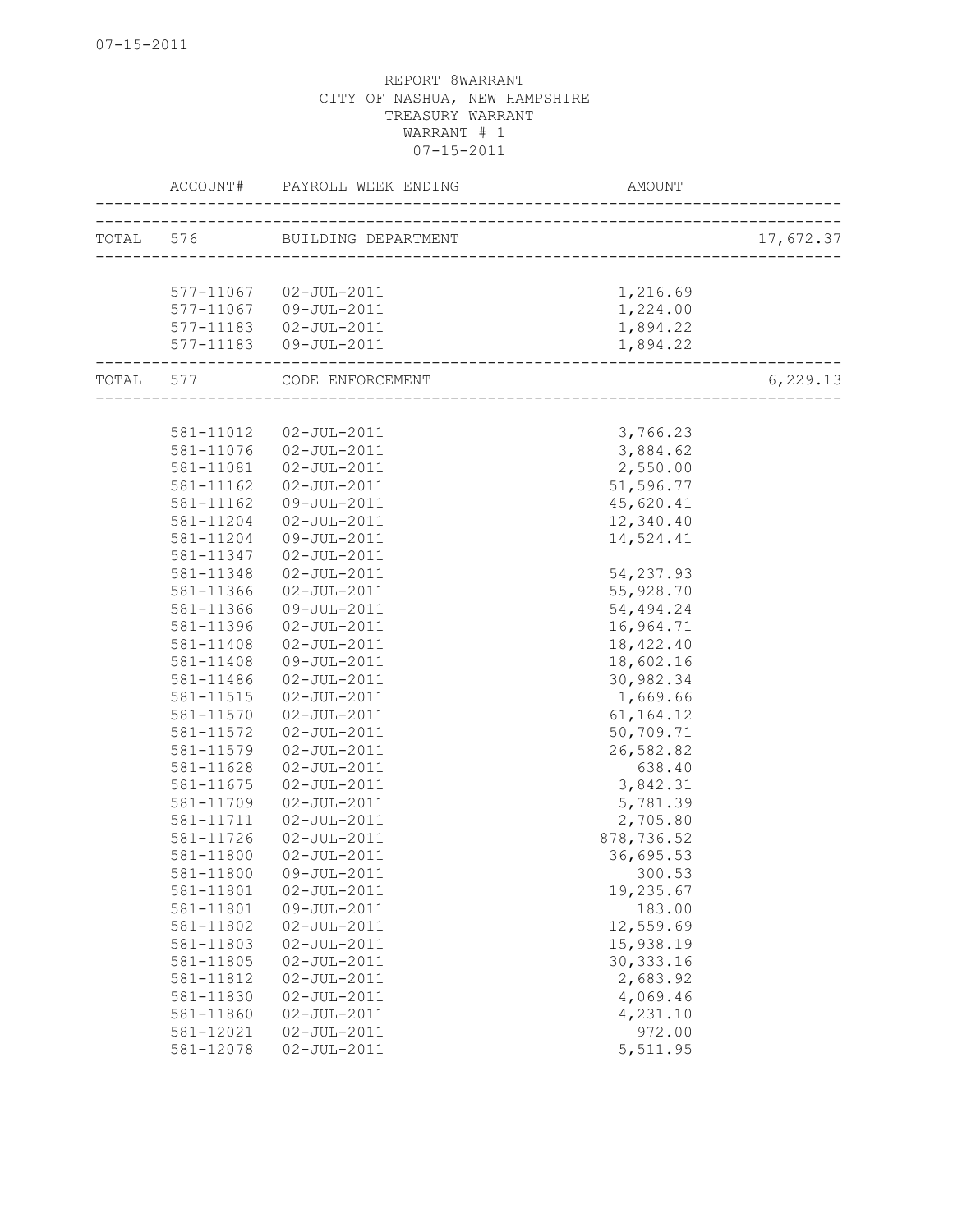07-15-2011

REPORT 8WARRANT
CITY OF NASHUA, NEW HAMPSHIRE
TREASURY WARRANT
WARRANT # 1
07-15-2011

| | ACCOUNT# | PAYROLL WEEK ENDING | AMOUNT | |
|---|---|---|---|---|
| TOTAL | 576 | BUILDING DEPARTMENT | | 17,672.37 |
| | 577-11067 | 02-JUL-2011 | 1,216.69 | |
| | 577-11067 | 09-JUL-2011 | 1,224.00 | |
| | 577-11183 | 02-JUL-2011 | 1,894.22 | |
| | 577-11183 | 09-JUL-2011 | 1,894.22 | |
| TOTAL | 577 | CODE ENFORCEMENT | | 6,229.13 |
| | 581-11012 | 02-JUL-2011 | 3,766.23 | |
| | 581-11076 | 02-JUL-2011 | 3,884.62 | |
| | 581-11081 | 02-JUL-2011 | 2,550.00 | |
| | 581-11162 | 02-JUL-2011 | 51,596.77 | |
| | 581-11162 | 09-JUL-2011 | 45,620.41 | |
| | 581-11204 | 02-JUL-2011 | 12,340.40 | |
| | 581-11204 | 09-JUL-2011 | 14,524.41 | |
| | 581-11347 | 02-JUL-2011 | | |
| | 581-11348 | 02-JUL-2011 | 54,237.93 | |
| | 581-11366 | 02-JUL-2011 | 55,928.70 | |
| | 581-11366 | 09-JUL-2011 | 54,494.24 | |
| | 581-11396 | 02-JUL-2011 | 16,964.71 | |
| | 581-11408 | 02-JUL-2011 | 18,422.40 | |
| | 581-11408 | 09-JUL-2011 | 18,602.16 | |
| | 581-11486 | 02-JUL-2011 | 30,982.34 | |
| | 581-11515 | 02-JUL-2011 | 1,669.66 | |
| | 581-11570 | 02-JUL-2011 | 61,164.12 | |
| | 581-11572 | 02-JUL-2011 | 50,709.71 | |
| | 581-11579 | 02-JUL-2011 | 26,582.82 | |
| | 581-11628 | 02-JUL-2011 | 638.40 | |
| | 581-11675 | 02-JUL-2011 | 3,842.31 | |
| | 581-11709 | 02-JUL-2011 | 5,781.39 | |
| | 581-11711 | 02-JUL-2011 | 2,705.80 | |
| | 581-11726 | 02-JUL-2011 | 878,736.52 | |
| | 581-11800 | 02-JUL-2011 | 36,695.53 | |
| | 581-11800 | 09-JUL-2011 | 300.53 | |
| | 581-11801 | 02-JUL-2011 | 19,235.67 | |
| | 581-11801 | 09-JUL-2011 | 183.00 | |
| | 581-11802 | 02-JUL-2011 | 12,559.69 | |
| | 581-11803 | 02-JUL-2011 | 15,938.19 | |
| | 581-11805 | 02-JUL-2011 | 30,333.16 | |
| | 581-11812 | 02-JUL-2011 | 2,683.92 | |
| | 581-11830 | 02-JUL-2011 | 4,069.46 | |
| | 581-11860 | 02-JUL-2011 | 4,231.10 | |
| | 581-12021 | 02-JUL-2011 | 972.00 | |
| | 581-12078 | 02-JUL-2011 | 5,511.95 | |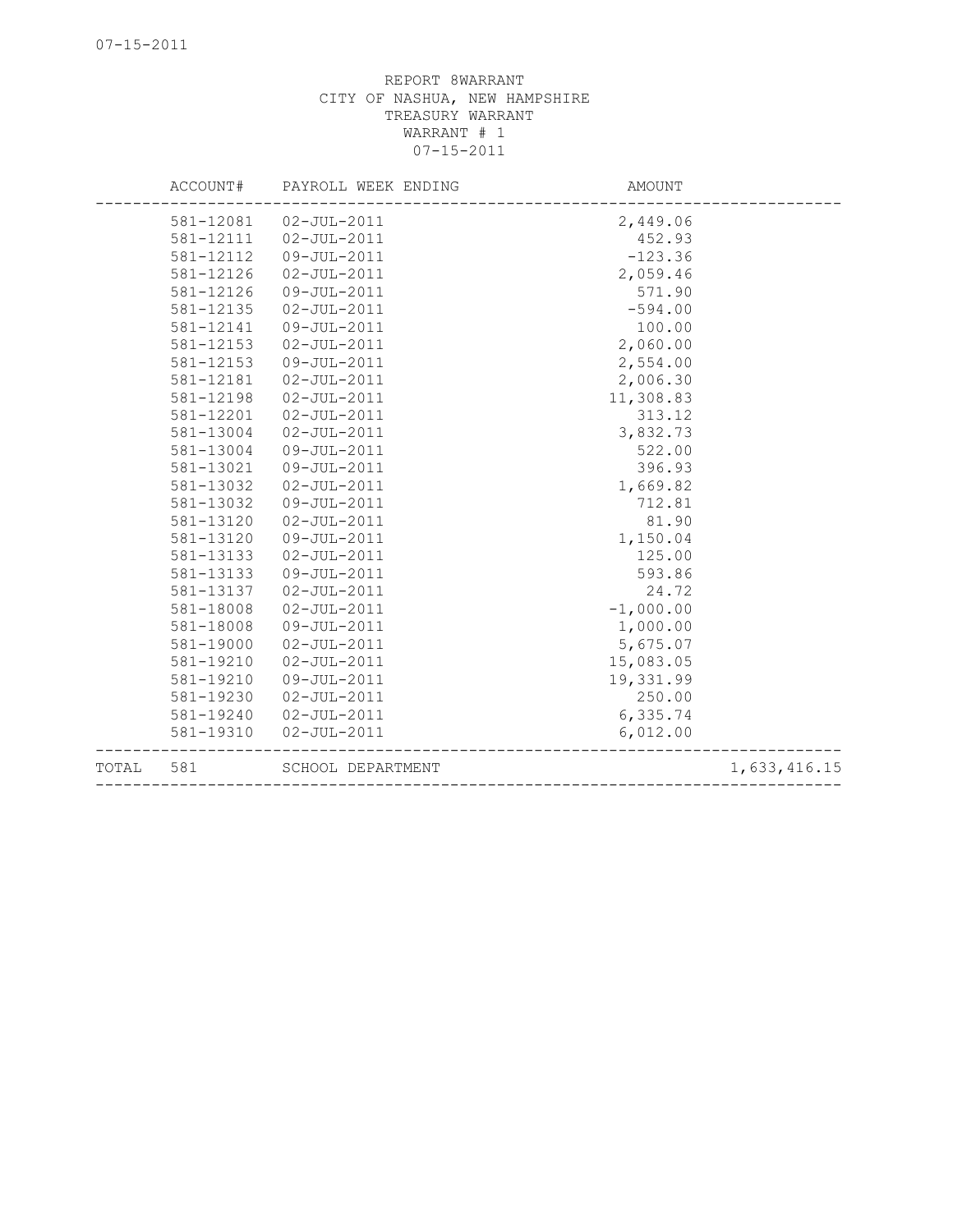REPORT 8WARRANT
CITY OF NASHUA, NEW HAMPSHIRE
TREASURY WARRANT
WARRANT # 1
07-15-2011

| ACCOUNT# | PAYROLL WEEK ENDING | AMOUNT | |
|---|---|---|---|
| 581-12081 | 02-JUL-2011 | 2,449.06 | |
| 581-12111 | 02-JUL-2011 | 452.93 | |
| 581-12112 | 09-JUL-2011 | -123.36 | |
| 581-12126 | 02-JUL-2011 | 2,059.46 | |
| 581-12126 | 09-JUL-2011 | 571.90 | |
| 581-12135 | 02-JUL-2011 | -594.00 | |
| 581-12141 | 09-JUL-2011 | 100.00 | |
| 581-12153 | 02-JUL-2011 | 2,060.00 | |
| 581-12153 | 09-JUL-2011 | 2,554.00 | |
| 581-12181 | 02-JUL-2011 | 2,006.30 | |
| 581-12198 | 02-JUL-2011 | 11,308.83 | |
| 581-12201 | 02-JUL-2011 | 313.12 | |
| 581-13004 | 02-JUL-2011 | 3,832.73 | |
| 581-13004 | 09-JUL-2011 | 522.00 | |
| 581-13021 | 09-JUL-2011 | 396.93 | |
| 581-13032 | 02-JUL-2011 | 1,669.82 | |
| 581-13032 | 09-JUL-2011 | 712.81 | |
| 581-13120 | 02-JUL-2011 | 81.90 | |
| 581-13120 | 09-JUL-2011 | 1,150.04 | |
| 581-13133 | 02-JUL-2011 | 125.00 | |
| 581-13133 | 09-JUL-2011 | 593.86 | |
| 581-13137 | 02-JUL-2011 | 24.72 | |
| 581-18008 | 02-JUL-2011 | -1,000.00 | |
| 581-18008 | 09-JUL-2011 | 1,000.00 | |
| 581-19000 | 02-JUL-2011 | 5,675.07 | |
| 581-19210 | 02-JUL-2011 | 15,083.05 | |
| 581-19210 | 09-JUL-2011 | 19,331.99 | |
| 581-19230 | 02-JUL-2011 | 250.00 | |
| 581-19240 | 02-JUL-2011 | 6,335.74 | |
| 581-19310 | 02-JUL-2011 | 6,012.00 | |
| TOTAL 581 | SCHOOL DEPARTMENT | | 1,633,416.15 |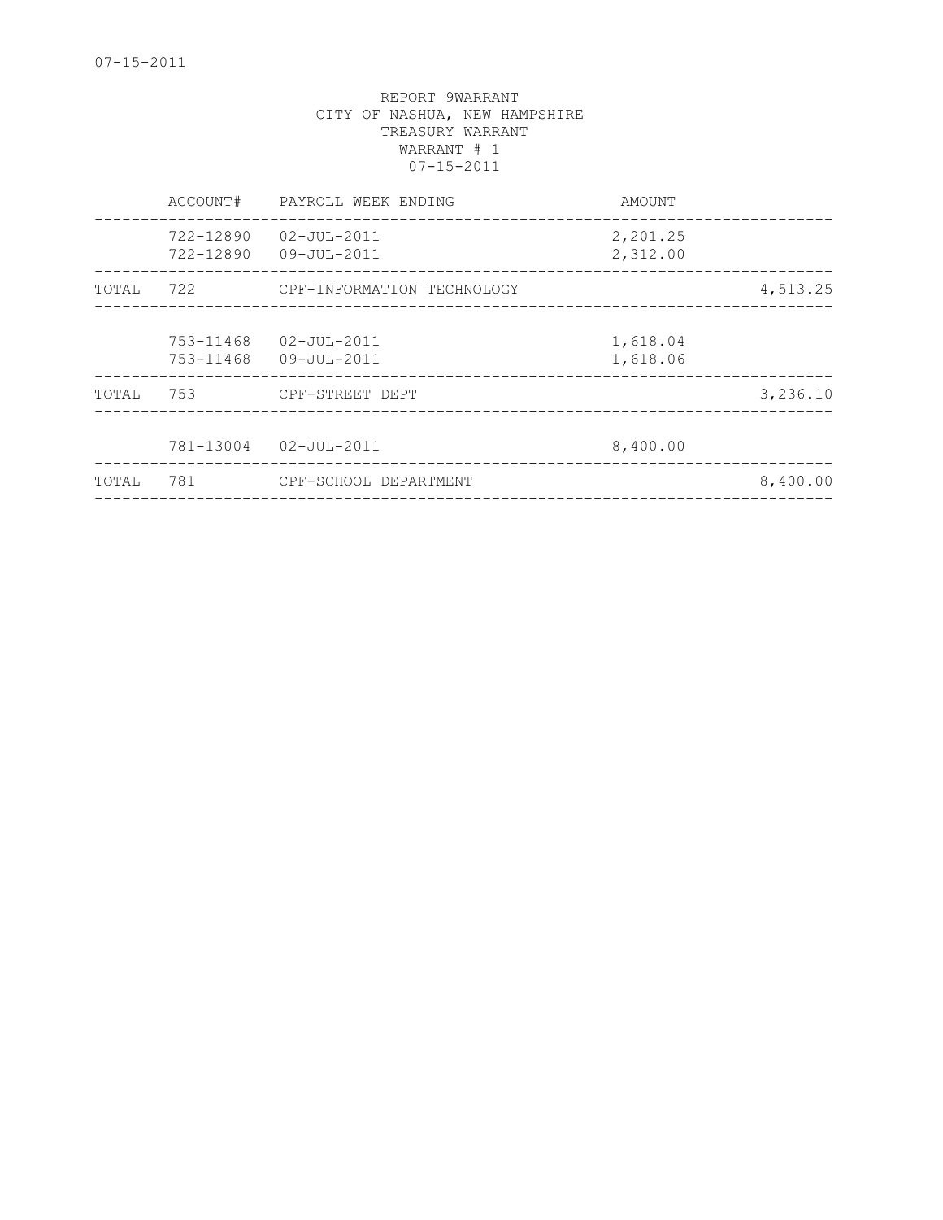REPORT 9WARRANT
CITY OF NASHUA, NEW HAMPSHIRE
TREASURY WARRANT
WARRANT # 1
07-15-2011

| | ACCOUNT# | PAYROLL WEEK ENDING | AMOUNT | |
|---|---|---|---|---|
| | 722-12890 | 02-JUL-2011 | 2,201.25 | |
| | 722-12890 | 09-JUL-2011 | 2,312.00 | |
| TOTAL | 722 | CPF-INFORMATION TECHNOLOGY | | 4,513.25 |
| | 753-11468 | 02-JUL-2011 | 1,618.04 | |
| | 753-11468 | 09-JUL-2011 | 1,618.06 | |
| TOTAL | 753 | CPF-STREET DEPT | | 3,236.10 |
| | 781-13004 | 02-JUL-2011 | 8,400.00 | |
| TOTAL | 781 | CPF-SCHOOL DEPARTMENT | | 8,400.00 |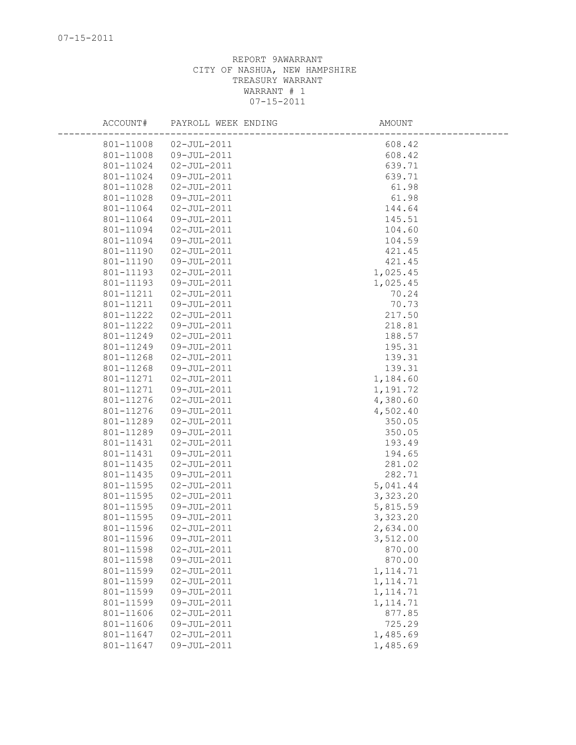07-15-2011

REPORT 9AWARRANT
CITY OF NASHUA, NEW HAMPSHIRE
TREASURY WARRANT
WARRANT # 1
07-15-2011

| ACCOUNT# | PAYROLL WEEK ENDING | AMOUNT |
|---|---|---|
| 801-11008 | 02-JUL-2011 | 608.42 |
| 801-11008 | 09-JUL-2011 | 608.42 |
| 801-11024 | 02-JUL-2011 | 639.71 |
| 801-11024 | 09-JUL-2011 | 639.71 |
| 801-11028 | 02-JUL-2011 | 61.98 |
| 801-11028 | 09-JUL-2011 | 61.98 |
| 801-11064 | 02-JUL-2011 | 144.64 |
| 801-11064 | 09-JUL-2011 | 145.51 |
| 801-11094 | 02-JUL-2011 | 104.60 |
| 801-11094 | 09-JUL-2011 | 104.59 |
| 801-11190 | 02-JUL-2011 | 421.45 |
| 801-11190 | 09-JUL-2011 | 421.45 |
| 801-11193 | 02-JUL-2011 | 1,025.45 |
| 801-11193 | 09-JUL-2011 | 1,025.45 |
| 801-11211 | 02-JUL-2011 | 70.24 |
| 801-11211 | 09-JUL-2011 | 70.73 |
| 801-11222 | 02-JUL-2011 | 217.50 |
| 801-11222 | 09-JUL-2011 | 218.81 |
| 801-11249 | 02-JUL-2011 | 188.57 |
| 801-11249 | 09-JUL-2011 | 195.31 |
| 801-11268 | 02-JUL-2011 | 139.31 |
| 801-11268 | 09-JUL-2011 | 139.31 |
| 801-11271 | 02-JUL-2011 | 1,184.60 |
| 801-11271 | 09-JUL-2011 | 1,191.72 |
| 801-11276 | 02-JUL-2011 | 4,380.60 |
| 801-11276 | 09-JUL-2011 | 4,502.40 |
| 801-11289 | 02-JUL-2011 | 350.05 |
| 801-11289 | 09-JUL-2011 | 350.05 |
| 801-11431 | 02-JUL-2011 | 193.49 |
| 801-11431 | 09-JUL-2011 | 194.65 |
| 801-11435 | 02-JUL-2011 | 281.02 |
| 801-11435 | 09-JUL-2011 | 282.71 |
| 801-11595 | 02-JUL-2011 | 5,041.44 |
| 801-11595 | 02-JUL-2011 | 3,323.20 |
| 801-11595 | 09-JUL-2011 | 5,815.59 |
| 801-11595 | 09-JUL-2011 | 3,323.20 |
| 801-11596 | 02-JUL-2011 | 2,634.00 |
| 801-11596 | 09-JUL-2011 | 3,512.00 |
| 801-11598 | 02-JUL-2011 | 870.00 |
| 801-11598 | 09-JUL-2011 | 870.00 |
| 801-11599 | 02-JUL-2011 | 1,114.71 |
| 801-11599 | 02-JUL-2011 | 1,114.71 |
| 801-11599 | 09-JUL-2011 | 1,114.71 |
| 801-11599 | 09-JUL-2011 | 1,114.71 |
| 801-11606 | 02-JUL-2011 | 877.85 |
| 801-11606 | 09-JUL-2011 | 725.29 |
| 801-11647 | 02-JUL-2011 | 1,485.69 |
| 801-11647 | 09-JUL-2011 | 1,485.69 |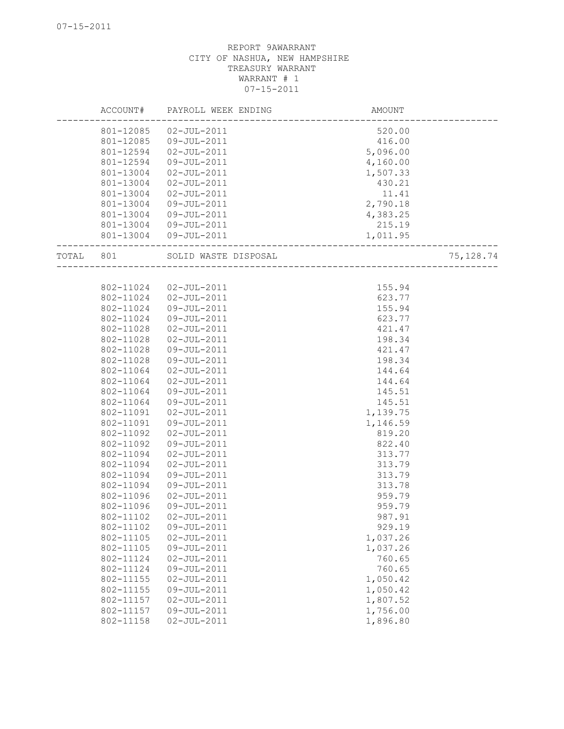REPORT 9AWARRANT
CITY OF NASHUA, NEW HAMPSHIRE
TREASURY WARRANT
WARRANT # 1
07-15-2011

| | ACCOUNT# | PAYROLL WEEK ENDING | AMOUNT | |
|---|---|---|---|---|
| | 801-12085 | 02-JUL-2011 | 520.00 | |
| | 801-12085 | 09-JUL-2011 | 416.00 | |
| | 801-12594 | 02-JUL-2011 | 5,096.00 | |
| | 801-12594 | 09-JUL-2011 | 4,160.00 | |
| | 801-13004 | 02-JUL-2011 | 1,507.33 | |
| | 801-13004 | 02-JUL-2011 | 430.21 | |
| | 801-13004 | 02-JUL-2011 | 11.41 | |
| | 801-13004 | 09-JUL-2011 | 2,790.18 | |
| | 801-13004 | 09-JUL-2011 | 4,383.25 | |
| | 801-13004 | 09-JUL-2011 | 215.19 | |
| | 801-13004 | 09-JUL-2011 | 1,011.95 | |
| TOTAL | 801 | SOLID WASTE DISPOSAL | | 75,128.74 |
| | 802-11024 | 02-JUL-2011 | 155.94 | |
| | 802-11024 | 02-JUL-2011 | 623.77 | |
| | 802-11024 | 09-JUL-2011 | 155.94 | |
| | 802-11024 | 09-JUL-2011 | 623.77 | |
| | 802-11028 | 02-JUL-2011 | 421.47 | |
| | 802-11028 | 02-JUL-2011 | 198.34 | |
| | 802-11028 | 09-JUL-2011 | 421.47 | |
| | 802-11028 | 09-JUL-2011 | 198.34 | |
| | 802-11064 | 02-JUL-2011 | 144.64 | |
| | 802-11064 | 02-JUL-2011 | 144.64 | |
| | 802-11064 | 09-JUL-2011 | 145.51 | |
| | 802-11064 | 09-JUL-2011 | 145.51 | |
| | 802-11091 | 02-JUL-2011 | 1,139.75 | |
| | 802-11091 | 09-JUL-2011 | 1,146.59 | |
| | 802-11092 | 02-JUL-2011 | 819.20 | |
| | 802-11092 | 09-JUL-2011 | 822.40 | |
| | 802-11094 | 02-JUL-2011 | 313.77 | |
| | 802-11094 | 02-JUL-2011 | 313.79 | |
| | 802-11094 | 09-JUL-2011 | 313.79 | |
| | 802-11094 | 09-JUL-2011 | 313.78 | |
| | 802-11096 | 02-JUL-2011 | 959.79 | |
| | 802-11096 | 09-JUL-2011 | 959.79 | |
| | 802-11102 | 02-JUL-2011 | 987.91 | |
| | 802-11102 | 09-JUL-2011 | 929.19 | |
| | 802-11105 | 02-JUL-2011 | 1,037.26 | |
| | 802-11105 | 09-JUL-2011 | 1,037.26 | |
| | 802-11124 | 02-JUL-2011 | 760.65 | |
| | 802-11124 | 09-JUL-2011 | 760.65 | |
| | 802-11155 | 02-JUL-2011 | 1,050.42 | |
| | 802-11155 | 09-JUL-2011 | 1,050.42 | |
| | 802-11157 | 02-JUL-2011 | 1,807.52 | |
| | 802-11157 | 09-JUL-2011 | 1,756.00 | |
| | 802-11158 | 02-JUL-2011 | 1,896.80 | |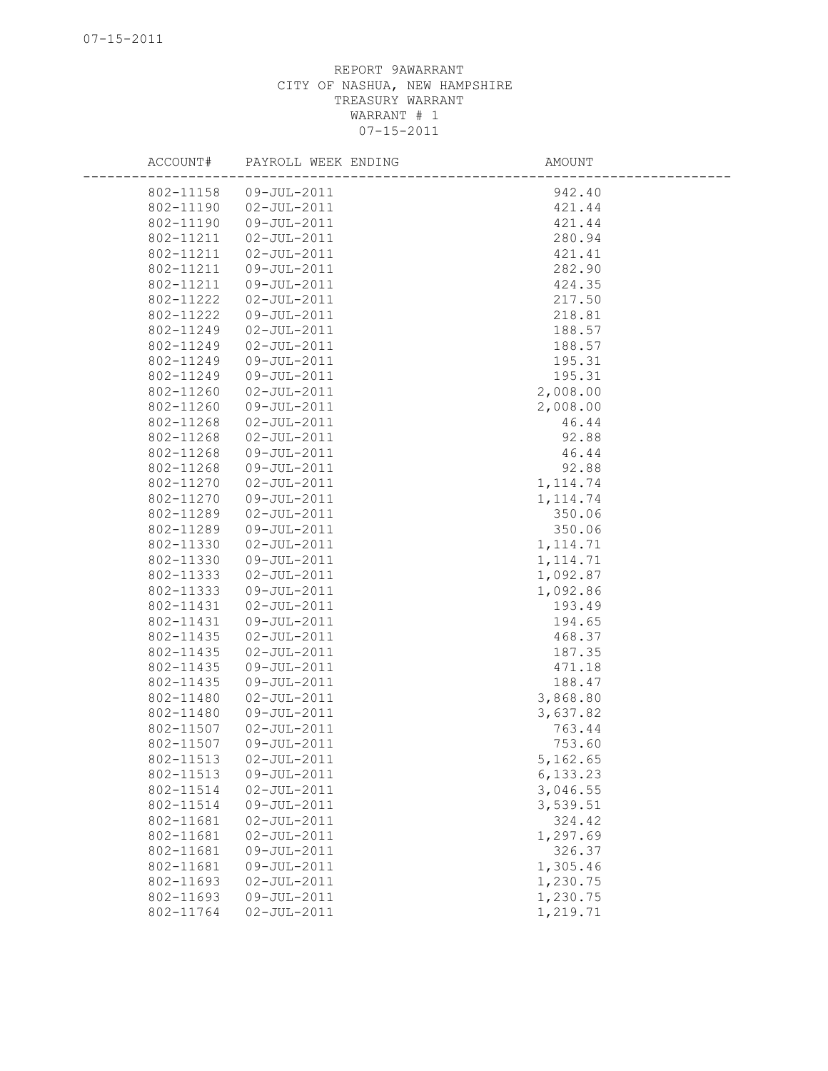REPORT 9AWARRANT
CITY OF NASHUA, NEW HAMPSHIRE
TREASURY WARRANT
WARRANT # 1
07-15-2011

| ACCOUNT# | PAYROLL WEEK ENDING | AMOUNT |
|---|---|---|
| 802-11158 | 09-JUL-2011 | 942.40 |
| 802-11190 | 02-JUL-2011 | 421.44 |
| 802-11190 | 09-JUL-2011 | 421.44 |
| 802-11211 | 02-JUL-2011 | 280.94 |
| 802-11211 | 02-JUL-2011 | 421.41 |
| 802-11211 | 09-JUL-2011 | 282.90 |
| 802-11211 | 09-JUL-2011 | 424.35 |
| 802-11222 | 02-JUL-2011 | 217.50 |
| 802-11222 | 09-JUL-2011 | 218.81 |
| 802-11249 | 02-JUL-2011 | 188.57 |
| 802-11249 | 02-JUL-2011 | 188.57 |
| 802-11249 | 09-JUL-2011 | 195.31 |
| 802-11249 | 09-JUL-2011 | 195.31 |
| 802-11260 | 02-JUL-2011 | 2,008.00 |
| 802-11260 | 09-JUL-2011 | 2,008.00 |
| 802-11268 | 02-JUL-2011 | 46.44 |
| 802-11268 | 02-JUL-2011 | 92.88 |
| 802-11268 | 09-JUL-2011 | 46.44 |
| 802-11268 | 09-JUL-2011 | 92.88 |
| 802-11270 | 02-JUL-2011 | 1,114.74 |
| 802-11270 | 09-JUL-2011 | 1,114.74 |
| 802-11289 | 02-JUL-2011 | 350.06 |
| 802-11289 | 09-JUL-2011 | 350.06 |
| 802-11330 | 02-JUL-2011 | 1,114.71 |
| 802-11330 | 09-JUL-2011 | 1,114.71 |
| 802-11333 | 02-JUL-2011 | 1,092.87 |
| 802-11333 | 09-JUL-2011 | 1,092.86 |
| 802-11431 | 02-JUL-2011 | 193.49 |
| 802-11431 | 09-JUL-2011 | 194.65 |
| 802-11435 | 02-JUL-2011 | 468.37 |
| 802-11435 | 02-JUL-2011 | 187.35 |
| 802-11435 | 09-JUL-2011 | 471.18 |
| 802-11435 | 09-JUL-2011 | 188.47 |
| 802-11480 | 02-JUL-2011 | 3,868.80 |
| 802-11480 | 09-JUL-2011 | 3,637.82 |
| 802-11507 | 02-JUL-2011 | 763.44 |
| 802-11507 | 09-JUL-2011 | 753.60 |
| 802-11513 | 02-JUL-2011 | 5,162.65 |
| 802-11513 | 09-JUL-2011 | 6,133.23 |
| 802-11514 | 02-JUL-2011 | 3,046.55 |
| 802-11514 | 09-JUL-2011 | 3,539.51 |
| 802-11681 | 02-JUL-2011 | 324.42 |
| 802-11681 | 02-JUL-2011 | 1,297.69 |
| 802-11681 | 09-JUL-2011 | 326.37 |
| 802-11681 | 09-JUL-2011 | 1,305.46 |
| 802-11693 | 02-JUL-2011 | 1,230.75 |
| 802-11693 | 09-JUL-2011 | 1,230.75 |
| 802-11764 | 02-JUL-2011 | 1,219.71 |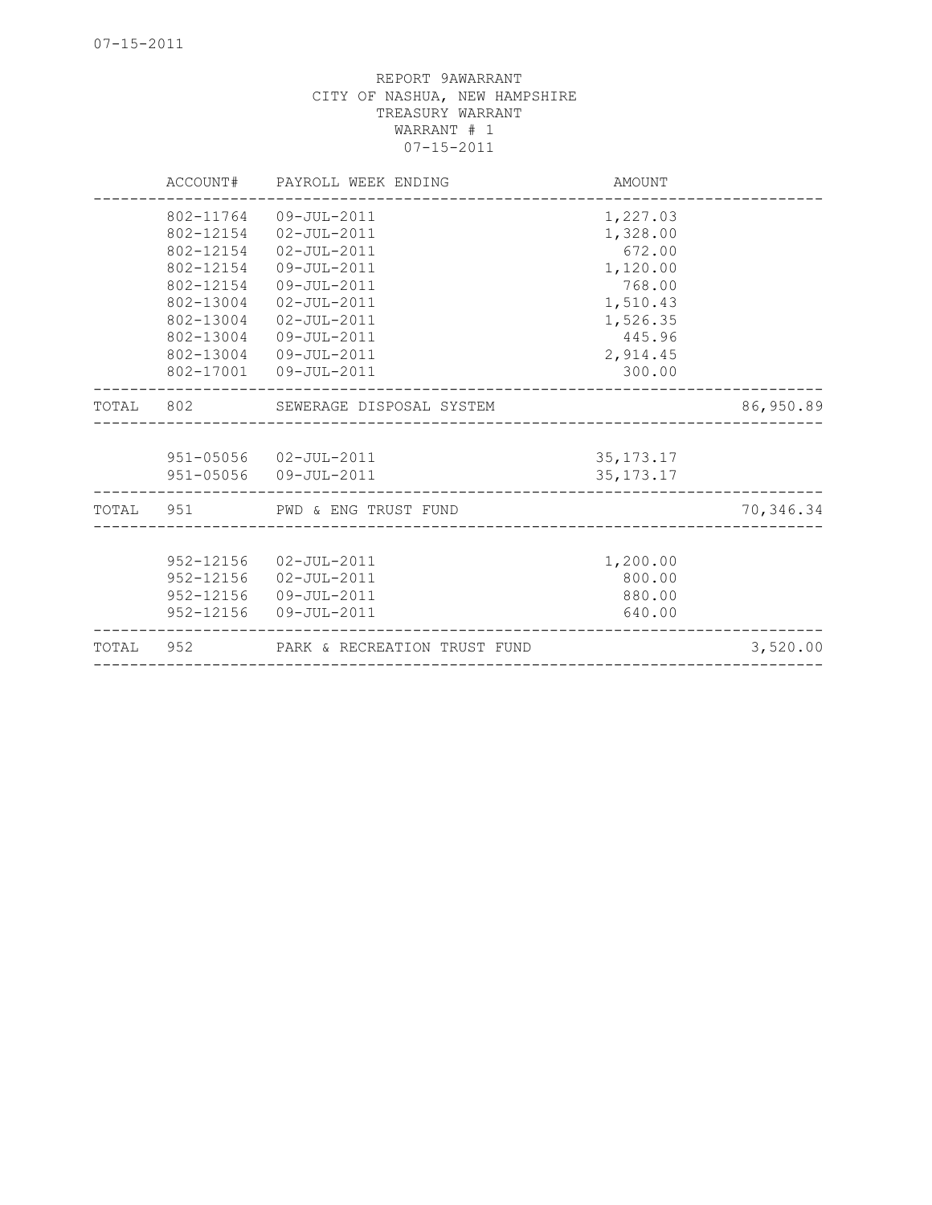REPORT 9AWARRANT
CITY OF NASHUA, NEW HAMPSHIRE
TREASURY WARRANT
WARRANT # 1
07-15-2011

| | ACCOUNT# | PAYROLL WEEK ENDING | AMOUNT | |
|---|---|---|---|---|
| | 802-11764 | 09-JUL-2011 | 1,227.03 | |
| | 802-12154 | 02-JUL-2011 | 1,328.00 | |
| | 802-12154 | 02-JUL-2011 | 672.00 | |
| | 802-12154 | 09-JUL-2011 | 1,120.00 | |
| | 802-12154 | 09-JUL-2011 | 768.00 | |
| | 802-13004 | 02-JUL-2011 | 1,510.43 | |
| | 802-13004 | 02-JUL-2011 | 1,526.35 | |
| | 802-13004 | 09-JUL-2011 | 445.96 | |
| | 802-13004 | 09-JUL-2011 | 2,914.45 | |
| | 802-17001 | 09-JUL-2011 | 300.00 | |
| TOTAL | 802 | SEWERAGE DISPOSAL SYSTEM | | 86,950.89 |
| | 951-05056 | 02-JUL-2011 | 35,173.17 | |
| | 951-05056 | 09-JUL-2011 | 35,173.17 | |
| TOTAL | 951 | PWD & ENG TRUST FUND | | 70,346.34 |
| | 952-12156 | 02-JUL-2011 | 1,200.00 | |
| | 952-12156 | 02-JUL-2011 | 800.00 | |
| | 952-12156 | 09-JUL-2011 | 880.00 | |
| | 952-12156 | 09-JUL-2011 | 640.00 | |
| TOTAL | 952 | PARK & RECREATION TRUST FUND | | 3,520.00 |